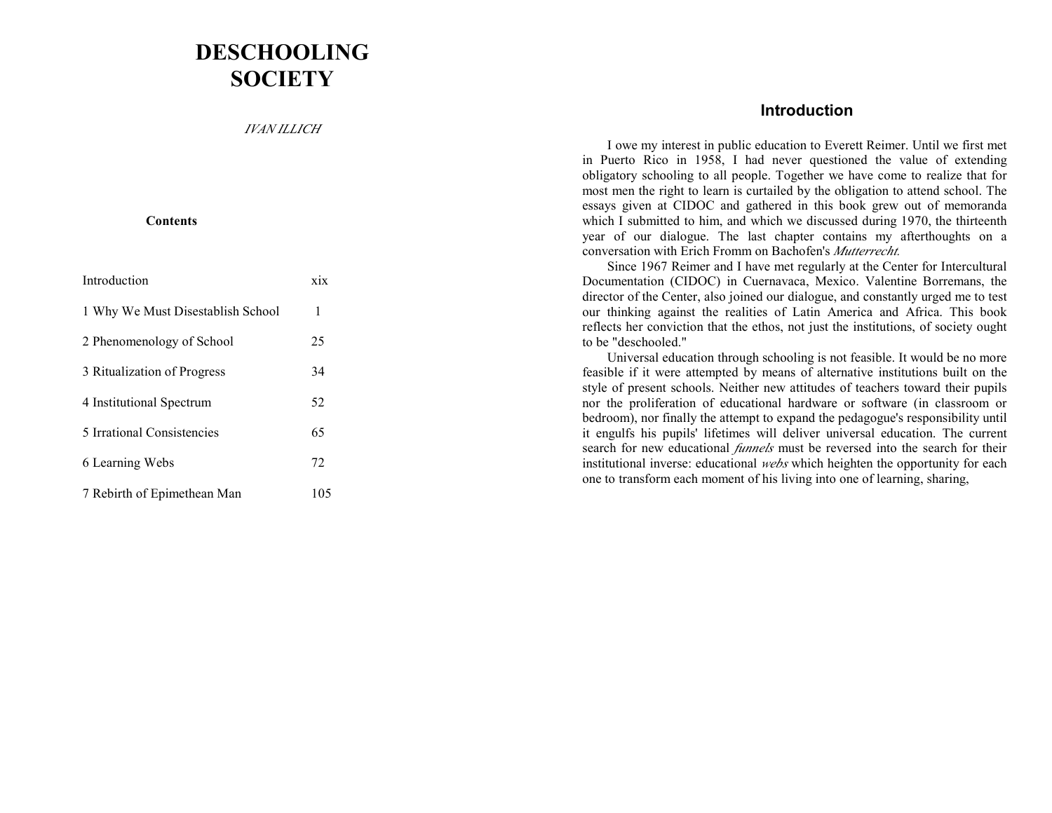# DESCHOOLING SOCIETY

*IVAN ILLICH*

**Contents**

| | |
|---|---|
| Introduction | xix |
| 1 Why We Must Disestablish School | 1 |
| 2 Phenomenology of School | 25 |
| 3 Ritualization of Progress | 34 |
| 4 Institutional Spectrum | 52 |
| 5 Irrational Consistencies | 65 |
| 6 Learning Webs | 72 |
| 7 Rebirth of Epimethean Man | 105 |

## Introduction

I owe my interest in public education to Everett Reimer. Until we first met in Puerto Rico in 1958, I had never questioned the value of extending obligatory schooling to all people. Together we have come to realize that for most men the right to learn is curtailed by the obligation to attend school. The essays given at CIDOC and gathered in this book grew out of memoranda which I submitted to him, and which we discussed during 1970, the thirteenth year of our dialogue. The last chapter contains my afterthoughts on a conversation with Erich Fromm on Bachofen's *Mutterrecht.*

Since 1967 Reimer and I have met regularly at the Center for Intercultural Documentation (CIDOC) in Cuernavaca, Mexico. Valentine Borremans, the director of the Center, also joined our dialogue, and constantly urged me to test our thinking against the realities of Latin America and Africa. This book reflects her conviction that the ethos, not just the institutions, of society ought to be "deschooled."

Universal education through schooling is not feasible. It would be no more feasible if it were attempted by means of alternative institutions built on the style of present schools. Neither new attitudes of teachers toward their pupils nor the proliferation of educational hardware or software (in classroom or bedroom), nor finally the attempt to expand the pedagogue's responsibility until it engulfs his pupils' lifetimes will deliver universal education. The current search for new educational *funnels* must be reversed into the search for their institutional inverse: educational *webs* which heighten the opportunity for each one to transform each moment of his living into one of learning, sharing,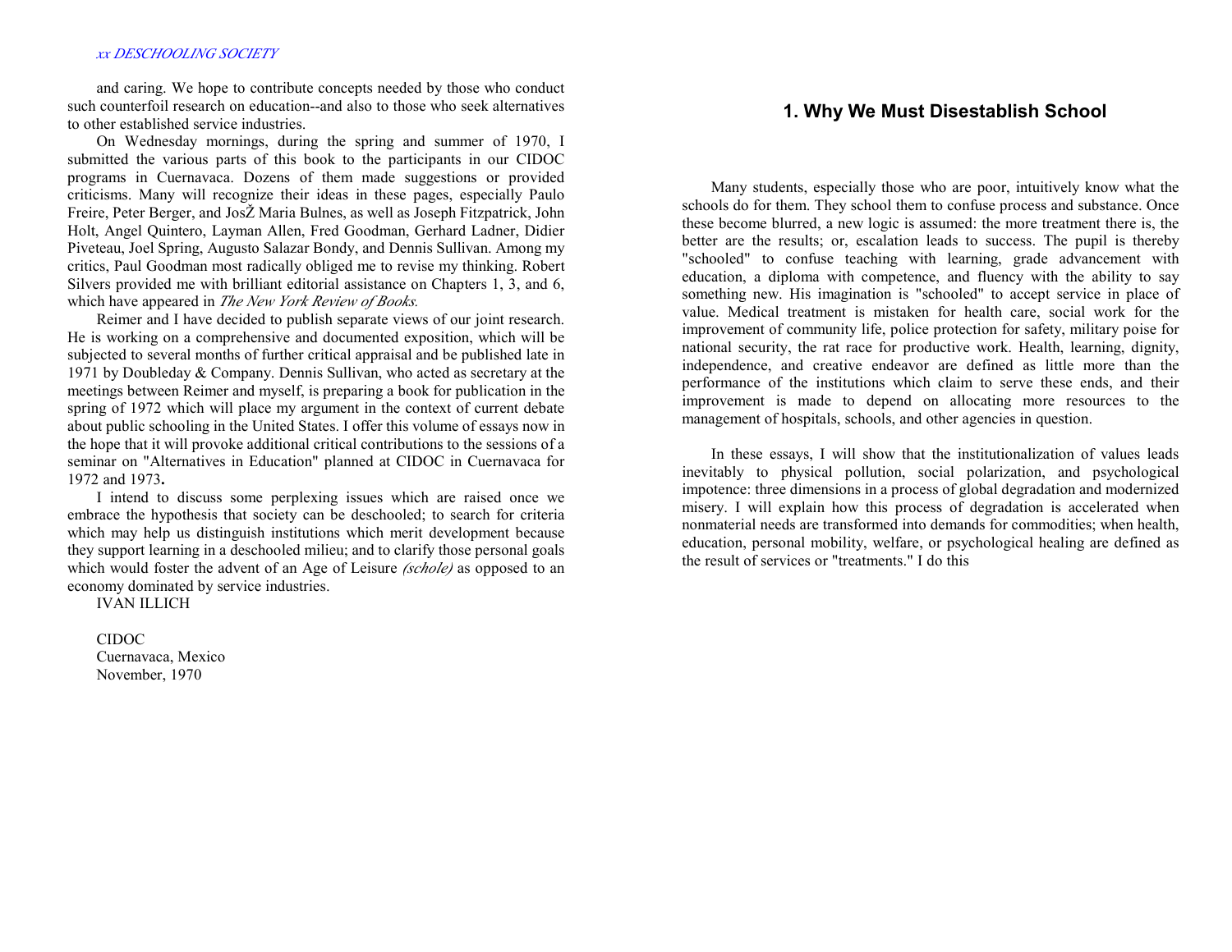and caring. We hope to contribute concepts needed by those who conduct such counterfoil research on education--and also to those who seek alternatives to other established service industries.

On Wednesday mornings, during the spring and summer of 1970, I submitted the various parts of this book to the participants in our CIDOC programs in Cuernavaca. Dozens of them made suggestions or provided criticisms. Many will recognize their ideas in these pages, especially Paulo Freire, Peter Berger, and JosŽ Maria Bulnes, as well as Joseph Fitzpatrick, John Holt, Angel Quintero, Layman Allen, Fred Goodman, Gerhard Ladner, Didier Piveteau, Joel Spring, Augusto Salazar Bondy, and Dennis Sullivan. Among my critics, Paul Goodman most radically obliged me to revise my thinking. Robert Silvers provided me with brilliant editorial assistance on Chapters 1, 3, and 6, which have appeared in *The New York Review of Books.*

Reimer and I have decided to publish separate views of our joint research. He is working on a comprehensive and documented exposition, which will be subjected to several months of further critical appraisal and be published late in 1971 by Doubleday & Company. Dennis Sullivan, who acted as secretary at the meetings between Reimer and myself, is preparing a book for publication in the spring of 1972 which will place my argument in the context of current debate about public schooling in the United States. I offer this volume of essays now in the hope that it will provoke additional critical contributions to the sessions of a seminar on "Alternatives in Education" planned at CIDOC in Cuernavaca for 1972 and 1973**.**

I intend to discuss some perplexing issues which are raised once we embrace the hypothesis that society can be deschooled; to search for criteria which may help us distinguish institutions which merit development because they support learning in a deschooled milieu; and to clarify those personal goals which would foster the advent of an Age of Leisure *(schole)* as opposed to an economy dominated by service industries.

IVAN ILLICH

CIDOC
Cuernavaca, Mexico
November, 1970

## 1. Why We Must Disestablish School

Many students, especially those who are poor, intuitively know what the schools do for them. They school them to confuse process and substance. Once these become blurred, a new logic is assumed: the more treatment there is, the better are the results; or, escalation leads to success. The pupil is thereby "schooled" to confuse teaching with learning, grade advancement with education, a diploma with competence, and fluency with the ability to say something new. His imagination is "schooled" to accept service in place of value. Medical treatment is mistaken for health care, social work for the improvement of community life, police protection for safety, military poise for national security, the rat race for productive work. Health, learning, dignity, independence, and creative endeavor are defined as little more than the performance of the institutions which claim to serve these ends, and their improvement is made to depend on allocating more resources to the management of hospitals, schools, and other agencies in question.

In these essays, I will show that the institutionalization of values leads inevitably to physical pollution, social polarization, and psychological impotence: three dimensions in a process of global degradation and modernized misery. I will explain how this process of degradation is accelerated when nonmaterial needs are transformed into demands for commodities; when health, education, personal mobility, welfare, or psychological healing are defined as the result of services or "treatments." I do this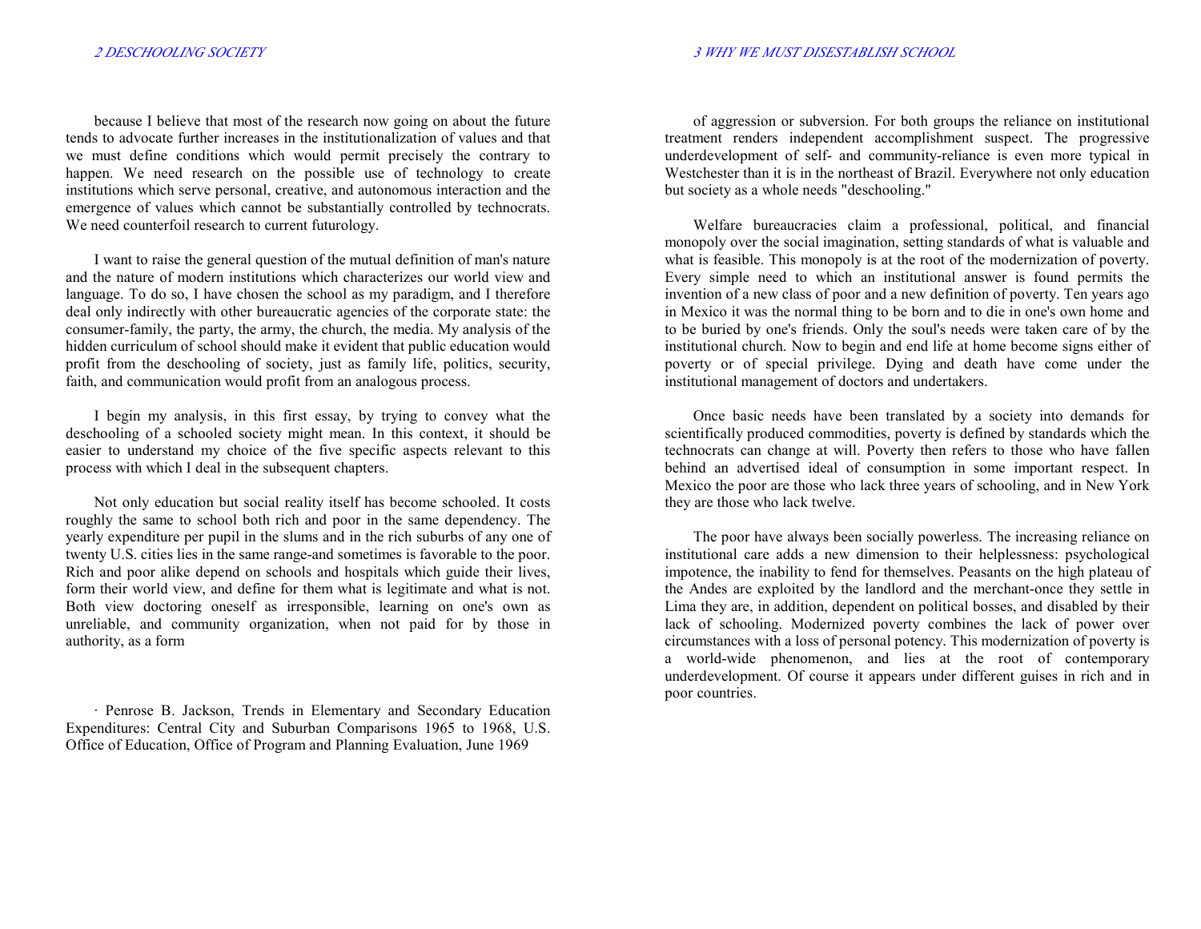because I believe that most of the research now going on about the future tends to advocate further increases in the institutionalization of values and that we must define conditions which would permit precisely the contrary to happen. We need research on the possible use of technology to create institutions which serve personal, creative, and autonomous interaction and the emergence of values which cannot be substantially controlled by technocrats. We need counterfoil research to current futurology.

I want to raise the general question of the mutual definition of man's nature and the nature of modern institutions which characterizes our world view and language. To do so, I have chosen the school as my paradigm, and I therefore deal only indirectly with other bureaucratic agencies of the corporate state: the consumer-family, the party, the army, the church, the media. My analysis of the hidden curriculum of school should make it evident that public education would profit from the deschooling of society, just as family life, politics, security, faith, and communication would profit from an analogous process.

I begin my analysis, in this first essay, by trying to convey what the deschooling of a schooled society might mean. In this context, it should be easier to understand my choice of the five specific aspects relevant to this process with which I deal in the subsequent chapters.

Not only education but social reality itself has become schooled. It costs roughly the same to school both rich and poor in the same dependency. The yearly expenditure per pupil in the slums and in the rich suburbs of any one of twenty U.S. cities lies in the same range-and sometimes is favorable to the poor. Rich and poor alike depend on schools and hospitals which guide their lives, form their world view, and define for them what is legitimate and what is not. Both view doctoring oneself as irresponsible, learning on one's own as unreliable, and community organization, when not paid for by those in authority, as a form of aggression or subversion. For both groups the reliance on institutional treatment renders independent accomplishment suspect. The progressive underdevelopment of self- and community-reliance is even more typical in Westchester than it is in the northeast of Brazil. Everywhere not only education but society as a whole needs "deschooling."

Welfare bureaucracies claim a professional, political, and financial monopoly over the social imagination, setting standards of what is valuable and what is feasible. This monopoly is at the root of the modernization of poverty. Every simple need to which an institutional answer is found permits the invention of a new class of poor and a new definition of poverty. Ten years ago in Mexico it was the normal thing to be born and to die in one's own home and to be buried by one's friends. Only the soul's needs were taken care of by the institutional church. Now to begin and end life at home become signs either of poverty or of special privilege. Dying and death have come under the institutional management of doctors and undertakers.

Once basic needs have been translated by a society into demands for scientifically produced commodities, poverty is defined by standards which the technocrats can change at will. Poverty then refers to those who have fallen behind an advertised ideal of consumption in some important respect. In Mexico the poor are those who lack three years of schooling, and in New York they are those who lack twelve.

The poor have always been socially powerless. The increasing reliance on institutional care adds a new dimension to their helplessness: psychological impotence, the inability to fend for themselves. Peasants on the high plateau of the Andes are exploited by the landlord and the merchant-once they settle in Lima they are, in addition, dependent on political bosses, and disabled by their lack of schooling. Modernized poverty combines the lack of power over circumstances with a loss of personal potency. This modernization of poverty is a world-wide phenomenon, and lies at the root of contemporary underdevelopment. Of course it appears under different guises in rich and in poor countries.

· Penrose B. Jackson, Trends in Elementary and Secondary Education Expenditures: Central City and Suburban Comparisons 1965 to 1968, U.S. Office of Education, Office of Program and Planning Evaluation, June 1969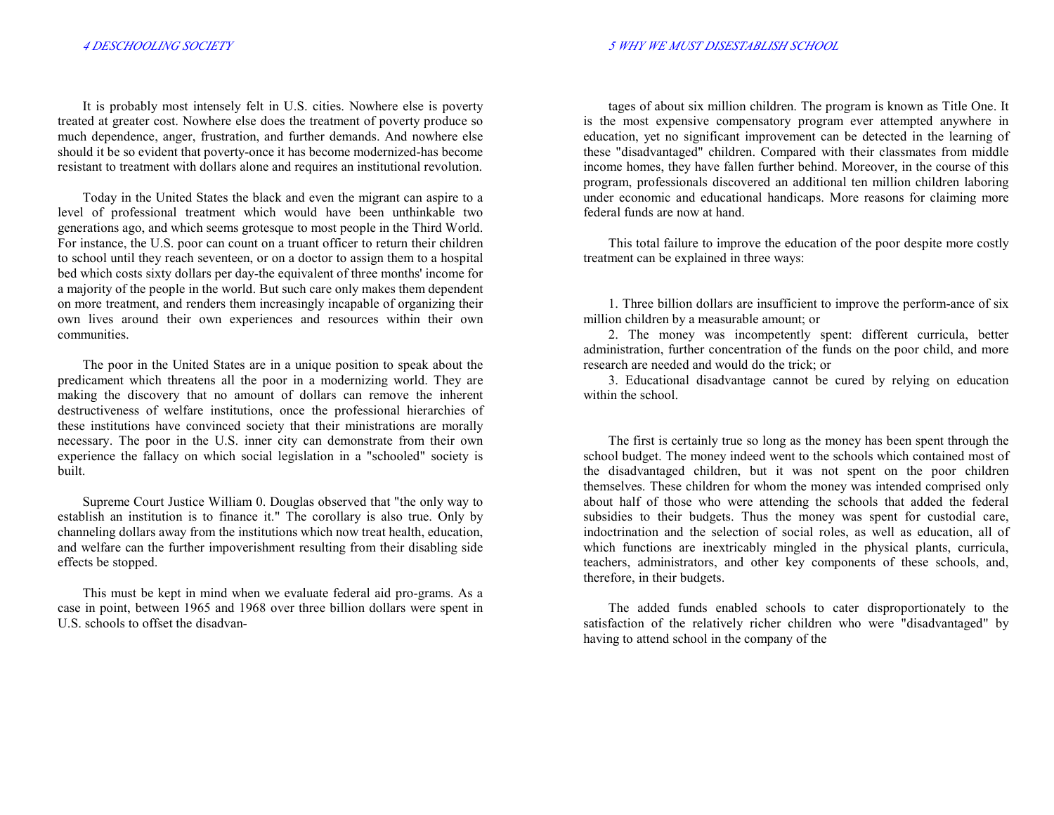It is probably most intensely felt in U.S. cities. Nowhere else is poverty treated at greater cost. Nowhere else does the treatment of poverty produce so much dependence, anger, frustration, and further demands. And nowhere else should it be so evident that poverty-once it has become modernized-has become resistant to treatment with dollars alone and requires an institutional revolution.

Today in the United States the black and even the migrant can aspire to a level of professional treatment which would have been unthinkable two generations ago, and which seems grotesque to most people in the Third World. For instance, the U.S. poor can count on a truant officer to return their children to school until they reach seventeen, or on a doctor to assign them to a hospital bed which costs sixty dollars per day-the equivalent of three months' income for a majority of the people in the world. But such care only makes them dependent on more treatment, and renders them increasingly incapable of organizing their own lives around their own experiences and resources within their own communities.

The poor in the United States are in a unique position to speak about the predicament which threatens all the poor in a modernizing world. They are making the discovery that no amount of dollars can remove the inherent destructiveness of welfare institutions, once the professional hierarchies of these institutions have convinced society that their ministrations are morally necessary. The poor in the U.S. inner city can demonstrate from their own experience the fallacy on which social legislation in a "schooled" society is built.

Supreme Court Justice William 0. Douglas observed that "the only way to establish an institution is to finance it." The corollary is also true. Only by channeling dollars away from the institutions which now treat health, education, and welfare can the further impoverishment resulting from their disabling side effects be stopped.

This must be kept in mind when we evaluate federal aid pro-grams. As a case in point, between 1965 and 1968 over three billion dollars were spent in U.S. schools to offset the disadvantages of about six million children. The program is known as Title One. It is the most expensive compensatory program ever attempted anywhere in education, yet no significant improvement can be detected in the learning of these "disadvantaged" children. Compared with their classmates from middle income homes, they have fallen further behind. Moreover, in the course of this program, professionals discovered an additional ten million children laboring under economic and educational handicaps. More reasons for claiming more federal funds are now at hand.

This total failure to improve the education of the poor despite more costly treatment can be explained in three ways:

1. Three billion dollars are insufficient to improve the perform-ance of six million children by a measurable amount; or
2. The money was incompetently spent: different curricula, better administration, further concentration of the funds on the poor child, and more research are needed and would do the trick; or
3. Educational disadvantage cannot be cured by relying on education within the school.

The first is certainly true so long as the money has been spent through the school budget. The money indeed went to the schools which contained most of the disadvantaged children, but it was not spent on the poor children themselves. These children for whom the money was intended comprised only about half of those who were attending the schools that added the federal subsidies to their budgets. Thus the money was spent for custodial care, indoctrination and the selection of social roles, as well as education, all of which functions are inextricably mingled in the physical plants, curricula, teachers, administrators, and other key components of these schools, and, therefore, in their budgets.

The added funds enabled schools to cater disproportionately to the satisfaction of the relatively richer children who were "disadvantaged" by having to attend school in the company of the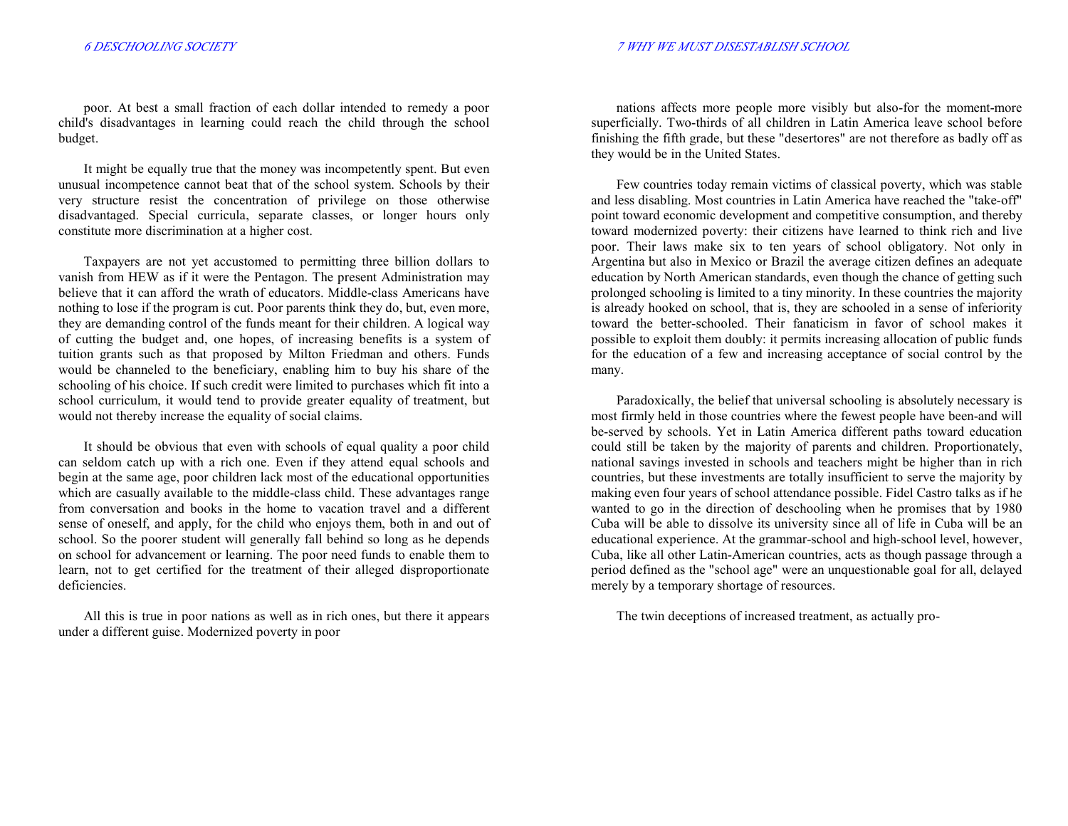poor. At best a small fraction of each dollar intended to remedy a poor child's disadvantages in learning could reach the child through the school budget.

It might be equally true that the money was incompetently spent. But even unusual incompetence cannot beat that of the school system. Schools by their very structure resist the concentration of privilege on those otherwise disadvantaged. Special curricula, separate classes, or longer hours only constitute more discrimination at a higher cost.

Taxpayers are not yet accustomed to permitting three billion dollars to vanish from HEW as if it were the Pentagon. The present Administration may believe that it can afford the wrath of educators. Middle-class Americans have nothing to lose if the program is cut. Poor parents think they do, but, even more, they are demanding control of the funds meant for their children. A logical way of cutting the budget and, one hopes, of increasing benefits is a system of tuition grants such as that proposed by Milton Friedman and others. Funds would be channeled to the beneficiary, enabling him to buy his share of the schooling of his choice. If such credit were limited to purchases which fit into a school curriculum, it would tend to provide greater equality of treatment, but would not thereby increase the equality of social claims.

It should be obvious that even with schools of equal quality a poor child can seldom catch up with a rich one. Even if they attend equal schools and begin at the same age, poor children lack most of the educational opportunities which are casually available to the middle-class child. These advantages range from conversation and books in the home to vacation travel and a different sense of oneself, and apply, for the child who enjoys them, both in and out of school. So the poorer student will generally fall behind so long as he depends on school for advancement or learning. The poor need funds to enable them to learn, not to get certified for the treatment of their alleged disproportionate deficiencies.

All this is true in poor nations as well as in rich ones, but there it appears under a different guise. Modernized poverty in poor nations affects more people more visibly but also-for the moment-more superficially. Two-thirds of all children in Latin America leave school before finishing the fifth grade, but these "desertores" are not therefore as badly off as they would be in the United States.

Few countries today remain victims of classical poverty, which was stable and less disabling. Most countries in Latin America have reached the "take-off" point toward economic development and competitive consumption, and thereby toward modernized poverty: their citizens have learned to think rich and live poor. Their laws make six to ten years of school obligatory. Not only in Argentina but also in Mexico or Brazil the average citizen defines an adequate education by North American standards, even though the chance of getting such prolonged schooling is limited to a tiny minority. In these countries the majority is already hooked on school, that is, they are schooled in a sense of inferiority toward the better-schooled. Their fanaticism in favor of school makes it possible to exploit them doubly: it permits increasing allocation of public funds for the education of a few and increasing acceptance of social control by the many.

Paradoxically, the belief that universal schooling is absolutely necessary is most firmly held in those countries where the fewest people have been-and will be-served by schools. Yet in Latin America different paths toward education could still be taken by the majority of parents and children. Proportionately, national savings invested in schools and teachers might be higher than in rich countries, but these investments are totally insufficient to serve the majority by making even four years of school attendance possible. Fidel Castro talks as if he wanted to go in the direction of deschooling when he promises that by 1980 Cuba will be able to dissolve its university since all of life in Cuba will be an educational experience. At the grammar-school and high-school level, however, Cuba, like all other Latin-American countries, acts as though passage through a period defined as the "school age" were an unquestionable goal for all, delayed merely by a temporary shortage of resources.

The twin deceptions of increased treatment, as actually pro-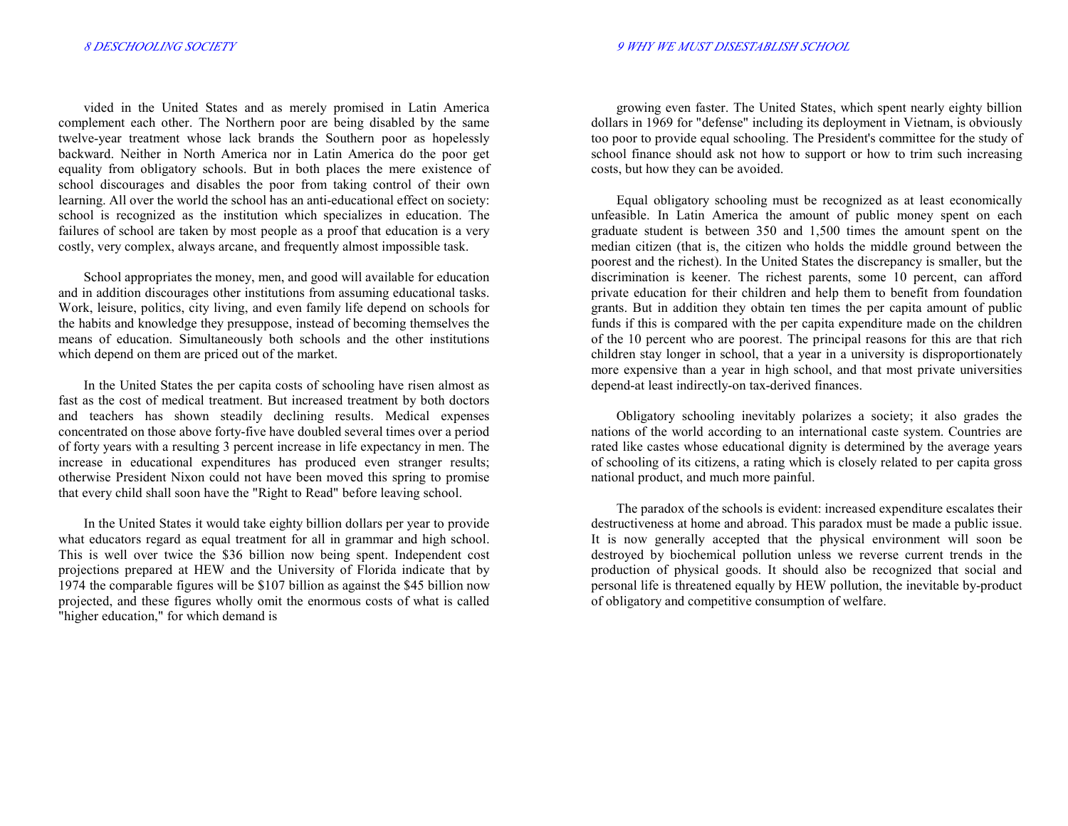vided in the United States and as merely promised in Latin America complement each other. The Northern poor are being disabled by the same twelve-year treatment whose lack brands the Southern poor as hopelessly backward. Neither in North America nor in Latin America do the poor get equality from obligatory schools. But in both places the mere existence of school discourages and disables the poor from taking control of their own learning. All over the world the school has an anti-educational effect on society: school is recognized as the institution which specializes in education. The failures of school are taken by most people as a proof that education is a very costly, very complex, always arcane, and frequently almost impossible task.

School appropriates the money, men, and good will available for education and in addition discourages other institutions from assuming educational tasks. Work, leisure, politics, city living, and even family life depend on schools for the habits and knowledge they presuppose, instead of becoming themselves the means of education. Simultaneously both schools and the other institutions which depend on them are priced out of the market.

In the United States the per capita costs of schooling have risen almost as fast as the cost of medical treatment. But increased treatment by both doctors and teachers has shown steadily declining results. Medical expenses concentrated on those above forty-five have doubled several times over a period of forty years with a resulting 3 percent increase in life expectancy in men. The increase in educational expenditures has produced even stranger results; otherwise President Nixon could not have been moved this spring to promise that every child shall soon have the "Right to Read" before leaving school.

In the United States it would take eighty billion dollars per year to provide what educators regard as equal treatment for all in grammar and high school. This is well over twice the $36 billion now being spent. Independent cost projections prepared at HEW and the University of Florida indicate that by 1974 the comparable figures will be $107 billion as against the $45 billion now projected, and these figures wholly omit the enormous costs of what is called "higher education," for which demand is growing even faster. The United States, which spent nearly eighty billion dollars in 1969 for "defense" including its deployment in Vietnam, is obviously too poor to provide equal schooling. The President's committee for the study of school finance should ask not how to support or how to trim such increasing costs, but how they can be avoided.

Equal obligatory schooling must be recognized as at least economically unfeasible. In Latin America the amount of public money spent on each graduate student is between 350 and 1,500 times the amount spent on the median citizen (that is, the citizen who holds the middle ground between the poorest and the richest). In the United States the discrepancy is smaller, but the discrimination is keener. The richest parents, some 10 percent, can afford private education for their children and help them to benefit from foundation grants. But in addition they obtain ten times the per capita amount of public funds if this is compared with the per capita expenditure made on the children of the 10 percent who are poorest. The principal reasons for this are that rich children stay longer in school, that a year in a university is disproportionately more expensive than a year in high school, and that most private universities depend-at least indirectly-on tax-derived finances.

Obligatory schooling inevitably polarizes a society; it also grades the nations of the world according to an international caste system. Countries are rated like castes whose educational dignity is determined by the average years of schooling of its citizens, a rating which is closely related to per capita gross national product, and much more painful.

The paradox of the schools is evident: increased expenditure escalates their destructiveness at home and abroad. This paradox must be made a public issue. It is now generally accepted that the physical environment will soon be destroyed by biochemical pollution unless we reverse current trends in the production of physical goods. It should also be recognized that social and personal life is threatened equally by HEW pollution, the inevitable by-product of obligatory and competitive consumption of welfare.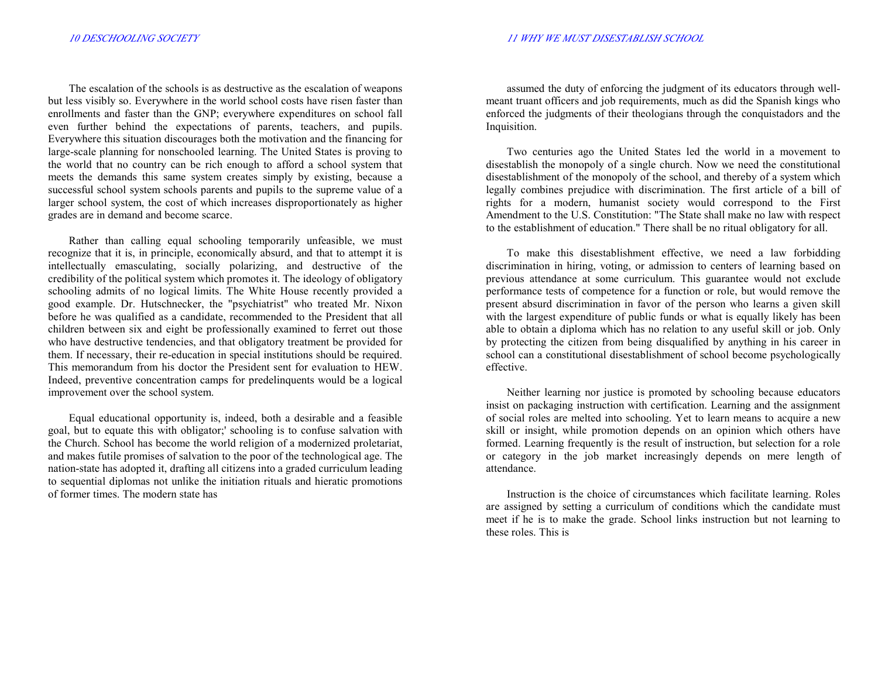The escalation of the schools is as destructive as the escalation of weapons but less visibly so. Everywhere in the world school costs have risen faster than enrollments and faster than the GNP; everywhere expenditures on school fall even further behind the expectations of parents, teachers, and pupils. Everywhere this situation discourages both the motivation and the financing for large-scale planning for nonschooled learning. The United States is proving to the world that no country can be rich enough to afford a school system that meets the demands this same system creates simply by existing, because a successful school system schools parents and pupils to the supreme value of a larger school system, the cost of which increases disproportionately as higher grades are in demand and become scarce.

Rather than calling equal schooling temporarily unfeasible, we must recognize that it is, in principle, economically absurd, and that to attempt it is intellectually emasculating, socially polarizing, and destructive of the credibility of the political system which promotes it. The ideology of obligatory schooling admits of no logical limits. The White House recently provided a good example. Dr. Hutschnecker, the "psychiatrist" who treated Mr. Nixon before he was qualified as a candidate, recommended to the President that all children between six and eight be professionally examined to ferret out those who have destructive tendencies, and that obligatory treatment be provided for them. If necessary, their re-education in special institutions should be required. This memorandum from his doctor the President sent for evaluation to HEW. Indeed, preventive concentration camps for predelinquents would be a logical improvement over the school system.

Equal educational opportunity is, indeed, both a desirable and a feasible goal, but to equate this with obligator;' schooling is to confuse salvation with the Church. School has become the world religion of a modernized proletariat, and makes futile promises of salvation to the poor of the technological age. The nation-state has adopted it, drafting all citizens into a graded curriculum leading to sequential diplomas not unlike the initiation rituals and hieratic promotions of former times. The modern state has assumed the duty of enforcing the judgment of its educators through well-meant truant officers and job requirements, much as did the Spanish kings who enforced the judgments of their theologians through the conquistadors and the Inquisition.

Two centuries ago the United States led the world in a movement to disestablish the monopoly of a single church. Now we need the constitutional disestablishment of the monopoly of the school, and thereby of a system which legally combines prejudice with discrimination. The first article of a bill of rights for a modern, humanist society would correspond to the First Amendment to the U.S. Constitution: "The State shall make no law with respect to the establishment of education." There shall be no ritual obligatory for all.

To make this disestablishment effective, we need a law forbidding discrimination in hiring, voting, or admission to centers of learning based on previous attendance at some curriculum. This guarantee would not exclude performance tests of competence for a function or role, but would remove the present absurd discrimination in favor of the person who learns a given skill with the largest expenditure of public funds or what is equally likely has been able to obtain a diploma which has no relation to any useful skill or job. Only by protecting the citizen from being disqualified by anything in his career in school can a constitutional disestablishment of school become psychologically effective.

Neither learning nor justice is promoted by schooling because educators insist on packaging instruction with certification. Learning and the assignment of social roles are melted into schooling. Yet to learn means to acquire a new skill or insight, while promotion depends on an opinion which others have formed. Learning frequently is the result of instruction, but selection for a role or category in the job market increasingly depends on mere length of attendance.

Instruction is the choice of circumstances which facilitate learning. Roles are assigned by setting a curriculum of conditions which the candidate must meet if he is to make the grade. School links instruction but not learning to these roles. This is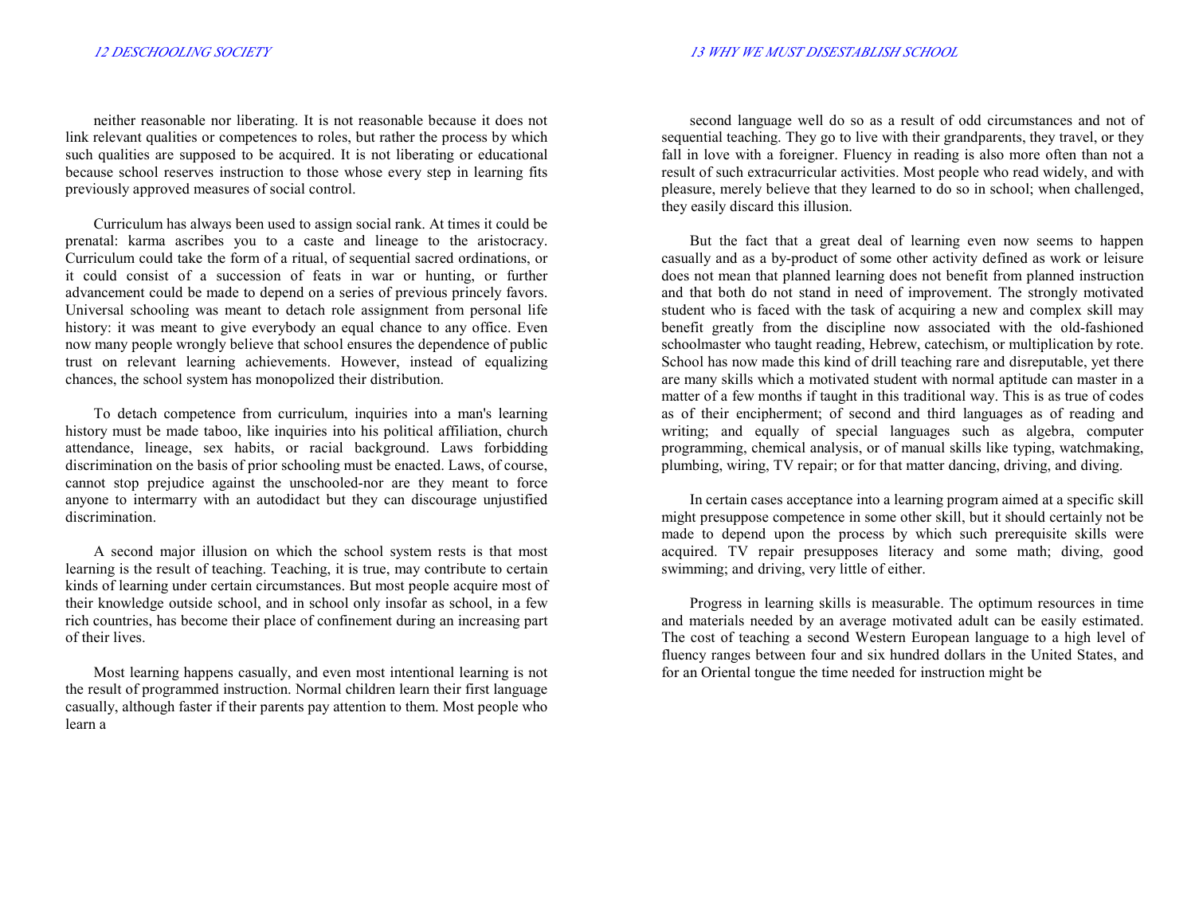neither reasonable nor liberating. It is not reasonable because it does not link relevant qualities or competences to roles, but rather the process by which such qualities are supposed to be acquired. It is not liberating or educational because school reserves instruction to those whose every step in learning fits previously approved measures of social control.

Curriculum has always been used to assign social rank. At times it could be prenatal: karma ascribes you to a caste and lineage to the aristocracy. Curriculum could take the form of a ritual, of sequential sacred ordinations, or it could consist of a succession of feats in war or hunting, or further advancement could be made to depend on a series of previous princely favors. Universal schooling was meant to detach role assignment from personal life history: it was meant to give everybody an equal chance to any office. Even now many people wrongly believe that school ensures the dependence of public trust on relevant learning achievements. However, instead of equalizing chances, the school system has monopolized their distribution.

To detach competence from curriculum, inquiries into a man's learning history must be made taboo, like inquiries into his political affiliation, church attendance, lineage, sex habits, or racial background. Laws forbidding discrimination on the basis of prior schooling must be enacted. Laws, of course, cannot stop prejudice against the unschooled-nor are they meant to force anyone to intermarry with an autodidact but they can discourage unjustified discrimination.

A second major illusion on which the school system rests is that most learning is the result of teaching. Teaching, it is true, may contribute to certain kinds of learning under certain circumstances. But most people acquire most of their knowledge outside school, and in school only insofar as school, in a few rich countries, has become their place of confinement during an increasing part of their lives.

Most learning happens casually, and even most intentional learning is not the result of programmed instruction. Normal children learn their first language casually, although faster if their parents pay attention to them. Most people who learn a second language well do so as a result of odd circumstances and not of sequential teaching. They go to live with their grandparents, they travel, or they fall in love with a foreigner. Fluency in reading is also more often than not a result of such extracurricular activities. Most people who read widely, and with pleasure, merely believe that they learned to do so in school; when challenged, they easily discard this illusion.

But the fact that a great deal of learning even now seems to happen casually and as a by-product of some other activity defined as work or leisure does not mean that planned learning does not benefit from planned instruction and that both do not stand in need of improvement. The strongly motivated student who is faced with the task of acquiring a new and complex skill may benefit greatly from the discipline now associated with the old-fashioned schoolmaster who taught reading, Hebrew, catechism, or multiplication by rote. School has now made this kind of drill teaching rare and disreputable, yet there are many skills which a motivated student with normal aptitude can master in a matter of a few months if taught in this traditional way. This is as true of codes as of their encipherment; of second and third languages as of reading and writing; and equally of special languages such as algebra, computer programming, chemical analysis, or of manual skills like typing, watchmaking, plumbing, wiring, TV repair; or for that matter dancing, driving, and diving.

In certain cases acceptance into a learning program aimed at a specific skill might presuppose competence in some other skill, but it should certainly not be made to depend upon the process by which such prerequisite skills were acquired. TV repair presupposes literacy and some math; diving, good swimming; and driving, very little of either.

Progress in learning skills is measurable. The optimum resources in time and materials needed by an average motivated adult can be easily estimated. The cost of teaching a second Western European language to a high level of fluency ranges between four and six hundred dollars in the United States, and for an Oriental tongue the time needed for instruction might be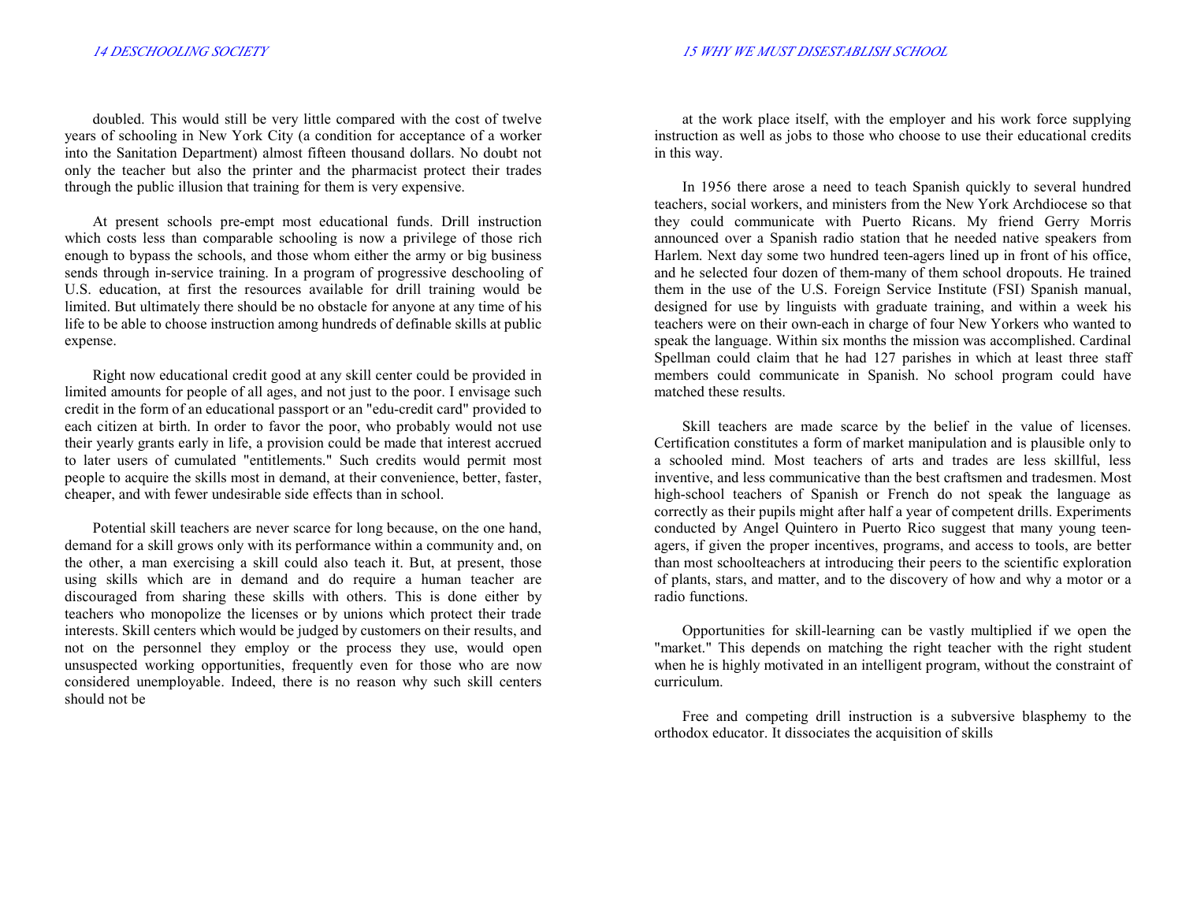doubled. This would still be very little compared with the cost of twelve years of schooling in New York City (a condition for acceptance of a worker into the Sanitation Department) almost fifteen thousand dollars. No doubt not only the teacher but also the printer and the pharmacist protect their trades through the public illusion that training for them is very expensive.

At present schools pre-empt most educational funds. Drill instruction which costs less than comparable schooling is now a privilege of those rich enough to bypass the schools, and those whom either the army or big business sends through in-service training. In a program of progressive deschooling of U.S. education, at first the resources available for drill training would be limited. But ultimately there should be no obstacle for anyone at any time of his life to be able to choose instruction among hundreds of definable skills at public expense.

Right now educational credit good at any skill center could be provided in limited amounts for people of all ages, and not just to the poor. I envisage such credit in the form of an educational passport or an "edu-credit card" provided to each citizen at birth. In order to favor the poor, who probably would not use their yearly grants early in life, a provision could be made that interest accrued to later users of cumulated "entitlements." Such credits would permit most people to acquire the skills most in demand, at their convenience, better, faster, cheaper, and with fewer undesirable side effects than in school.

Potential skill teachers are never scarce for long because, on the one hand, demand for a skill grows only with its performance within a community and, on the other, a man exercising a skill could also teach it. But, at present, those using skills which are in demand and do require a human teacher are discouraged from sharing these skills with others. This is done either by teachers who monopolize the licenses or by unions which protect their trade interests. Skill centers which would be judged by customers on their results, and not on the personnel they employ or the process they use, would open unsuspected working opportunities, frequently even for those who are now considered unemployable. Indeed, there is no reason why such skill centers should not be at the work place itself, with the employer and his work force supplying instruction as well as jobs to those who choose to use their educational credits in this way.

In 1956 there arose a need to teach Spanish quickly to several hundred teachers, social workers, and ministers from the New York Archdiocese so that they could communicate with Puerto Ricans. My friend Gerry Morris announced over a Spanish radio station that he needed native speakers from Harlem. Next day some two hundred teen-agers lined up in front of his office, and he selected four dozen of them-many of them school dropouts. He trained them in the use of the U.S. Foreign Service Institute (FSI) Spanish manual, designed for use by linguists with graduate training, and within a week his teachers were on their own-each in charge of four New Yorkers who wanted to speak the language. Within six months the mission was accomplished. Cardinal Spellman could claim that he had 127 parishes in which at least three staff members could communicate in Spanish. No school program could have matched these results.

Skill teachers are made scarce by the belief in the value of licenses. Certification constitutes a form of market manipulation and is plausible only to a schooled mind. Most teachers of arts and trades are less skillful, less inventive, and less communicative than the best craftsmen and tradesmen. Most high-school teachers of Spanish or French do not speak the language as correctly as their pupils might after half a year of competent drills. Experiments conducted by Angel Quintero in Puerto Rico suggest that many young teen-agers, if given the proper incentives, programs, and access to tools, are better than most schoolteachers at introducing their peers to the scientific exploration of plants, stars, and matter, and to the discovery of how and why a motor or a radio functions.

Opportunities for skill-learning can be vastly multiplied if we open the "market." This depends on matching the right teacher with the right student when he is highly motivated in an intelligent program, without the constraint of curriculum.

Free and competing drill instruction is a subversive blasphemy to the orthodox educator. It dissociates the acquisition of skills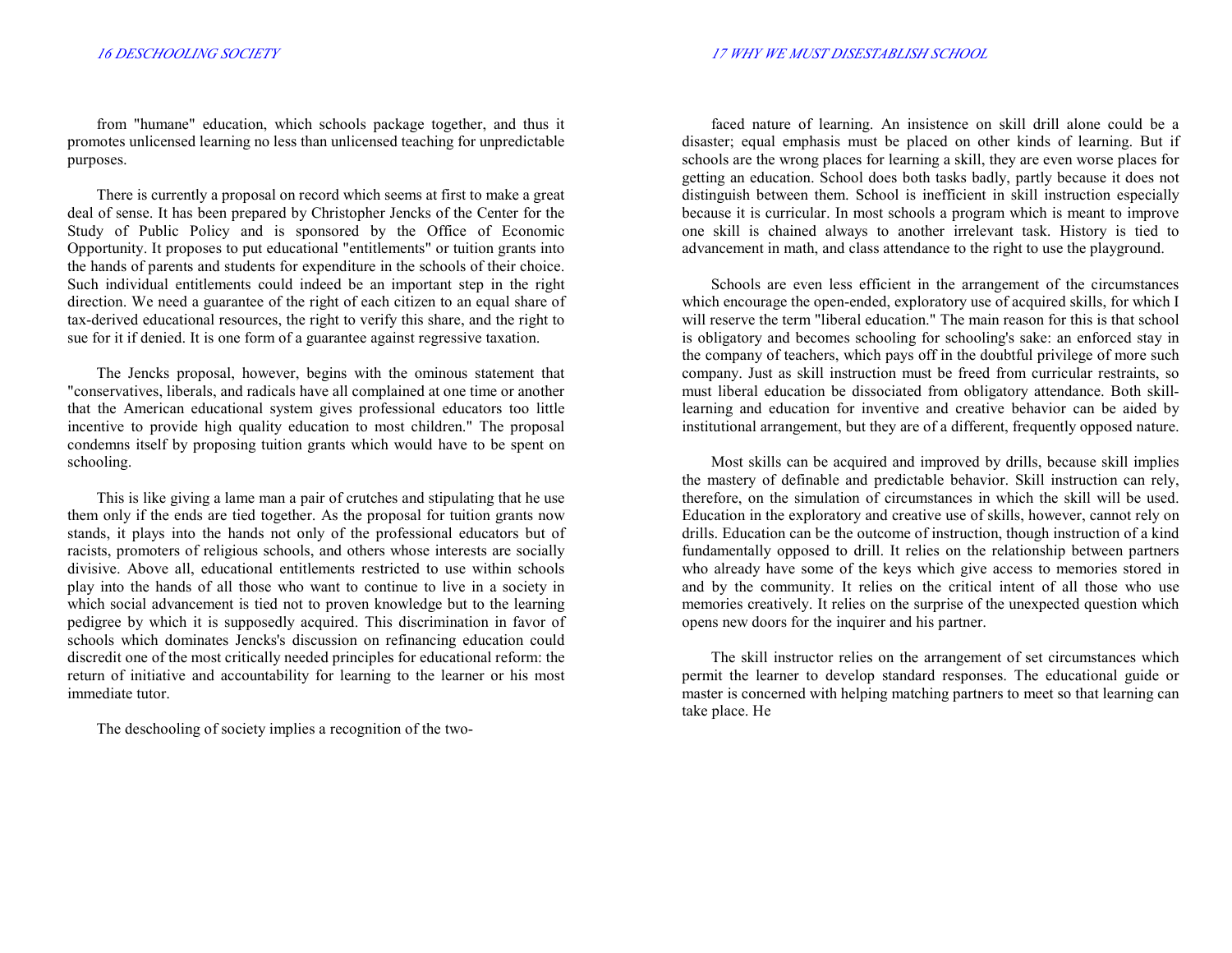from "humane" education, which schools package together, and thus it promotes unlicensed learning no less than unlicensed teaching for unpredictable purposes.

There is currently a proposal on record which seems at first to make a great deal of sense. It has been prepared by Christopher Jencks of the Center for the Study of Public Policy and is sponsored by the Office of Economic Opportunity. It proposes to put educational "entitlements" or tuition grants into the hands of parents and students for expenditure in the schools of their choice. Such individual entitlements could indeed be an important step in the right direction. We need a guarantee of the right of each citizen to an equal share of tax-derived educational resources, the right to verify this share, and the right to sue for it if denied. It is one form of a guarantee against regressive taxation.

The Jencks proposal, however, begins with the ominous statement that "conservatives, liberals, and radicals have all complained at one time or another that the American educational system gives professional educators too little incentive to provide high quality education to most children." The proposal condemns itself by proposing tuition grants which would have to be spent on schooling.

This is like giving a lame man a pair of crutches and stipulating that he use them only if the ends are tied together. As the proposal for tuition grants now stands, it plays into the hands not only of the professional educators but of racists, promoters of religious schools, and others whose interests are socially divisive. Above all, educational entitlements restricted to use within schools play into the hands of all those who want to continue to live in a society in which social advancement is tied not to proven knowledge but to the learning pedigree by which it is supposedly acquired. This discrimination in favor of schools which dominates Jencks's discussion on refinancing education could discredit one of the most critically needed principles for educational reform: the return of initiative and accountability for learning to the learner or his most immediate tutor.

The deschooling of society implies a recognition of the two-faced nature of learning. An insistence on skill drill alone could be a disaster; equal emphasis must be placed on other kinds of learning. But if schools are the wrong places for learning a skill, they are even worse places for getting an education. School does both tasks badly, partly because it does not distinguish between them. School is inefficient in skill instruction especially because it is curricular. In most schools a program which is meant to improve one skill is chained always to another irrelevant task. History is tied to advancement in math, and class attendance to the right to use the playground.

Schools are even less efficient in the arrangement of the circumstances which encourage the open-ended, exploratory use of acquired skills, for which I will reserve the term "liberal education." The main reason for this is that school is obligatory and becomes schooling for schooling's sake: an enforced stay in the company of teachers, which pays off in the doubtful privilege of more such company. Just as skill instruction must be freed from curricular restraints, so must liberal education be dissociated from obligatory attendance. Both skill-learning and education for inventive and creative behavior can be aided by institutional arrangement, but they are of a different, frequently opposed nature.

Most skills can be acquired and improved by drills, because skill implies the mastery of definable and predictable behavior. Skill instruction can rely, therefore, on the simulation of circumstances in which the skill will be used. Education in the exploratory and creative use of skills, however, cannot rely on drills. Education can be the outcome of instruction, though instruction of a kind fundamentally opposed to drill. It relies on the relationship between partners who already have some of the keys which give access to memories stored in and by the community. It relies on the critical intent of all those who use memories creatively. It relies on the surprise of the unexpected question which opens new doors for the inquirer and his partner.

The skill instructor relies on the arrangement of set circumstances which permit the learner to develop standard responses. The educational guide or master is concerned with helping matching partners to meet so that learning can take place. He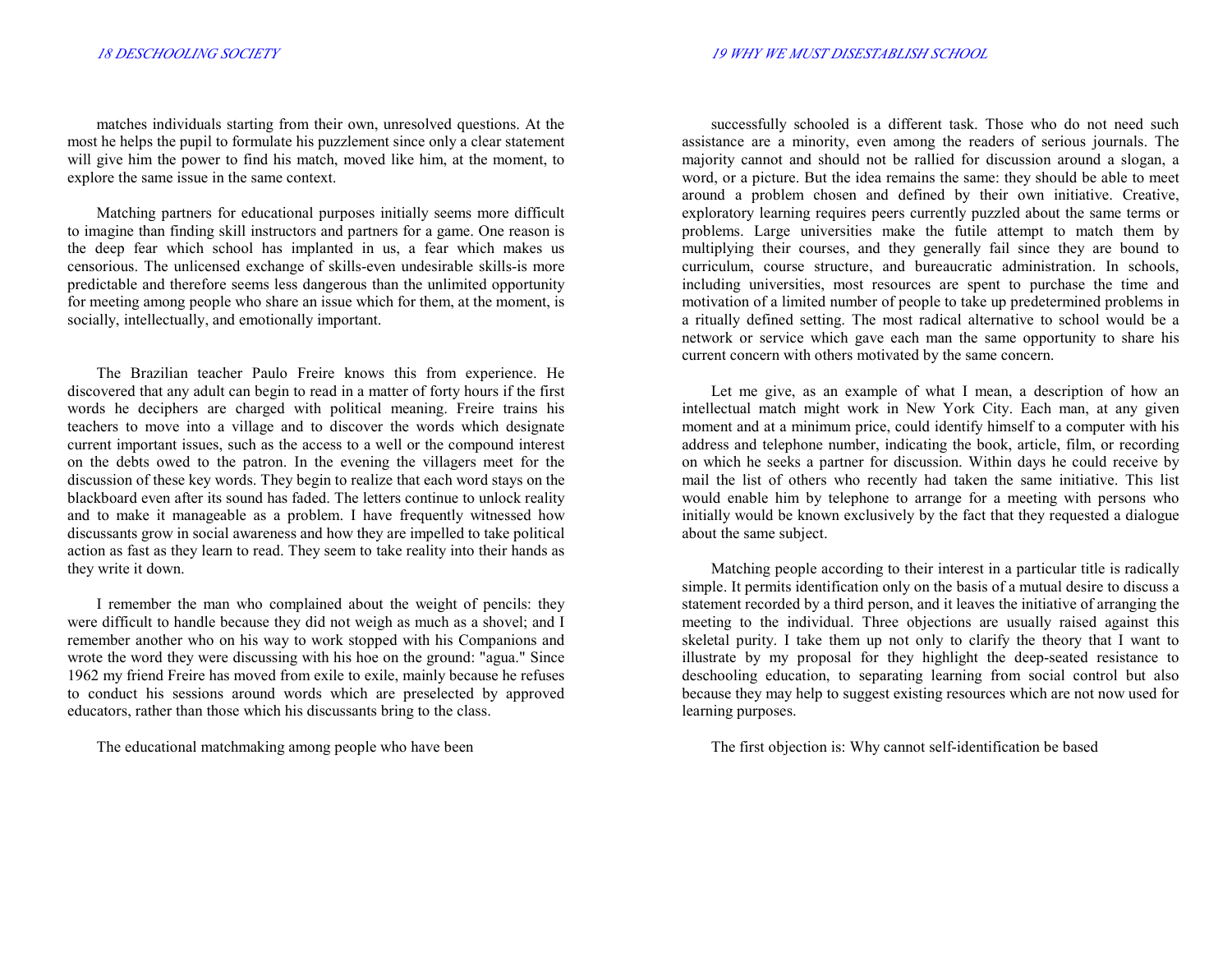matches individuals starting from their own, unresolved questions. At the most he helps the pupil to formulate his puzzlement since only a clear statement will give him the power to find his match, moved like him, at the moment, to explore the same issue in the same context.

Matching partners for educational purposes initially seems more difficult to imagine than finding skill instructors and partners for a game. One reason is the deep fear which school has implanted in us, a fear which makes us censorious. The unlicensed exchange of skills-even undesirable skills-is more predictable and therefore seems less dangerous than the unlimited opportunity for meeting among people who share an issue which for them, at the moment, is socially, intellectually, and emotionally important.

The Brazilian teacher Paulo Freire knows this from experience. He discovered that any adult can begin to read in a matter of forty hours if the first words he deciphers are charged with political meaning. Freire trains his teachers to move into a village and to discover the words which designate current important issues, such as the access to a well or the compound interest on the debts owed to the patron. In the evening the villagers meet for the discussion of these key words. They begin to realize that each word stays on the blackboard even after its sound has faded. The letters continue to unlock reality and to make it manageable as a problem. I have frequently witnessed how discussants grow in social awareness and how they are impelled to take political action as fast as they learn to read. They seem to take reality into their hands as they write it down.

I remember the man who complained about the weight of pencils: they were difficult to handle because they did not weigh as much as a shovel; and I remember another who on his way to work stopped with his Companions and wrote the word they were discussing with his hoe on the ground: "agua." Since 1962 my friend Freire has moved from exile to exile, mainly because he refuses to conduct his sessions around words which are preselected by approved educators, rather than those which his discussants bring to the class.

The educational matchmaking among people who have been successfully schooled is a different task. Those who do not need such assistance are a minority, even among the readers of serious journals. The majority cannot and should not be rallied for discussion around a slogan, a word, or a picture. But the idea remains the same: they should be able to meet around a problem chosen and defined by their own initiative. Creative, exploratory learning requires peers currently puzzled about the same terms or problems. Large universities make the futile attempt to match them by multiplying their courses, and they generally fail since they are bound to curriculum, course structure, and bureaucratic administration. In schools, including universities, most resources are spent to purchase the time and motivation of a limited number of people to take up predetermined problems in a ritually defined setting. The most radical alternative to school would be a network or service which gave each man the same opportunity to share his current concern with others motivated by the same concern.

Let me give, as an example of what I mean, a description of how an intellectual match might work in New York City. Each man, at any given moment and at a minimum price, could identify himself to a computer with his address and telephone number, indicating the book, article, film, or recording on which he seeks a partner for discussion. Within days he could receive by mail the list of others who recently had taken the same initiative. This list would enable him by telephone to arrange for a meeting with persons who initially would be known exclusively by the fact that they requested a dialogue about the same subject.

Matching people according to their interest in a particular title is radically simple. It permits identification only on the basis of a mutual desire to discuss a statement recorded by a third person, and it leaves the initiative of arranging the meeting to the individual. Three objections are usually raised against this skeletal purity. I take them up not only to clarify the theory that I want to illustrate by my proposal for they highlight the deep-seated resistance to deschooling education, to separating learning from social control but also because they may help to suggest existing resources which are not now used for learning purposes.

The first objection is: Why cannot self-identification be based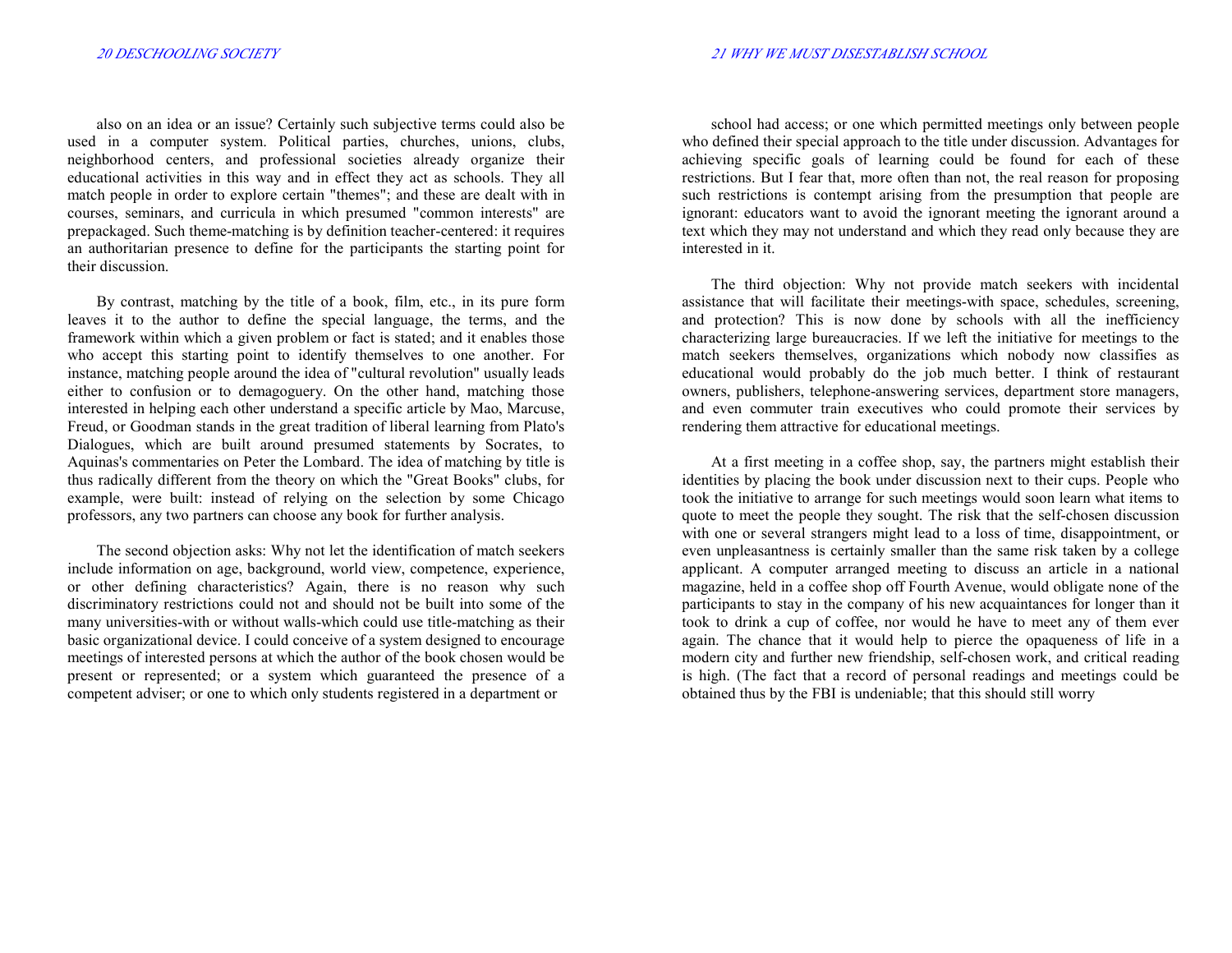also on an idea or an issue? Certainly such subjective terms could also be used in a computer system. Political parties, churches, unions, clubs, neighborhood centers, and professional societies already organize their educational activities in this way and in effect they act as schools. They all match people in order to explore certain "themes"; and these are dealt with in courses, seminars, and curricula in which presumed "common interests" are prepackaged. Such theme-matching is by definition teacher-centered: it requires an authoritarian presence to define for the participants the starting point for their discussion.

By contrast, matching by the title of a book, film, etc., in its pure form leaves it to the author to define the special language, the terms, and the framework within which a given problem or fact is stated; and it enables those who accept this starting point to identify themselves to one another. For instance, matching people around the idea of "cultural revolution" usually leads either to confusion or to demagoguery. On the other hand, matching those interested in helping each other understand a specific article by Mao, Marcuse, Freud, or Goodman stands in the great tradition of liberal learning from Plato's Dialogues, which are built around presumed statements by Socrates, to Aquinas's commentaries on Peter the Lombard. The idea of matching by title is thus radically different from the theory on which the "Great Books" clubs, for example, were built: instead of relying on the selection by some Chicago professors, any two partners can choose any book for further analysis.

The second objection asks: Why not let the identification of match seekers include information on age, background, world view, competence, experience, or other defining characteristics? Again, there is no reason why such discriminatory restrictions could not and should not be built into some of the many universities-with or without walls-which could use title-matching as their basic organizational device. I could conceive of a system designed to encourage meetings of interested persons at which the author of the book chosen would be present or represented; or a system which guaranteed the presence of a competent adviser; or one to which only students registered in a department or school had access; or one which permitted meetings only between people who defined their special approach to the title under discussion. Advantages for achieving specific goals of learning could be found for each of these restrictions. But I fear that, more often than not, the real reason for proposing such restrictions is contempt arising from the presumption that people are ignorant: educators want to avoid the ignorant meeting the ignorant around a text which they may not understand and which they read only because they are interested in it.

The third objection: Why not provide match seekers with incidental assistance that will facilitate their meetings-with space, schedules, screening, and protection? This is now done by schools with all the inefficiency characterizing large bureaucracies. If we left the initiative for meetings to the match seekers themselves, organizations which nobody now classifies as educational would probably do the job much better. I think of restaurant owners, publishers, telephone-answering services, department store managers, and even commuter train executives who could promote their services by rendering them attractive for educational meetings.

At a first meeting in a coffee shop, say, the partners might establish their identities by placing the book under discussion next to their cups. People who took the initiative to arrange for such meetings would soon learn what items to quote to meet the people they sought. The risk that the self-chosen discussion with one or several strangers might lead to a loss of time, disappointment, or even unpleasantness is certainly smaller than the same risk taken by a college applicant. A computer arranged meeting to discuss an article in a national magazine, held in a coffee shop off Fourth Avenue, would obligate none of the participants to stay in the company of his new acquaintances for longer than it took to drink a cup of coffee, nor would he have to meet any of them ever again. The chance that it would help to pierce the opaqueness of life in a modern city and further new friendship, self-chosen work, and critical reading is high. (The fact that a record of personal readings and meetings could be obtained thus by the FBI is undeniable; that this should still worry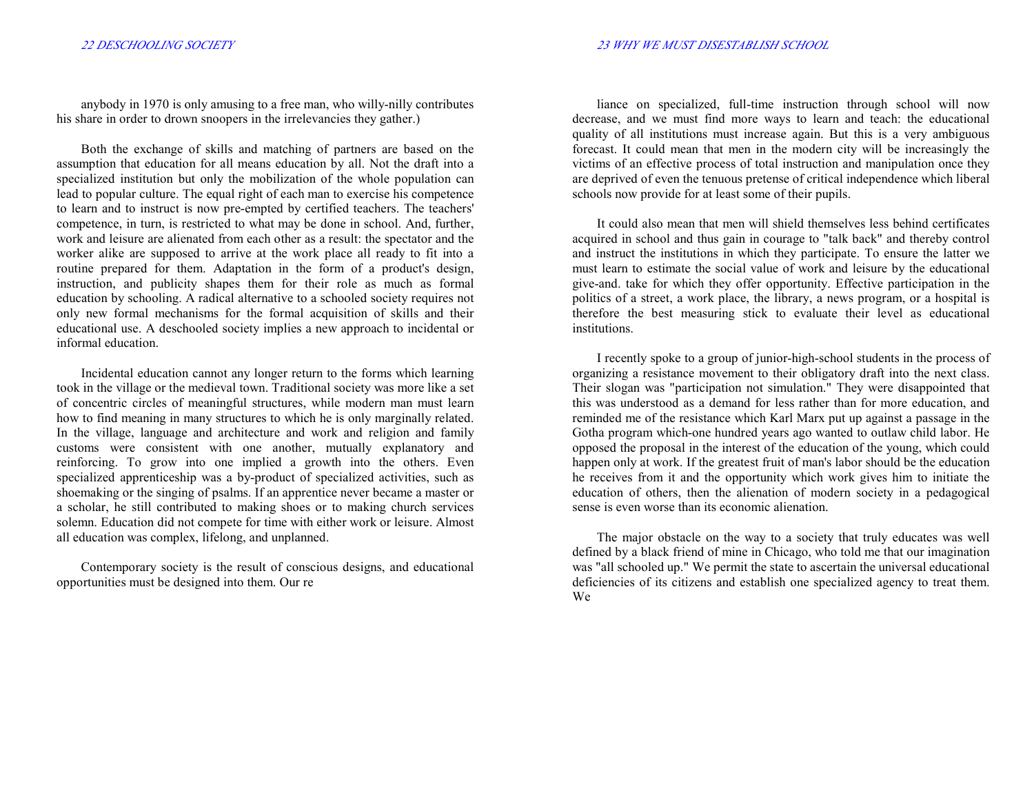anybody in 1970 is only amusing to a free man, who willy-nilly contributes his share in order to drown snoopers in the irrelevancies they gather.)

Both the exchange of skills and matching of partners are based on the assumption that education for all means education by all. Not the draft into a specialized institution but only the mobilization of the whole population can lead to popular culture. The equal right of each man to exercise his competence to learn and to instruct is now pre-empted by certified teachers. The teachers' competence, in turn, is restricted to what may be done in school. And, further, work and leisure are alienated from each other as a result: the spectator and the worker alike are supposed to arrive at the work place all ready to fit into a routine prepared for them. Adaptation in the form of a product's design, instruction, and publicity shapes them for their role as much as formal education by schooling. A radical alternative to a schooled society requires not only new formal mechanisms for the formal acquisition of skills and their educational use. A deschooled society implies a new approach to incidental or informal education.

Incidental education cannot any longer return to the forms which learning took in the village or the medieval town. Traditional society was more like a set of concentric circles of meaningful structures, while modern man must learn how to find meaning in many structures to which he is only marginally related. In the village, language and architecture and work and religion and family customs were consistent with one another, mutually explanatory and reinforcing. To grow into one implied a growth into the others. Even specialized apprenticeship was a by-product of specialized activities, such as shoemaking or the singing of psalms. If an apprentice never became a master or a scholar, he still contributed to making shoes or to making church services solemn. Education did not compete for time with either work or leisure. Almost all education was complex, lifelong, and unplanned.

Contemporary society is the result of conscious designs, and educational opportunities must be designed into them. Our reliance on specialized, full-time instruction through school will now decrease, and we must find more ways to learn and teach: the educational quality of all institutions must increase again. But this is a very ambiguous forecast. It could mean that men in the modern city will be increasingly the victims of an effective process of total instruction and manipulation once they are deprived of even the tenuous pretense of critical independence which liberal schools now provide for at least some of their pupils.

It could also mean that men will shield themselves less behind certificates acquired in school and thus gain in courage to "talk back" and thereby control and instruct the institutions in which they participate. To ensure the latter we must learn to estimate the social value of work and leisure by the educational give-and. take for which they offer opportunity. Effective participation in the politics of a street, a work place, the library, a news program, or a hospital is therefore the best measuring stick to evaluate their level as educational institutions.

I recently spoke to a group of junior-high-school students in the process of organizing a resistance movement to their obligatory draft into the next class. Their slogan was "participation not simulation." They were disappointed that this was understood as a demand for less rather than for more education, and reminded me of the resistance which Karl Marx put up against a passage in the Gotha program which-one hundred years ago wanted to outlaw child labor. He opposed the proposal in the interest of the education of the young, which could happen only at work. If the greatest fruit of man's labor should be the education he receives from it and the opportunity which work gives him to initiate the education of others, then the alienation of modern society in a pedagogical sense is even worse than its economic alienation.

The major obstacle on the way to a society that truly educates was well defined by a black friend of mine in Chicago, who told me that our imagination was "all schooled up." We permit the state to ascertain the universal educational deficiencies of its citizens and establish one specialized agency to treat them. We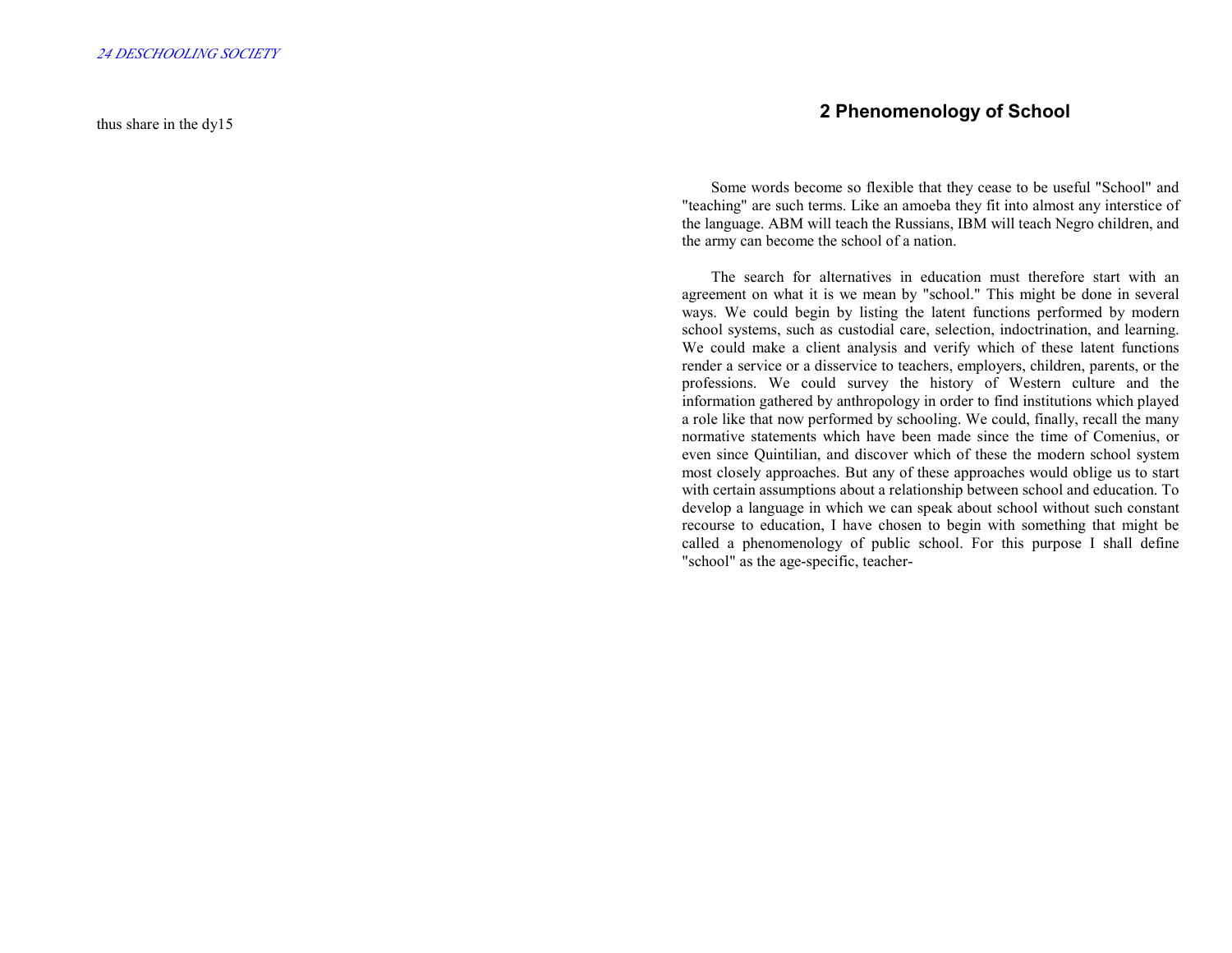thus share in the dy15

## 2 Phenomenology of School

Some words become so flexible that they cease to be useful "School" and "teaching" are such terms. Like an amoeba they fit into almost any interstice of the language. ABM will teach the Russians, IBM will teach Negro children, and the army can become the school of a nation.

The search for alternatives in education must therefore start with an agreement on what it is we mean by "school." This might be done in several ways. We could begin by listing the latent functions performed by modern school systems, such as custodial care, selection, indoctrination, and learning. We could make a client analysis and verify which of these latent functions render a service or a disservice to teachers, employers, children, parents, or the professions. We could survey the history of Western culture and the information gathered by anthropology in order to find institutions which played a role like that now performed by schooling. We could, finally, recall the many normative statements which have been made since the time of Comenius, or even since Quintilian, and discover which of these the modern school system most closely approaches. But any of these approaches would oblige us to start with certain assumptions about a relationship between school and education. To develop a language in which we can speak about school without such constant recourse to education, I have chosen to begin with something that might be called a phenomenology of public school. For this purpose I shall define "school" as the age-specific, teacher-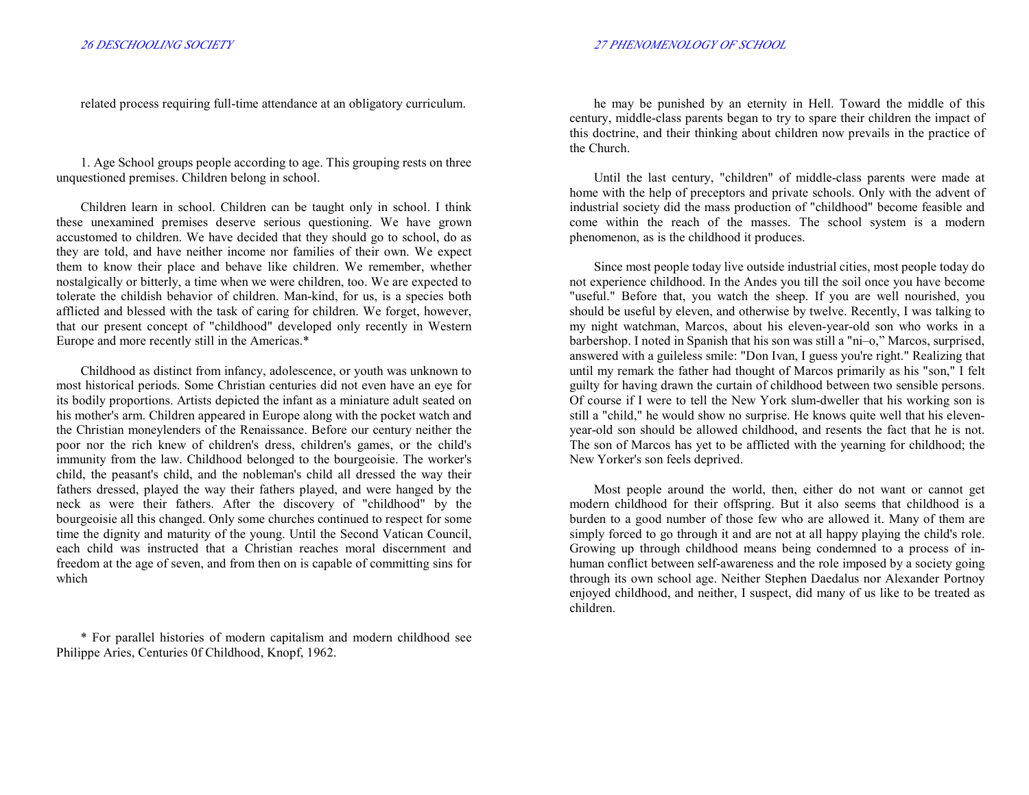related process requiring full-time attendance at an obligatory curriculum.

1. Age School groups people according to age. This grouping rests on three unquestioned premises. Children belong in school.

Children learn in school. Children can be taught only in school. I think these unexamined premises deserve serious questioning. We have grown accustomed to children. We have decided that they should go to school, do as they are told, and have neither income nor families of their own. We expect them to know their place and behave like children. We remember, whether nostalgically or bitterly, a time when we were children, too. We are expected to tolerate the childish behavior of children. Man-kind, for us, is a species both afflicted and blessed with the task of caring for children. We forget, however, that our present concept of "childhood" developed only recently in Western Europe and more recently still in the Americas.*

Childhood as distinct from infancy, adolescence, or youth was unknown to most historical periods. Some Christian centuries did not even have an eye for its bodily proportions. Artists depicted the infant as a miniature adult seated on his mother's arm. Children appeared in Europe along with the pocket watch and the Christian moneylenders of the Renaissance. Before our century neither the poor nor the rich knew of children's dress, children's games, or the child's immunity from the law. Childhood belonged to the bourgeoisie. The worker's child, the peasant's child, and the nobleman's child all dressed the way their fathers dressed, played the way their fathers played, and were hanged by the neck as were their fathers. After the discovery of "childhood" by the bourgeoisie all this changed. Only some churches continued to respect for some time the dignity and maturity of the young. Until the Second Vatican Council, each child was instructed that a Christian reaches moral discernment and freedom at the age of seven, and from then on is capable of committing sins for which

* For parallel histories of modern capitalism and modern childhood see Philippe Aries, Centuries 0f Childhood, Knopf, 1962.

he may be punished by an eternity in Hell. Toward the middle of this century, middle-class parents began to try to spare their children the impact of this doctrine, and their thinking about children now prevails in the practice of the Church.

Until the last century, "children" of middle-class parents were made at home with the help of preceptors and private schools. Only with the advent of industrial society did the mass production of "childhood" become feasible and come within the reach of the masses. The school system is a modern phenomenon, as is the childhood it produces.

Since most people today live outside industrial cities, most people today do not experience childhood. In the Andes you till the soil once you have become "useful." Before that, you watch the sheep. If you are well nourished, you should be useful by eleven, and otherwise by twelve. Recently, I was talking to my night watchman, Marcos, about his eleven-year-old son who works in a barbershop. I noted in Spanish that his son was still a "ni–o," Marcos, surprised, answered with a guileless smile: "Don Ivan, I guess you're right." Realizing that until my remark the father had thought of Marcos primarily as his "son," I felt guilty for having drawn the curtain of childhood between two sensible persons. Of course if I were to tell the New York slum-dweller that his working son is still a "child," he would show no surprise. He knows quite well that his eleven-year-old son should be allowed childhood, and resents the fact that he is not. The son of Marcos has yet to be afflicted with the yearning for childhood; the New Yorker's son feels deprived.

Most people around the world, then, either do not want or cannot get modern childhood for their offspring. But it also seems that childhood is a burden to a good number of those few who are allowed it. Many of them are simply forced to go through it and are not at all happy playing the child's role. Growing up through childhood means being condemned to a process of in-human conflict between self-awareness and the role imposed by a society going through its own school age. Neither Stephen Daedalus nor Alexander Portnoy enjoyed childhood, and neither, I suspect, did many of us like to be treated as children.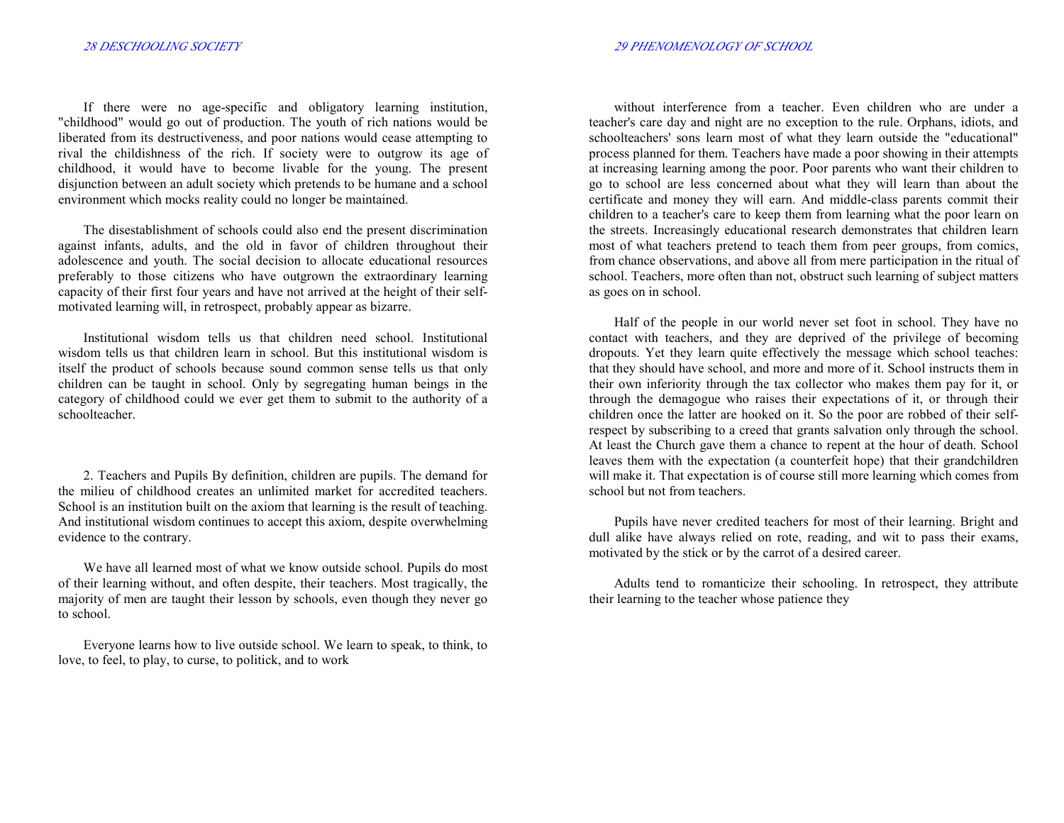If there were no age-specific and obligatory learning institution, "childhood" would go out of production. The youth of rich nations would be liberated from its destructiveness, and poor nations would cease attempting to rival the childishness of the rich. If society were to outgrow its age of childhood, it would have to become livable for the young. The present disjunction between an adult society which pretends to be humane and a school environment which mocks reality could no longer be maintained.

The disestablishment of schools could also end the present discrimination against infants, adults, and the old in favor of children throughout their adolescence and youth. The social decision to allocate educational resources preferably to those citizens who have outgrown the extraordinary learning capacity of their first four years and have not arrived at the height of their self-motivated learning will, in retrospect, probably appear as bizarre.

Institutional wisdom tells us that children need school. Institutional wisdom tells us that children learn in school. But this institutional wisdom is itself the product of schools because sound common sense tells us that only children can be taught in school. Only by segregating human beings in the category of childhood could we ever get them to submit to the authority of a schoolteacher.

2. Teachers and Pupils By definition, children are pupils. The demand for the milieu of childhood creates an unlimited market for accredited teachers. School is an institution built on the axiom that learning is the result of teaching. And institutional wisdom continues to accept this axiom, despite overwhelming evidence to the contrary.

We have all learned most of what we know outside school. Pupils do most of their learning without, and often despite, their teachers. Most tragically, the majority of men are taught their lesson by schools, even though they never go to school.

Everyone learns how to live outside school. We learn to speak, to think, to love, to feel, to play, to curse, to politick, and to work without interference from a teacher. Even children who are under a teacher's care day and night are no exception to the rule. Orphans, idiots, and schoolteachers' sons learn most of what they learn outside the "educational" process planned for them. Teachers have made a poor showing in their attempts at increasing learning among the poor. Poor parents who want their children to go to school are less concerned about what they will learn than about the certificate and money they will earn. And middle-class parents commit their children to a teacher's care to keep them from learning what the poor learn on the streets. Increasingly educational research demonstrates that children learn most of what teachers pretend to teach them from peer groups, from comics, from chance observations, and above all from mere participation in the ritual of school. Teachers, more often than not, obstruct such learning of subject matters as goes on in school.

Half of the people in our world never set foot in school. They have no contact with teachers, and they are deprived of the privilege of becoming dropouts. Yet they learn quite effectively the message which school teaches: that they should have school, and more and more of it. School instructs them in their own inferiority through the tax collector who makes them pay for it, or through the demagogue who raises their expectations of it, or through their children once the latter are hooked on it. So the poor are robbed of their self-respect by subscribing to a creed that grants salvation only through the school. At least the Church gave them a chance to repent at the hour of death. School leaves them with the expectation (a counterfeit hope) that their grandchildren will make it. That expectation is of course still more learning which comes from school but not from teachers.

Pupils have never credited teachers for most of their learning. Bright and dull alike have always relied on rote, reading, and wit to pass their exams, motivated by the stick or by the carrot of a desired career.

Adults tend to romanticize their schooling. In retrospect, they attribute their learning to the teacher whose patience they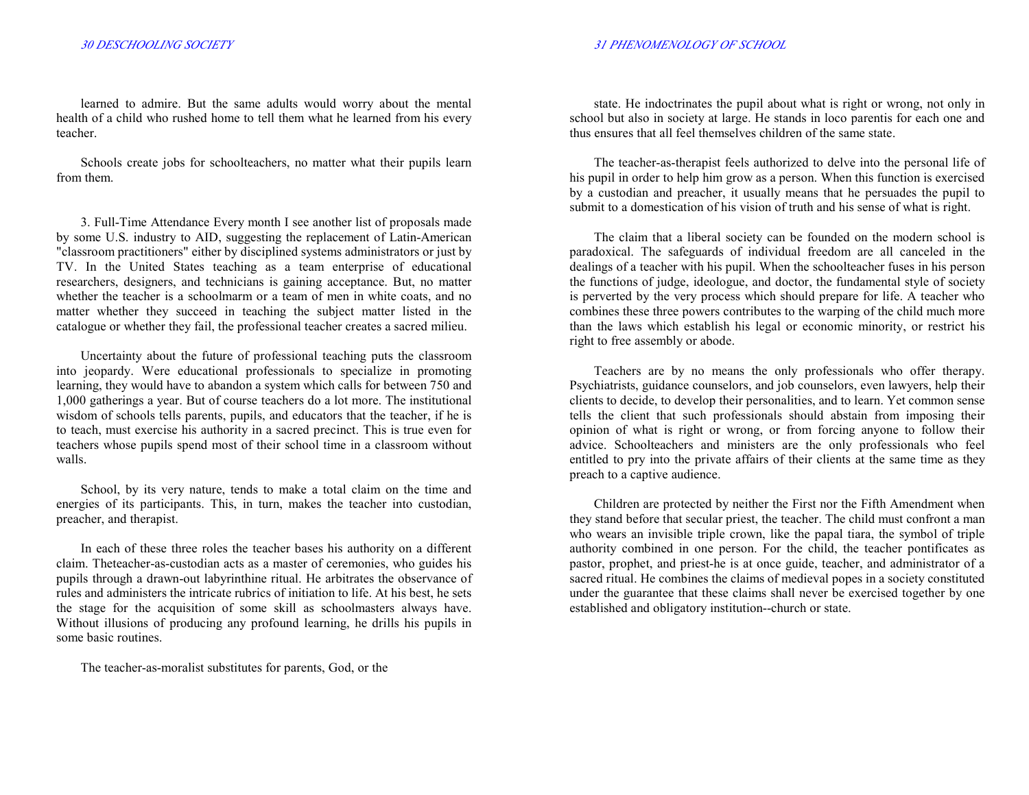learned to admire. But the same adults would worry about the mental health of a child who rushed home to tell them what he learned from his every teacher.

Schools create jobs for schoolteachers, no matter what their pupils learn from them.

3. Full-Time Attendance Every month I see another list of proposals made by some U.S. industry to AID, suggesting the replacement of Latin-American "classroom practitioners" either by disciplined systems administrators or just by TV. In the United States teaching as a team enterprise of educational researchers, designers, and technicians is gaining acceptance. But, no matter whether the teacher is a schoolmarm or a team of men in white coats, and no matter whether they succeed in teaching the subject matter listed in the catalogue or whether they fail, the professional teacher creates a sacred milieu.

Uncertainty about the future of professional teaching puts the classroom into jeopardy. Were educational professionals to specialize in promoting learning, they would have to abandon a system which calls for between 750 and 1,000 gatherings a year. But of course teachers do a lot more. The institutional wisdom of schools tells parents, pupils, and educators that the teacher, if he is to teach, must exercise his authority in a sacred precinct. This is true even for teachers whose pupils spend most of their school time in a classroom without walls.

School, by its very nature, tends to make a total claim on the time and energies of its participants. This, in turn, makes the teacher into custodian, preacher, and therapist.

In each of these three roles the teacher bases his authority on a different claim. Theteacher-as-custodian acts as a master of ceremonies, who guides his pupils through a drawn-out labyrinthine ritual. He arbitrates the observance of rules and administers the intricate rubrics of initiation to life. At his best, he sets the stage for the acquisition of some skill as schoolmasters always have. Without illusions of producing any profound learning, he drills his pupils in some basic routines.

The teacher-as-moralist substitutes for parents, God, or the state. He indoctrinates the pupil about what is right or wrong, not only in school but also in society at large. He stands in loco parentis for each one and thus ensures that all feel themselves children of the same state.

The teacher-as-therapist feels authorized to delve into the personal life of his pupil in order to help him grow as a person. When this function is exercised by a custodian and preacher, it usually means that he persuades the pupil to submit to a domestication of his vision of truth and his sense of what is right.

The claim that a liberal society can be founded on the modern school is paradoxical. The safeguards of individual freedom are all canceled in the dealings of a teacher with his pupil. When the schoolteacher fuses in his person the functions of judge, ideologue, and doctor, the fundamental style of society is perverted by the very process which should prepare for life. A teacher who combines these three powers contributes to the warping of the child much more than the laws which establish his legal or economic minority, or restrict his right to free assembly or abode.

Teachers are by no means the only professionals who offer therapy. Psychiatrists, guidance counselors, and job counselors, even lawyers, help their clients to decide, to develop their personalities, and to learn. Yet common sense tells the client that such professionals should abstain from imposing their opinion of what is right or wrong, or from forcing anyone to follow their advice. Schoolteachers and ministers are the only professionals who feel entitled to pry into the private affairs of their clients at the same time as they preach to a captive audience.

Children are protected by neither the First nor the Fifth Amendment when they stand before that secular priest, the teacher. The child must confront a man who wears an invisible triple crown, like the papal tiara, the symbol of triple authority combined in one person. For the child, the teacher pontificates as pastor, prophet, and priest-he is at once guide, teacher, and administrator of a sacred ritual. He combines the claims of medieval popes in a society constituted under the guarantee that these claims shall never be exercised together by one established and obligatory institution--church or state.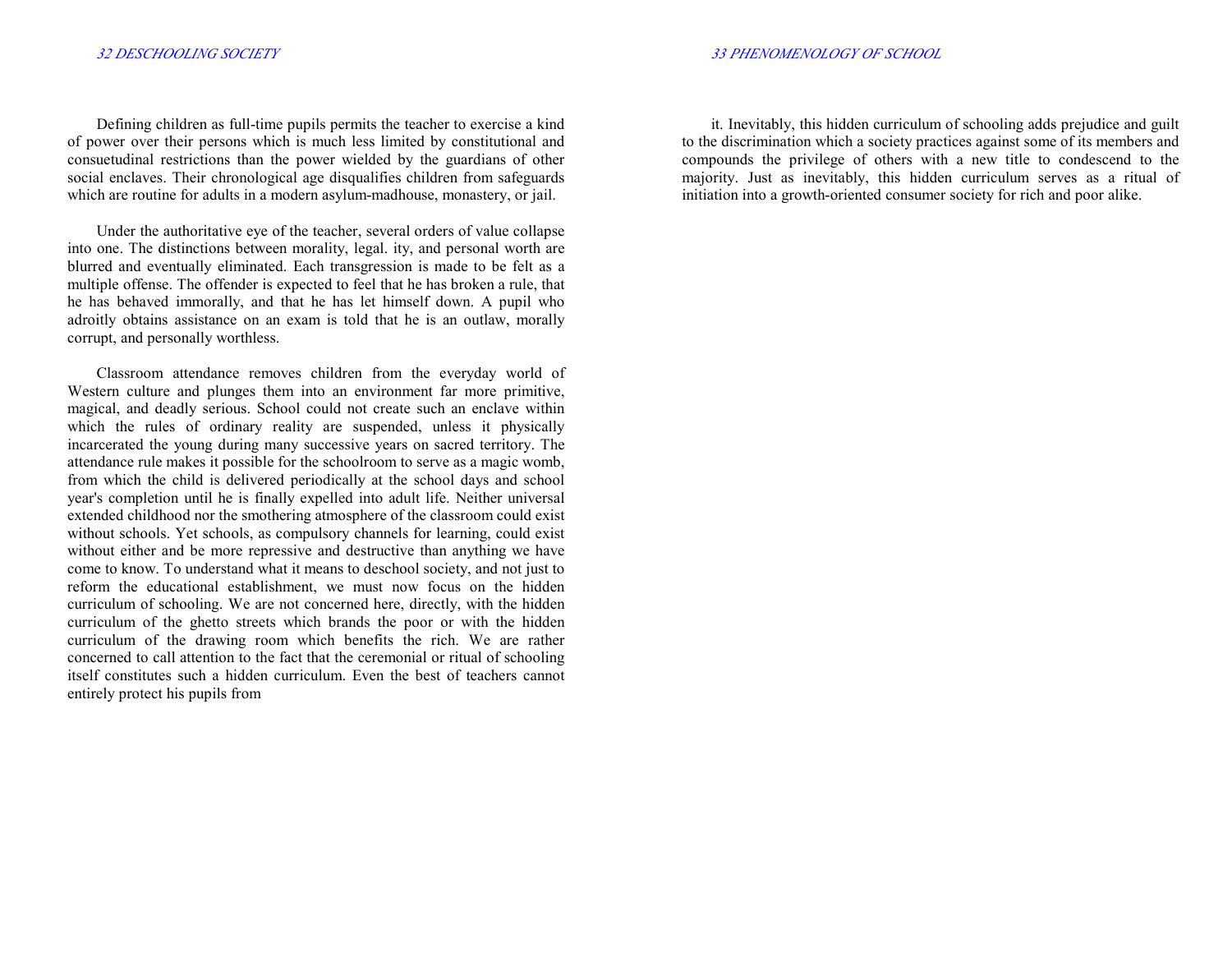Defining children as full-time pupils permits the teacher to exercise a kind of power over their persons which is much less limited by constitutional and consuetudinal restrictions than the power wielded by the guardians of other social enclaves. Their chronological age disqualifies children from safeguards which are routine for adults in a modern asylum-madhouse, monastery, or jail.

Under the authoritative eye of the teacher, several orders of value collapse into one. The distinctions between morality, legal. ity, and personal worth are blurred and eventually eliminated. Each transgression is made to be felt as a multiple offense. The offender is expected to feel that he has broken a rule, that he has behaved immorally, and that he has let himself down. A pupil who adroitly obtains assistance on an exam is told that he is an outlaw, morally corrupt, and personally worthless.

Classroom attendance removes children from the everyday world of Western culture and plunges them into an environment far more primitive, magical, and deadly serious. School could not create such an enclave within which the rules of ordinary reality are suspended, unless it physically incarcerated the young during many successive years on sacred territory. The attendance rule makes it possible for the schoolroom to serve as a magic womb, from which the child is delivered periodically at the school days and school year's completion until he is finally expelled into adult life. Neither universal extended childhood nor the smothering atmosphere of the classroom could exist without schools. Yet schools, as compulsory channels for learning, could exist without either and be more repressive and destructive than anything we have come to know. To understand what it means to deschool society, and not just to reform the educational establishment, we must now focus on the hidden curriculum of schooling. We are not concerned here, directly, with the hidden curriculum of the ghetto streets which brands the poor or with the hidden curriculum of the drawing room which benefits the rich. We are rather concerned to call attention to the fact that the ceremonial or ritual of schooling itself constitutes such a hidden curriculum. Even the best of teachers cannot entirely protect his pupils from it. Inevitably, this hidden curriculum of schooling adds prejudice and guilt to the discrimination which a society practices against some of its members and compounds the privilege of others with a new title to condescend to the majority. Just as inevitably, this hidden curriculum serves as a ritual of initiation into a growth-oriented consumer society for rich and poor alike.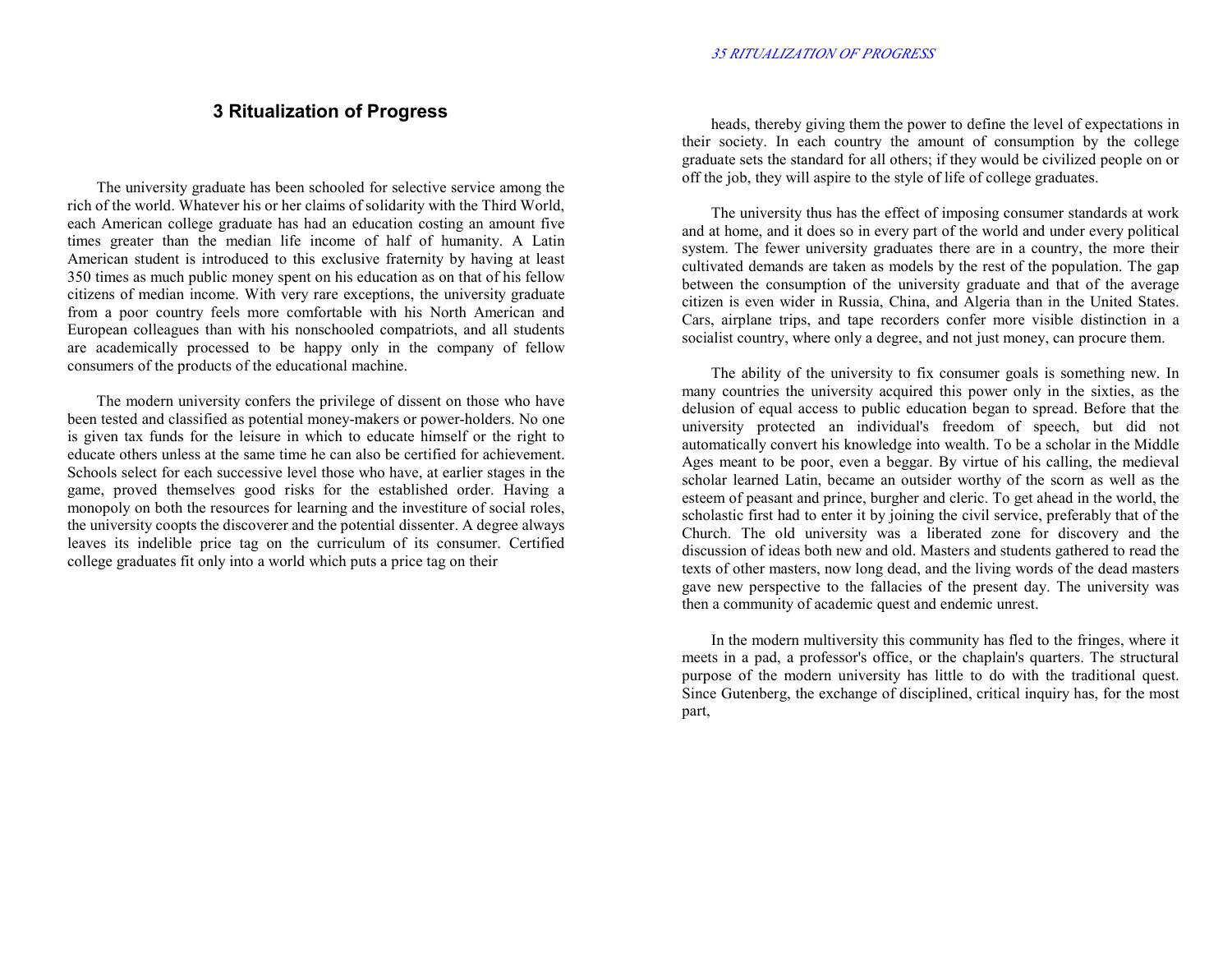# 3 Ritualization of Progress

The university graduate has been schooled for selective service among the rich of the world. Whatever his or her claims of solidarity with the Third World, each American college graduate has had an education costing an amount five times greater than the median life income of half of humanity. A Latin American student is introduced to this exclusive fraternity by having at least 350 times as much public money spent on his education as on that of his fellow citizens of median income. With very rare exceptions, the university graduate from a poor country feels more comfortable with his North American and European colleagues than with his nonschooled compatriots, and all students are academically processed to be happy only in the company of fellow consumers of the products of the educational machine.

The modern university confers the privilege of dissent on those who have been tested and classified as potential money-makers or power-holders. No one is given tax funds for the leisure in which to educate himself or the right to educate others unless at the same time he can also be certified for achievement. Schools select for each successive level those who have, at earlier stages in the game, proved themselves good risks for the established order. Having a monopoly on both the resources for learning and the investiture of social roles, the university coopts the discoverer and the potential dissenter. A degree always leaves its indelible price tag on the curriculum of its consumer. Certified college graduates fit only into a world which puts a price tag on their heads, thereby giving them the power to define the level of expectations in their society. In each country the amount of consumption by the college graduate sets the standard for all others; if they would be civilized people on or off the job, they will aspire to the style of life of college graduates.

The university thus has the effect of imposing consumer standards at work and at home, and it does so in every part of the world and under every political system. The fewer university graduates there are in a country, the more their cultivated demands are taken as models by the rest of the population. The gap between the consumption of the university graduate and that of the average citizen is even wider in Russia, China, and Algeria than in the United States. Cars, airplane trips, and tape recorders confer more visible distinction in a socialist country, where only a degree, and not just money, can procure them.

The ability of the university to fix consumer goals is something new. In many countries the university acquired this power only in the sixties, as the delusion of equal access to public education began to spread. Before that the university protected an individual's freedom of speech, but did not automatically convert his knowledge into wealth. To be a scholar in the Middle Ages meant to be poor, even a beggar. By virtue of his calling, the medieval scholar learned Latin, became an outsider worthy of the scorn as well as the esteem of peasant and prince, burgher and cleric. To get ahead in the world, the scholastic first had to enter it by joining the civil service, preferably that of the Church. The old university was a liberated zone for discovery and the discussion of ideas both new and old. Masters and students gathered to read the texts of other masters, now long dead, and the living words of the dead masters gave new perspective to the fallacies of the present day. The university was then a community of academic quest and endemic unrest.

In the modern multiversity this community has fled to the fringes, where it meets in a pad, a professor's office, or the chaplain's quarters. The structural purpose of the modern university has little to do with the traditional quest. Since Gutenberg, the exchange of disciplined, critical inquiry has, for the most part,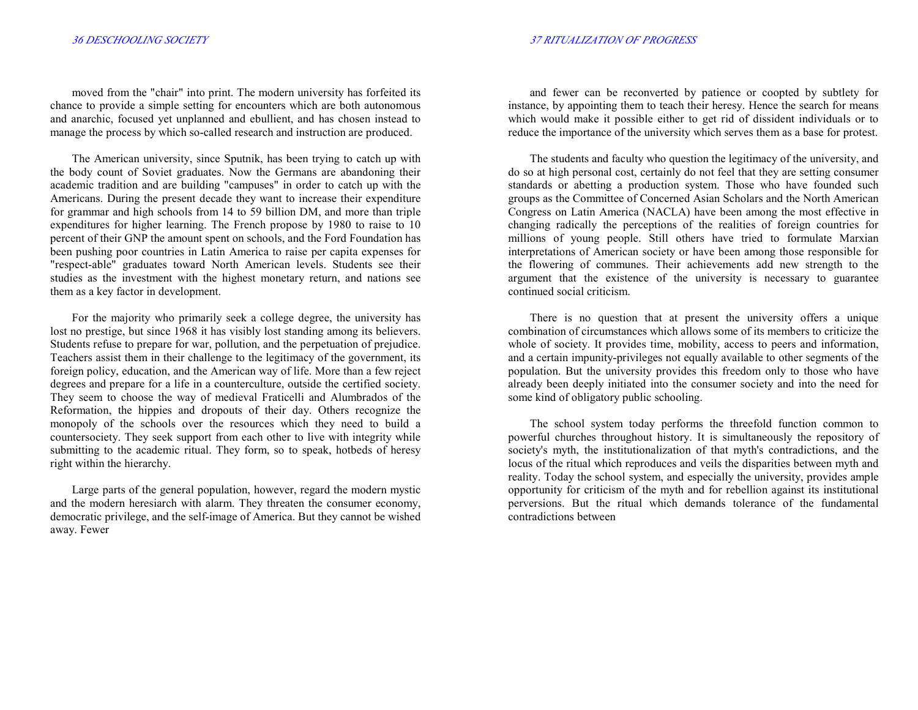moved from the "chair" into print. The modern university has forfeited its chance to provide a simple setting for encounters which are both autonomous and anarchic, focused yet unplanned and ebullient, and has chosen instead to manage the process by which so-called research and instruction are produced.

The American university, since Sputnik, has been trying to catch up with the body count of Soviet graduates. Now the Germans are abandoning their academic tradition and are building "campuses" in order to catch up with the Americans. During the present decade they want to increase their expenditure for grammar and high schools from 14 to 59 billion DM, and more than triple expenditures for higher learning. The French propose by 1980 to raise to 10 percent of their GNP the amount spent on schools, and the Ford Foundation has been pushing poor countries in Latin America to raise per capita expenses for "respect-able" graduates toward North American levels. Students see their studies as the investment with the highest monetary return, and nations see them as a key factor in development.

For the majority who primarily seek a college degree, the university has lost no prestige, but since 1968 it has visibly lost standing among its believers. Students refuse to prepare for war, pollution, and the perpetuation of prejudice. Teachers assist them in their challenge to the legitimacy of the government, its foreign policy, education, and the American way of life. More than a few reject degrees and prepare for a life in a counterculture, outside the certified society. They seem to choose the way of medieval Fraticelli and Alumbrados of the Reformation, the hippies and dropouts of their day. Others recognize the monopoly of the schools over the resources which they need to build a countersociety. They seek support from each other to live with integrity while submitting to the academic ritual. They form, so to speak, hotbeds of heresy right within the hierarchy.

Large parts of the general population, however, regard the modern mystic and the modern heresiarch with alarm. They threaten the consumer economy, democratic privilege, and the self-image of America. But they cannot be wished away. Fewer and fewer can be reconverted by patience or coopted by subtlety for instance, by appointing them to teach their heresy. Hence the search for means which would make it possible either to get rid of dissident individuals or to reduce the importance of the university which serves them as a base for protest.

The students and faculty who question the legitimacy of the university, and do so at high personal cost, certainly do not feel that they are setting consumer standards or abetting a production system. Those who have founded such groups as the Committee of Concerned Asian Scholars and the North American Congress on Latin America (NACLA) have been among the most effective in changing radically the perceptions of the realities of foreign countries for millions of young people. Still others have tried to formulate Marxian interpretations of American society or have been among those responsible for the flowering of communes. Their achievements add new strength to the argument that the existence of the university is necessary to guarantee continued social criticism.

There is no question that at present the university offers a unique combination of circumstances which allows some of its members to criticize the whole of society. It provides time, mobility, access to peers and information, and a certain impunity-privileges not equally available to other segments of the population. But the university provides this freedom only to those who have already been deeply initiated into the consumer society and into the need for some kind of obligatory public schooling.

The school system today performs the threefold function common to powerful churches throughout history. It is simultaneously the repository of society's myth, the institutionalization of that myth's contradictions, and the locus of the ritual which reproduces and veils the disparities between myth and reality. Today the school system, and especially the university, provides ample opportunity for criticism of the myth and for rebellion against its institutional perversions. But the ritual which demands tolerance of the fundamental contradictions between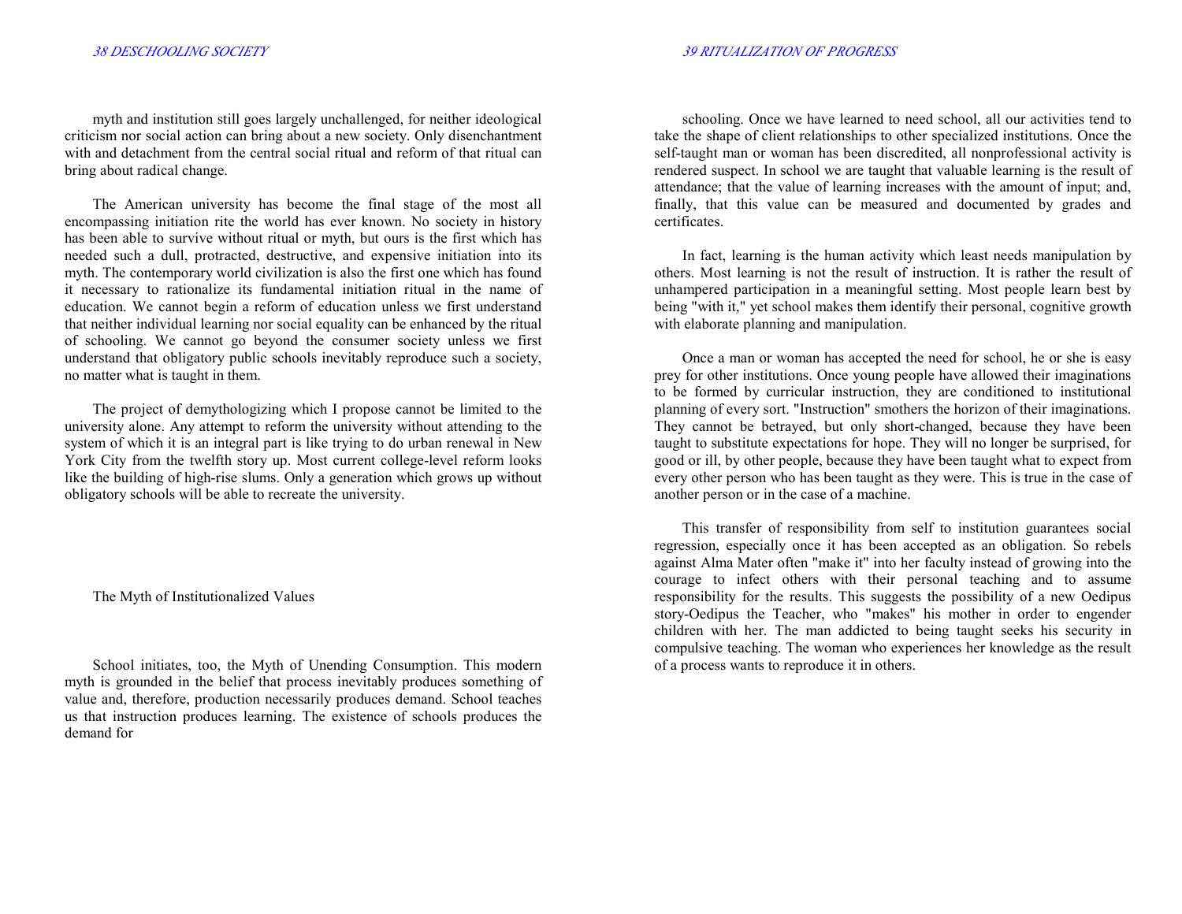myth and institution still goes largely unchallenged, for neither ideological criticism nor social action can bring about a new society. Only disenchantment with and detachment from the central social ritual and reform of that ritual can bring about radical change.

The American university has become the final stage of the most all encompassing initiation rite the world has ever known. No society in history has been able to survive without ritual or myth, but ours is the first which has needed such a dull, protracted, destructive, and expensive initiation into its myth. The contemporary world civilization is also the first one which has found it necessary to rationalize its fundamental initiation ritual in the name of education. We cannot begin a reform of education unless we first understand that neither individual learning nor social equality can be enhanced by the ritual of schooling. We cannot go beyond the consumer society unless we first understand that obligatory public schools inevitably reproduce such a society, no matter what is taught in them.

The project of demythologizing which I propose cannot be limited to the university alone. Any attempt to reform the university without attending to the system of which it is an integral part is like trying to do urban renewal in New York City from the twelfth story up. Most current college-level reform looks like the building of high-rise slums. Only a generation which grows up without obligatory schools will be able to recreate the university.

## The Myth of Institutionalized Values

School initiates, too, the Myth of Unending Consumption. This modern myth is grounded in the belief that process inevitably produces something of value and, therefore, production necessarily produces demand. School teaches us that instruction produces learning. The existence of schools produces the demand for schooling. Once we have learned to need school, all our activities tend to take the shape of client relationships to other specialized institutions. Once the self-taught man or woman has been discredited, all nonprofessional activity is rendered suspect. In school we are taught that valuable learning is the result of attendance; that the value of learning increases with the amount of input; and, finally, that this value can be measured and documented by grades and certificates.

In fact, learning is the human activity which least needs manipulation by others. Most learning is not the result of instruction. It is rather the result of unhampered participation in a meaningful setting. Most people learn best by being "with it," yet school makes them identify their personal, cognitive growth with elaborate planning and manipulation.

Once a man or woman has accepted the need for school, he or she is easy prey for other institutions. Once young people have allowed their imaginations to be formed by curricular instruction, they are conditioned to institutional planning of every sort. "Instruction" smothers the horizon of their imaginations. They cannot be betrayed, but only short-changed, because they have been taught to substitute expectations for hope. They will no longer be surprised, for good or ill, by other people, because they have been taught what to expect from every other person who has been taught as they were. This is true in the case of another person or in the case of a machine.

This transfer of responsibility from self to institution guarantees social regression, especially once it has been accepted as an obligation. So rebels against Alma Mater often "make it" into her faculty instead of growing into the courage to infect others with their personal teaching and to assume responsibility for the results. This suggests the possibility of a new Oedipus story-Oedipus the Teacher, who "makes" his mother in order to engender children with her. The man addicted to being taught seeks his security in compulsive teaching. The woman who experiences her knowledge as the result of a process wants to reproduce it in others.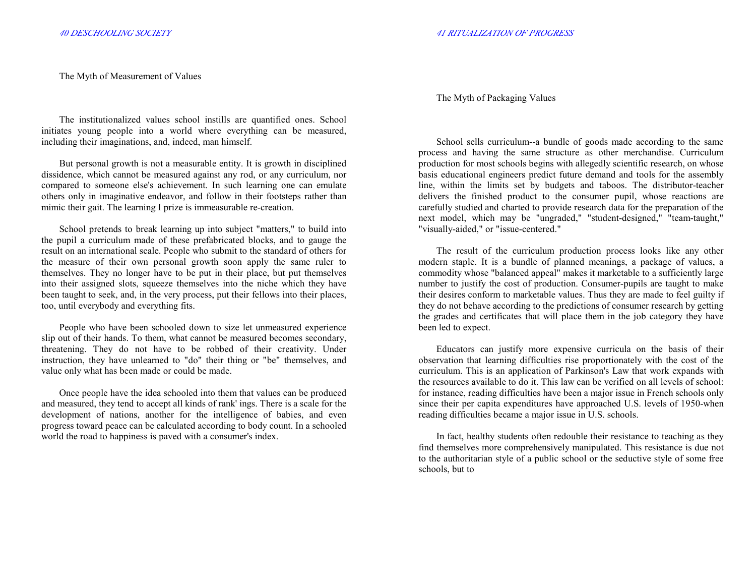## The Myth of Measurement of Values

The institutionalized values school instills are quantified ones. School initiates young people into a world where everything can be measured, including their imaginations, and, indeed, man himself.

But personal growth is not a measurable entity. It is growth in disciplined dissidence, which cannot be measured against any rod, or any curriculum, nor compared to someone else's achievement. In such learning one can emulate others only in imaginative endeavor, and follow in their footsteps rather than mimic their gait. The learning I prize is immeasurable re-creation.

School pretends to break learning up into subject "matters," to build into the pupil a curriculum made of these prefabricated blocks, and to gauge the result on an international scale. People who submit to the standard of others for the measure of their own personal growth soon apply the same ruler to themselves. They no longer have to be put in their place, but put themselves into their assigned slots, squeeze themselves into the niche which they have been taught to seek, and, in the very process, put their fellows into their places, too, until everybody and everything fits.

People who have been schooled down to size let unmeasured experience slip out of their hands. To them, what cannot be measured becomes secondary, threatening. They do not have to be robbed of their creativity. Under instruction, they have unlearned to "do" their thing or "be" themselves, and value only what has been made or could be made.

Once people have the idea schooled into them that values can be produced and measured, they tend to accept all kinds of rank' ings. There is a scale for the development of nations, another for the intelligence of babies, and even progress toward peace can be calculated according to body count. In a schooled world the road to happiness is paved with a consumer's index.

## The Myth of Packaging Values

School sells curriculum--a bundle of goods made according to the same process and having the same structure as other merchandise. Curriculum production for most schools begins with allegedly scientific research, on whose basis educational engineers predict future demand and tools for the assembly line, within the limits set by budgets and taboos. The distributor-teacher delivers the finished product to the consumer pupil, whose reactions are carefully studied and charted to provide research data for the preparation of the next model, which may be "ungraded," "student-designed," "team-taught," "visually-aided," or "issue-centered."

The result of the curriculum production process looks like any other modern staple. It is a bundle of planned meanings, a package of values, a commodity whose "balanced appeal" makes it marketable to a sufficiently large number to justify the cost of production. Consumer-pupils are taught to make their desires conform to marketable values. Thus they are made to feel guilty if they do not behave according to the predictions of consumer research by getting the grades and certificates that will place them in the job category they have been led to expect.

Educators can justify more expensive curricula on the basis of their observation that learning difficulties rise proportionately with the cost of the curriculum. This is an application of Parkinson's Law that work expands with the resources available to do it. This law can be verified on all levels of school: for instance, reading difficulties have been a major issue in French schools only since their per capita expenditures have approached U.S. levels of 1950-when reading difficulties became a major issue in U.S. schools.

In fact, healthy students often redouble their resistance to teaching as they find themselves more comprehensively manipulated. This resistance is due not to the authoritarian style of a public school or the seductive style of some free schools, but to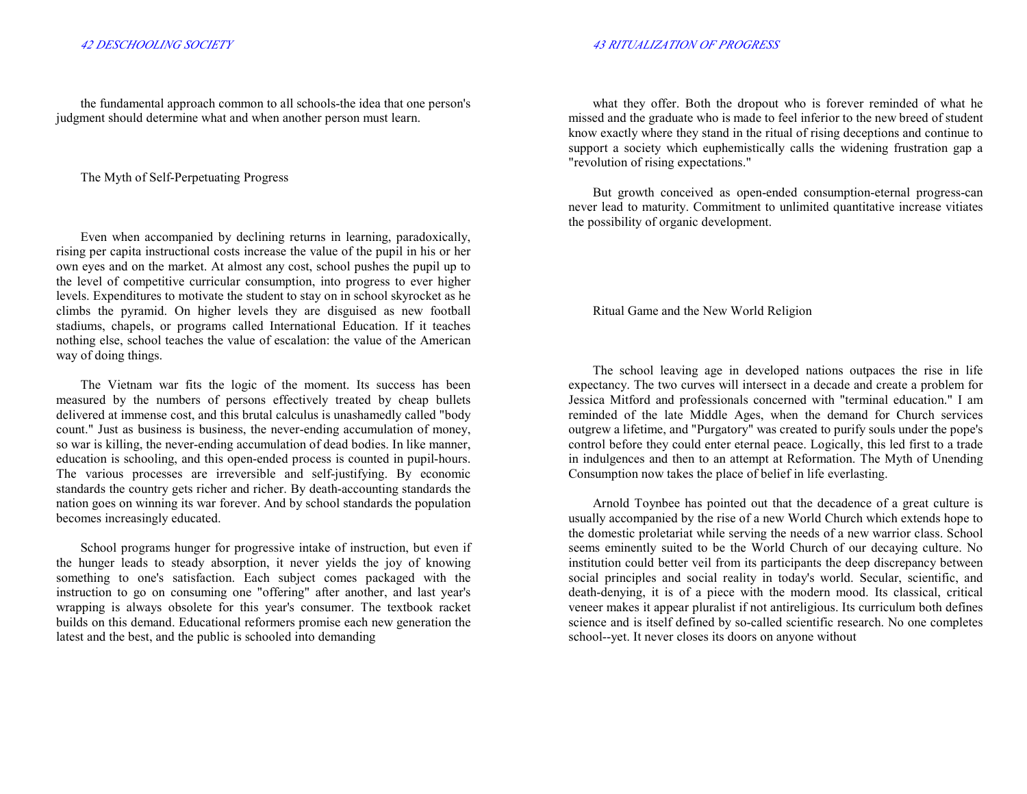the fundamental approach common to all schools-the idea that one person's judgment should determine what and when another person must learn.

## The Myth of Self-Perpetuating Progress

Even when accompanied by declining returns in learning, paradoxically, rising per capita instructional costs increase the value of the pupil in his or her own eyes and on the market. At almost any cost, school pushes the pupil up to the level of competitive curricular consumption, into progress to ever higher levels. Expenditures to motivate the student to stay on in school skyrocket as he climbs the pyramid. On higher levels they are disguised as new football stadiums, chapels, or programs called International Education. If it teaches nothing else, school teaches the value of escalation: the value of the American way of doing things.

The Vietnam war fits the logic of the moment. Its success has been measured by the numbers of persons effectively treated by cheap bullets delivered at immense cost, and this brutal calculus is unashamedly called "body count." Just as business is business, the never-ending accumulation of money, so war is killing, the never-ending accumulation of dead bodies. In like manner, education is schooling, and this open-ended process is counted in pupil-hours. The various processes are irreversible and self-justifying. By economic standards the country gets richer and richer. By death-accounting standards the nation goes on winning its war forever. And by school standards the population becomes increasingly educated.

School programs hunger for progressive intake of instruction, but even if the hunger leads to steady absorption, it never yields the joy of knowing something to one's satisfaction. Each subject comes packaged with the instruction to go on consuming one "offering" after another, and last year's wrapping is always obsolete for this year's consumer. The textbook racket builds on this demand. Educational reformers promise each new generation the latest and the best, and the public is schooled into demanding what they offer. Both the dropout who is forever reminded of what he missed and the graduate who is made to feel inferior to the new breed of student know exactly where they stand in the ritual of rising deceptions and continue to support a society which euphemistically calls the widening frustration gap a "revolution of rising expectations."

But growth conceived as open-ended consumption-eternal progress-can never lead to maturity. Commitment to unlimited quantitative increase vitiates the possibility of organic development.

## Ritual Game and the New World Religion

The school leaving age in developed nations outpaces the rise in life expectancy. The two curves will intersect in a decade and create a problem for Jessica Mitford and professionals concerned with "terminal education." I am reminded of the late Middle Ages, when the demand for Church services outgrew a lifetime, and "Purgatory" was created to purify souls under the pope's control before they could enter eternal peace. Logically, this led first to a trade in indulgences and then to an attempt at Reformation. The Myth of Unending Consumption now takes the place of belief in life everlasting.

Arnold Toynbee has pointed out that the decadence of a great culture is usually accompanied by the rise of a new World Church which extends hope to the domestic proletariat while serving the needs of a new warrior class. School seems eminently suited to be the World Church of our decaying culture. No institution could better veil from its participants the deep discrepancy between social principles and social reality in today's world. Secular, scientific, and death-denying, it is of a piece with the modern mood. Its classical, critical veneer makes it appear pluralist if not antireligious. Its curriculum both defines science and is itself defined by so-called scientific research. No one completes school--yet. It never closes its doors on anyone without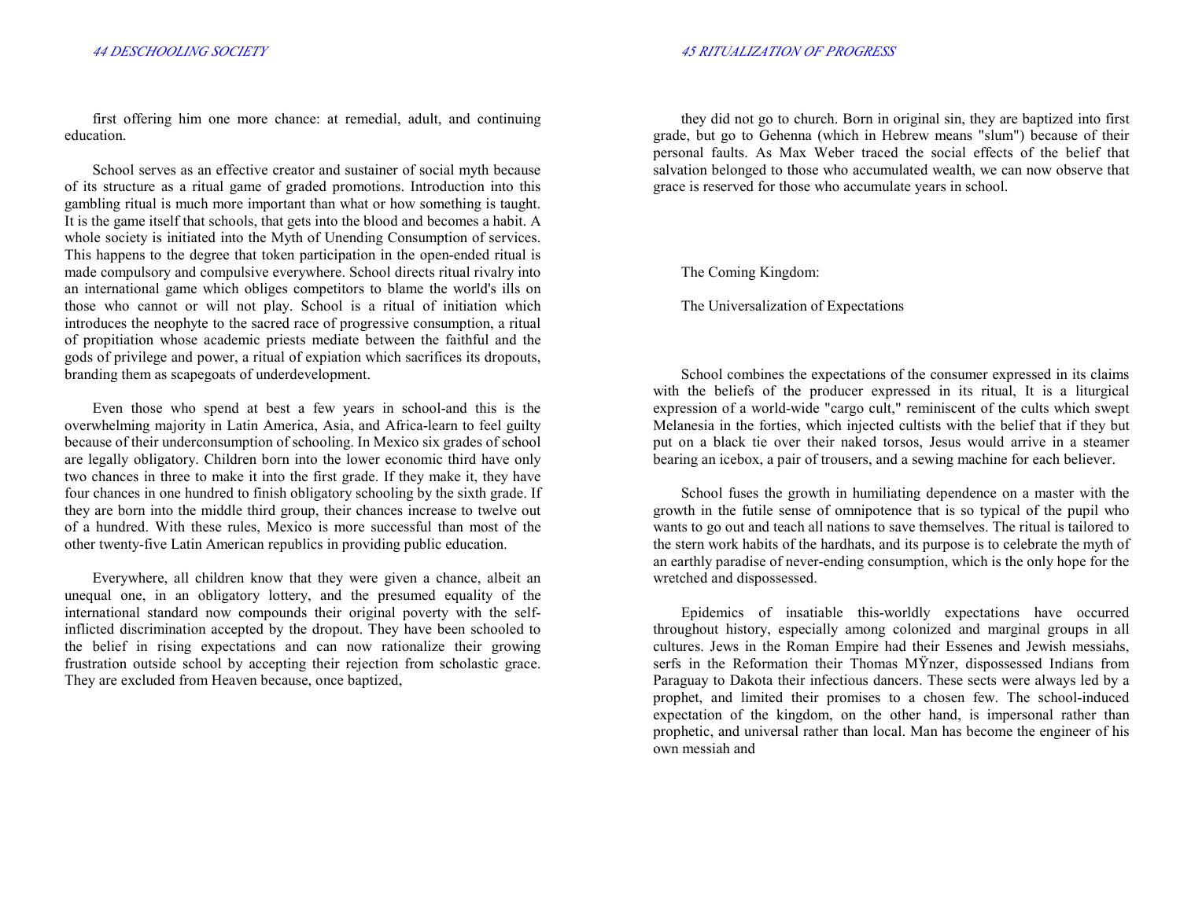first offering him one more chance: at remedial, adult, and continuing education.

School serves as an effective creator and sustainer of social myth because of its structure as a ritual game of graded promotions. Introduction into this gambling ritual is much more important than what or how something is taught. It is the game itself that schools, that gets into the blood and becomes a habit. A whole society is initiated into the Myth of Unending Consumption of services. This happens to the degree that token participation in the open-ended ritual is made compulsory and compulsive everywhere. School directs ritual rivalry into an international game which obliges competitors to blame the world's ills on those who cannot or will not play. School is a ritual of initiation which introduces the neophyte to the sacred race of progressive consumption, a ritual of propitiation whose academic priests mediate between the faithful and the gods of privilege and power, a ritual of expiation which sacrifices its dropouts, branding them as scapegoats of underdevelopment.

Even those who spend at best a few years in school-and this is the overwhelming majority in Latin America, Asia, and Africa-learn to feel guilty because of their underconsumption of schooling. In Mexico six grades of school are legally obligatory. Children born into the lower economic third have only two chances in three to make it into the first grade. If they make it, they have four chances in one hundred to finish obligatory schooling by the sixth grade. If they are born into the middle third group, their chances increase to twelve out of a hundred. With these rules, Mexico is more successful than most of the other twenty-five Latin American republics in providing public education.

Everywhere, all children know that they were given a chance, albeit an unequal one, in an obligatory lottery, and the presumed equality of the international standard now compounds their original poverty with the self-inflicted discrimination accepted by the dropout. They have been schooled to the belief in rising expectations and can now rationalize their growing frustration outside school by accepting their rejection from scholastic grace. They are excluded from Heaven because, once baptized, they did not go to church. Born in original sin, they are baptized into first grade, but go to Gehenna (which in Hebrew means "slum") because of their personal faults. As Max Weber traced the social effects of the belief that salvation belonged to those who accumulated wealth, we can now observe that grace is reserved for those who accumulate years in school.

## The Coming Kingdom:

## The Universalization of Expectations

School combines the expectations of the consumer expressed in its claims with the beliefs of the producer expressed in its ritual, It is a liturgical expression of a world-wide "cargo cult," reminiscent of the cults which swept Melanesia in the forties, which injected cultists with the belief that if they but put on a black tie over their naked torsos, Jesus would arrive in a steamer bearing an icebox, a pair of trousers, and a sewing machine for each believer.

School fuses the growth in humiliating dependence on a master with the growth in the futile sense of omnipotence that is so typical of the pupil who wants to go out and teach all nations to save themselves. The ritual is tailored to the stern work habits of the hardhats, and its purpose is to celebrate the myth of an earthly paradise of never-ending consumption, which is the only hope for the wretched and dispossessed.

Epidemics of insatiable this-worldly expectations have occurred throughout history, especially among colonized and marginal groups in all cultures. Jews in the Roman Empire had their Essenes and Jewish messiahs, serfs in the Reformation their Thomas MŸnzer, dispossessed Indians from Paraguay to Dakota their infectious dancers. These sects were always led by a prophet, and limited their promises to a chosen few. The school-induced expectation of the kingdom, on the other hand, is impersonal rather than prophetic, and universal rather than local. Man has become the engineer of his own messiah and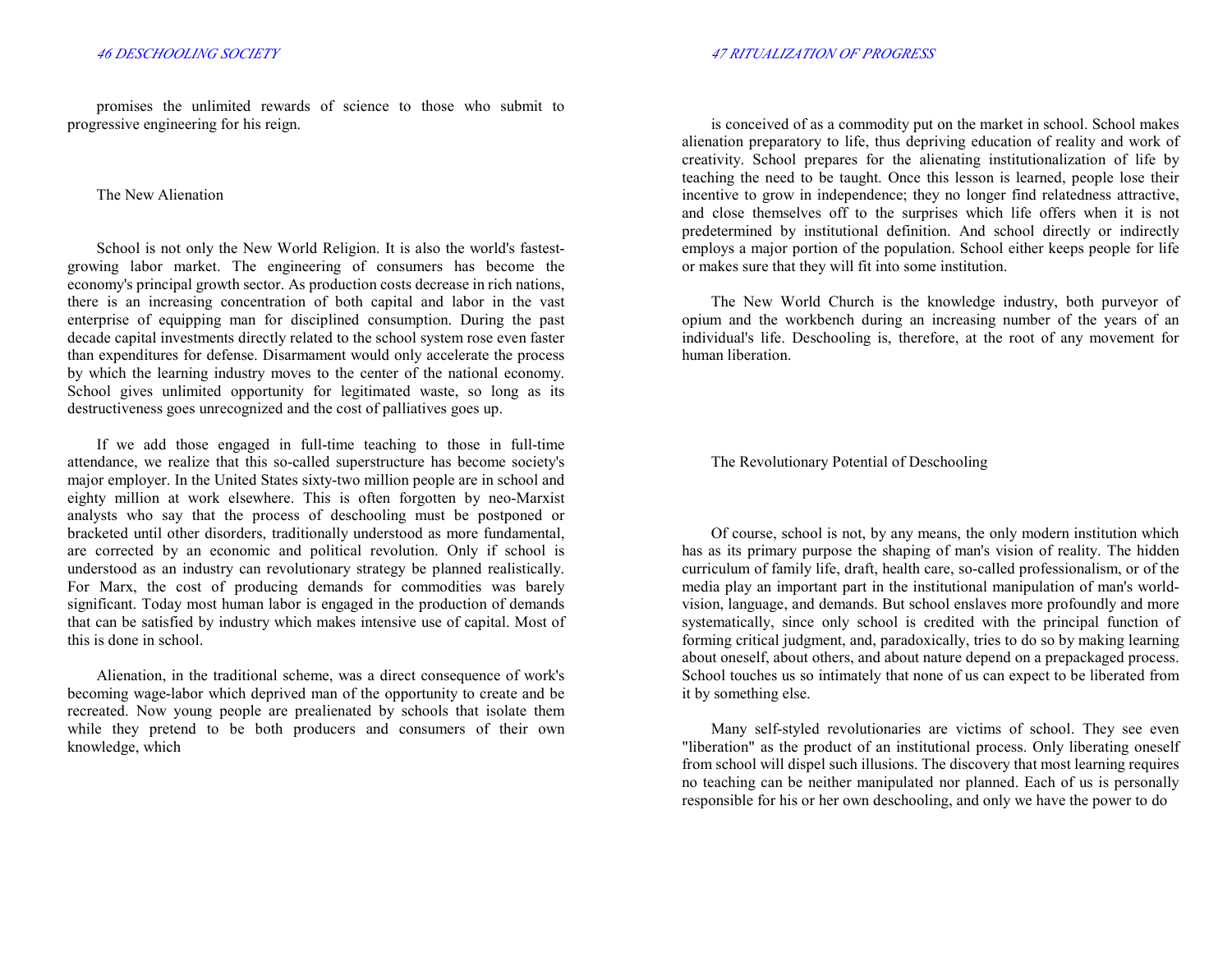promises the unlimited rewards of science to those who submit to progressive engineering for his reign.

## The New Alienation

School is not only the New World Religion. It is also the world's fastest-growing labor market. The engineering of consumers has become the economy's principal growth sector. As production costs decrease in rich nations, there is an increasing concentration of both capital and labor in the vast enterprise of equipping man for disciplined consumption. During the past decade capital investments directly related to the school system rose even faster than expenditures for defense. Disarmament would only accelerate the process by which the learning industry moves to the center of the national economy. School gives unlimited opportunity for legitimated waste, so long as its destructiveness goes unrecognized and the cost of palliatives goes up.

If we add those engaged in full-time teaching to those in full-time attendance, we realize that this so-called superstructure has become society's major employer. In the United States sixty-two million people are in school and eighty million at work elsewhere. This is often forgotten by neo-Marxist analysts who say that the process of deschooling must be postponed or bracketed until other disorders, traditionally understood as more fundamental, are corrected by an economic and political revolution. Only if school is understood as an industry can revolutionary strategy be planned realistically. For Marx, the cost of producing demands for commodities was barely significant. Today most human labor is engaged in the production of demands that can be satisfied by industry which makes intensive use of capital. Most of this is done in school.

Alienation, in the traditional scheme, was a direct consequence of work's becoming wage-labor which deprived man of the opportunity to create and be recreated. Now young people are prealienated by schools that isolate them while they pretend to be both producers and consumers of their own knowledge, which is conceived of as a commodity put on the market in school. School makes alienation preparatory to life, thus depriving education of reality and work of creativity. School prepares for the alienating institutionalization of life by teaching the need to be taught. Once this lesson is learned, people lose their incentive to grow in independence; they no longer find relatedness attractive, and close themselves off to the surprises which life offers when it is not predetermined by institutional definition. And school directly or indirectly employs a major portion of the population. School either keeps people for life or makes sure that they will fit into some institution.

The New World Church is the knowledge industry, both purveyor of opium and the workbench during an increasing number of the years of an individual's life. Deschooling is, therefore, at the root of any movement for human liberation.

## The Revolutionary Potential of Deschooling

Of course, school is not, by any means, the only modern institution which has as its primary purpose the shaping of man's vision of reality. The hidden curriculum of family life, draft, health care, so-called professionalism, or of the media play an important part in the institutional manipulation of man's world-vision, language, and demands. But school enslaves more profoundly and more systematically, since only school is credited with the principal function of forming critical judgment, and, paradoxically, tries to do so by making learning about oneself, about others, and about nature depend on a prepackaged process. School touches us so intimately that none of us can expect to be liberated from it by something else.

Many self-styled revolutionaries are victims of school. They see even "liberation" as the product of an institutional process. Only liberating oneself from school will dispel such illusions. The discovery that most learning requires no teaching can be neither manipulated nor planned. Each of us is personally responsible for his or her own deschooling, and only we have the power to do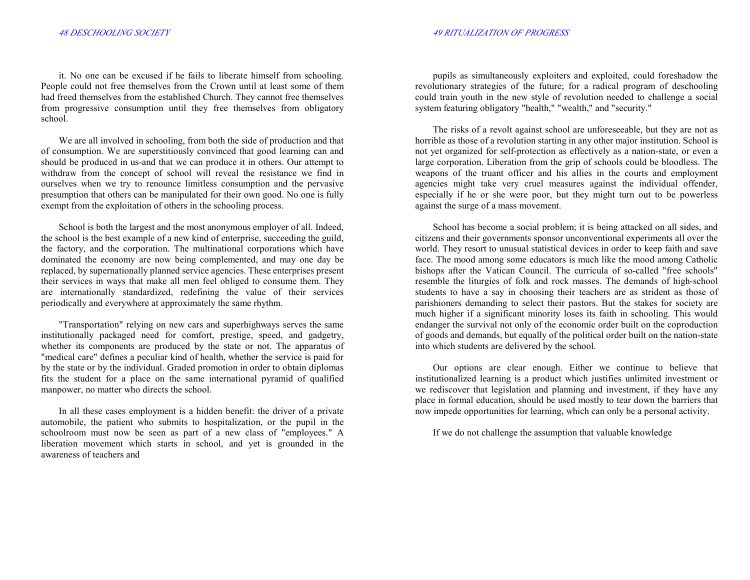it. No one can be excused if he fails to liberate himself from schooling. People could not free themselves from the Crown until at least some of them had freed themselves from the established Church. They cannot free themselves from progressive consumption until they free themselves from obligatory school.

We are all involved in schooling, from both the side of production and that of consumption. We are superstitiously convinced that good learning can and should be produced in us-and that we can produce it in others. Our attempt to withdraw from the concept of school will reveal the resistance we find in ourselves when we try to renounce limitless consumption and the pervasive presumption that others can be manipulated for their own good. No one is fully exempt from the exploitation of others in the schooling process.

School is both the largest and the most anonymous employer of all. Indeed, the school is the best example of a new kind of enterprise, succeeding the guild, the factory, and the corporation. The multinational corporations which have dominated the economy are now being complemented, and may one day be replaced, by supernationally planned service agencies. These enterprises present their services in ways that make all men feel obliged to consume them. They are internationally standardized, redefining the value of their services periodically and everywhere at approximately the same rhythm.

"Transportation" relying on new cars and superhighways serves the same institutionally packaged need for comfort, prestige, speed, and gadgetry, whether its components are produced by the state or not. The apparatus of "medical care" defines a peculiar kind of health, whether the service is paid for by the state or by the individual. Graded promotion in order to obtain diplomas fits the student for a place on the same international pyramid of qualified manpower, no matter who directs the school.

In all these cases employment is a hidden benefit: the driver of a private automobile, the patient who submits to hospitalization, or the pupil in the schoolroom must now be seen as part of a new class of "employees." A liberation movement which starts in school, and yet is grounded in the awareness of teachers and pupils as simultaneously exploiters and exploited, could foreshadow the revolutionary strategies of the future; for a radical program of deschooling could train youth in the new style of revolution needed to challenge a social system featuring obligatory "health," "wealth," and "security."

The risks of a revolt against school are unforeseeable, but they are not as horrible as those of a revolution starting in any other major institution. School is not yet organized for self-protection as effectively as a nation-state, or even a large corporation. Liberation from the grip of schools could be bloodless. The weapons of the truant officer and his allies in the courts and employment agencies might take very cruel measures against the individual offender, especially if he or she were poor, but they might turn out to be powerless against the surge of a mass movement.

School has become a social problem; it is being attacked on all sides, and citizens and their governments sponsor unconventional experiments all over the world. They resort to unusual statistical devices in order to keep faith and save face. The mood among some educators is much like the mood among Catholic bishops after the Vatican Council. The curricula of so-called "free schools" resemble the liturgies of folk and rock masses. The demands of high-school students to have a say in choosing their teachers are as strident as those of parishioners demanding to select their pastors. But the stakes for society are much higher if a significant minority loses its faith in schooling. This would endanger the survival not only of the economic order built on the coproduction of goods and demands, but equally of the political order built on the nation-state into which students are delivered by the school.

Our options are clear enough. Either we continue to believe that institutionalized learning is a product which justifies unlimited investment or we rediscover that legislation and planning and investment, if they have any place in formal education, should be used mostly to tear down the barriers that now impede opportunities for learning, which can only be a personal activity.

If we do not challenge the assumption that valuable knowledge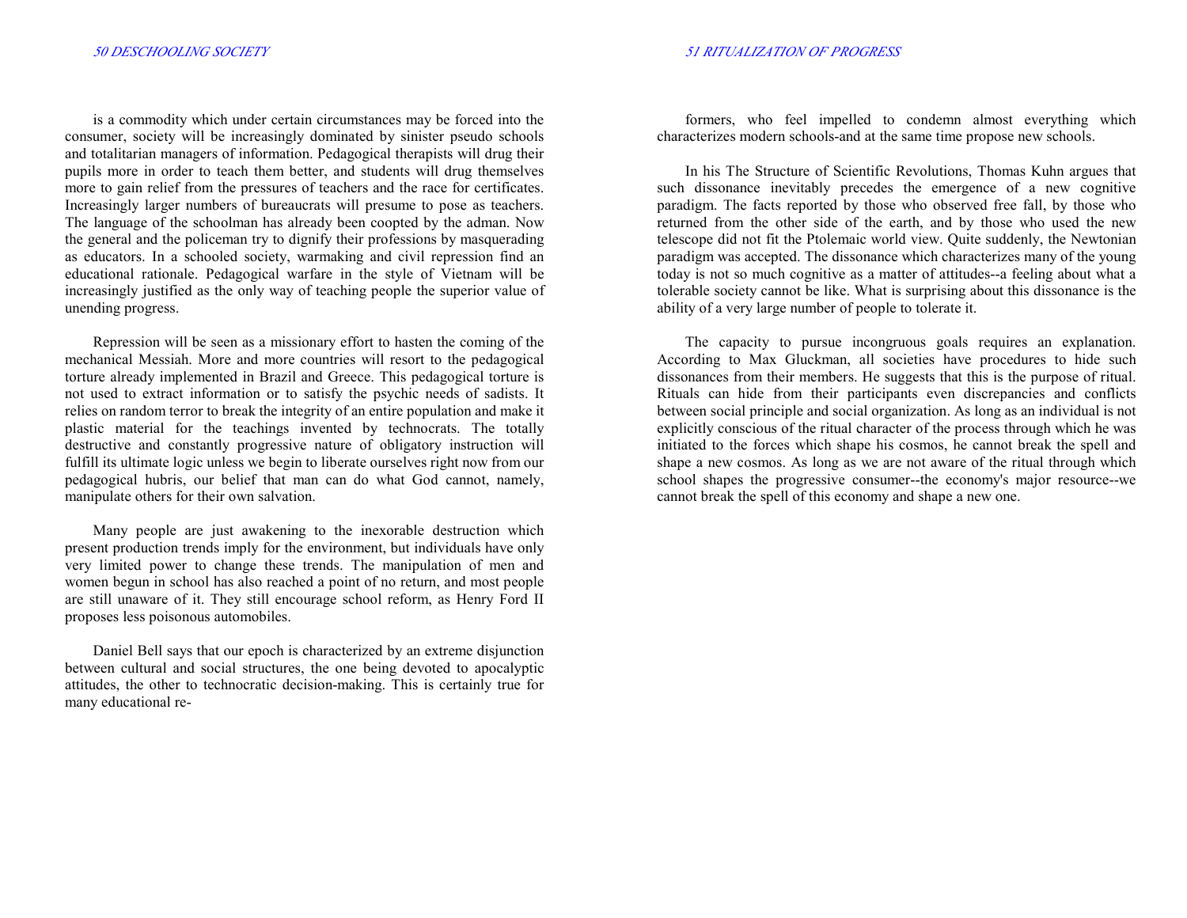is a commodity which under certain circumstances may be forced into the consumer, society will be increasingly dominated by sinister pseudo schools and totalitarian managers of information. Pedagogical therapists will drug their pupils more in order to teach them better, and students will drug themselves more to gain relief from the pressures of teachers and the race for certificates. Increasingly larger numbers of bureaucrats will presume to pose as teachers. The language of the schoolman has already been coopted by the adman. Now the general and the policeman try to dignify their professions by masquerading as educators. In a schooled society, warmaking and civil repression find an educational rationale. Pedagogical warfare in the style of Vietnam will be increasingly justified as the only way of teaching people the superior value of unending progress.

Repression will be seen as a missionary effort to hasten the coming of the mechanical Messiah. More and more countries will resort to the pedagogical torture already implemented in Brazil and Greece. This pedagogical torture is not used to extract information or to satisfy the psychic needs of sadists. It relies on random terror to break the integrity of an entire population and make it plastic material for the teachings invented by technocrats. The totally destructive and constantly progressive nature of obligatory instruction will fulfill its ultimate logic unless we begin to liberate ourselves right now from our pedagogical hubris, our belief that man can do what God cannot, namely, manipulate others for their own salvation.

Many people are just awakening to the inexorable destruction which present production trends imply for the environment, but individuals have only very limited power to change these trends. The manipulation of men and women begun in school has also reached a point of no return, and most people are still unaware of it. They still encourage school reform, as Henry Ford II proposes less poisonous automobiles.

Daniel Bell says that our epoch is characterized by an extreme disjunction between cultural and social structures, the one being devoted to apocalyptic attitudes, the other to technocratic decision-making. This is certainly true for many educational reformers, who feel impelled to condemn almost everything which characterizes modern schools-and at the same time propose new schools.

In his The Structure of Scientific Revolutions, Thomas Kuhn argues that such dissonance inevitably precedes the emergence of a new cognitive paradigm. The facts reported by those who observed free fall, by those who returned from the other side of the earth, and by those who used the new telescope did not fit the Ptolemaic world view. Quite suddenly, the Newtonian paradigm was accepted. The dissonance which characterizes many of the young today is not so much cognitive as a matter of attitudes--a feeling about what a tolerable society cannot be like. What is surprising about this dissonance is the ability of a very large number of people to tolerate it.

The capacity to pursue incongruous goals requires an explanation. According to Max Gluckman, all societies have procedures to hide such dissonances from their members. He suggests that this is the purpose of ritual. Rituals can hide from their participants even discrepancies and conflicts between social principle and social organization. As long as an individual is not explicitly conscious of the ritual character of the process through which he was initiated to the forces which shape his cosmos, he cannot break the spell and shape a new cosmos. As long as we are not aware of the ritual through which school shapes the progressive consumer--the economy's major resource--we cannot break the spell of this economy and shape a new one.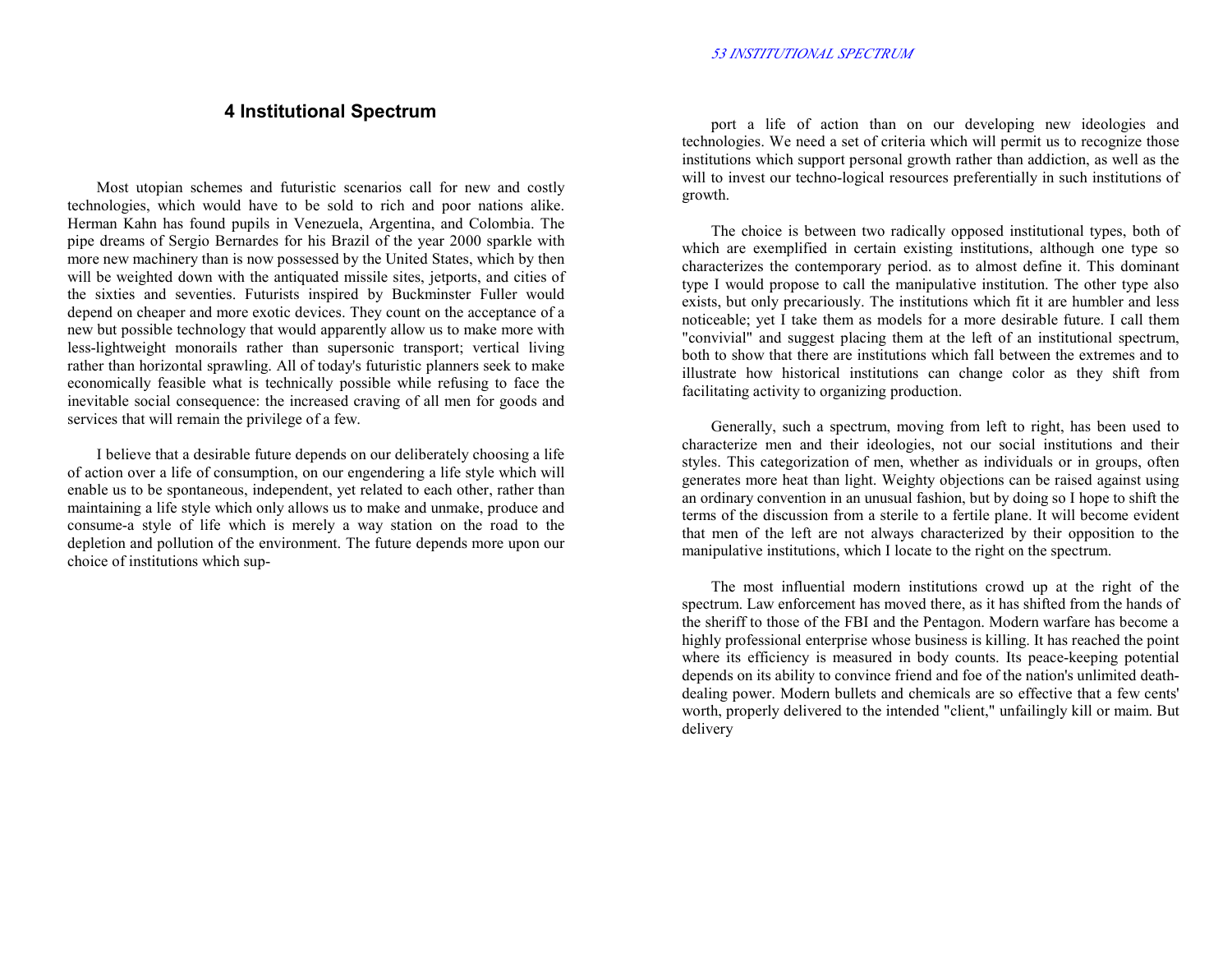# 4 Institutional Spectrum

Most utopian schemes and futuristic scenarios call for new and costly technologies, which would have to be sold to rich and poor nations alike. Herman Kahn has found pupils in Venezuela, Argentina, and Colombia. The pipe dreams of Sergio Bernardes for his Brazil of the year 2000 sparkle with more new machinery than is now possessed by the United States, which by then will be weighted down with the antiquated missile sites, jetports, and cities of the sixties and seventies. Futurists inspired by Buckminster Fuller would depend on cheaper and more exotic devices. They count on the acceptance of a new but possible technology that would apparently allow us to make more with less-lightweight monorails rather than supersonic transport; vertical living rather than horizontal sprawling. All of today's futuristic planners seek to make economically feasible what is technically possible while refusing to face the inevitable social consequence: the increased craving of all men for goods and services that will remain the privilege of a few.

I believe that a desirable future depends on our deliberately choosing a life of action over a life of consumption, on our engendering a life style which will enable us to be spontaneous, independent, yet related to each other, rather than maintaining a life style which only allows us to make and unmake, produce and consume-a style of life which is merely a way station on the road to the depletion and pollution of the environment. The future depends more upon our choice of institutions which support a life of action than on our developing new ideologies and technologies. We need a set of criteria which will permit us to recognize those institutions which support personal growth rather than addiction, as well as the will to invest our techno-logical resources preferentially in such institutions of growth.

The choice is between two radically opposed institutional types, both of which are exemplified in certain existing institutions, although one type so characterizes the contemporary period. as to almost define it. This dominant type I would propose to call the manipulative institution. The other type also exists, but only precariously. The institutions which fit it are humbler and less noticeable; yet I take them as models for a more desirable future. I call them "convivial" and suggest placing them at the left of an institutional spectrum, both to show that there are institutions which fall between the extremes and to illustrate how historical institutions can change color as they shift from facilitating activity to organizing production.

Generally, such a spectrum, moving from left to right, has been used to characterize men and their ideologies, not our social institutions and their styles. This categorization of men, whether as individuals or in groups, often generates more heat than light. Weighty objections can be raised against using an ordinary convention in an unusual fashion, but by doing so I hope to shift the terms of the discussion from a sterile to a fertile plane. It will become evident that men of the left are not always characterized by their opposition to the manipulative institutions, which I locate to the right on the spectrum.

The most influential modern institutions crowd up at the right of the spectrum. Law enforcement has moved there, as it has shifted from the hands of the sheriff to those of the FBI and the Pentagon. Modern warfare has become a highly professional enterprise whose business is killing. It has reached the point where its efficiency is measured in body counts. Its peace-keeping potential depends on its ability to convince friend and foe of the nation's unlimited death-dealing power. Modern bullets and chemicals are so effective that a few cents' worth, properly delivered to the intended "client," unfailingly kill or maim. But delivery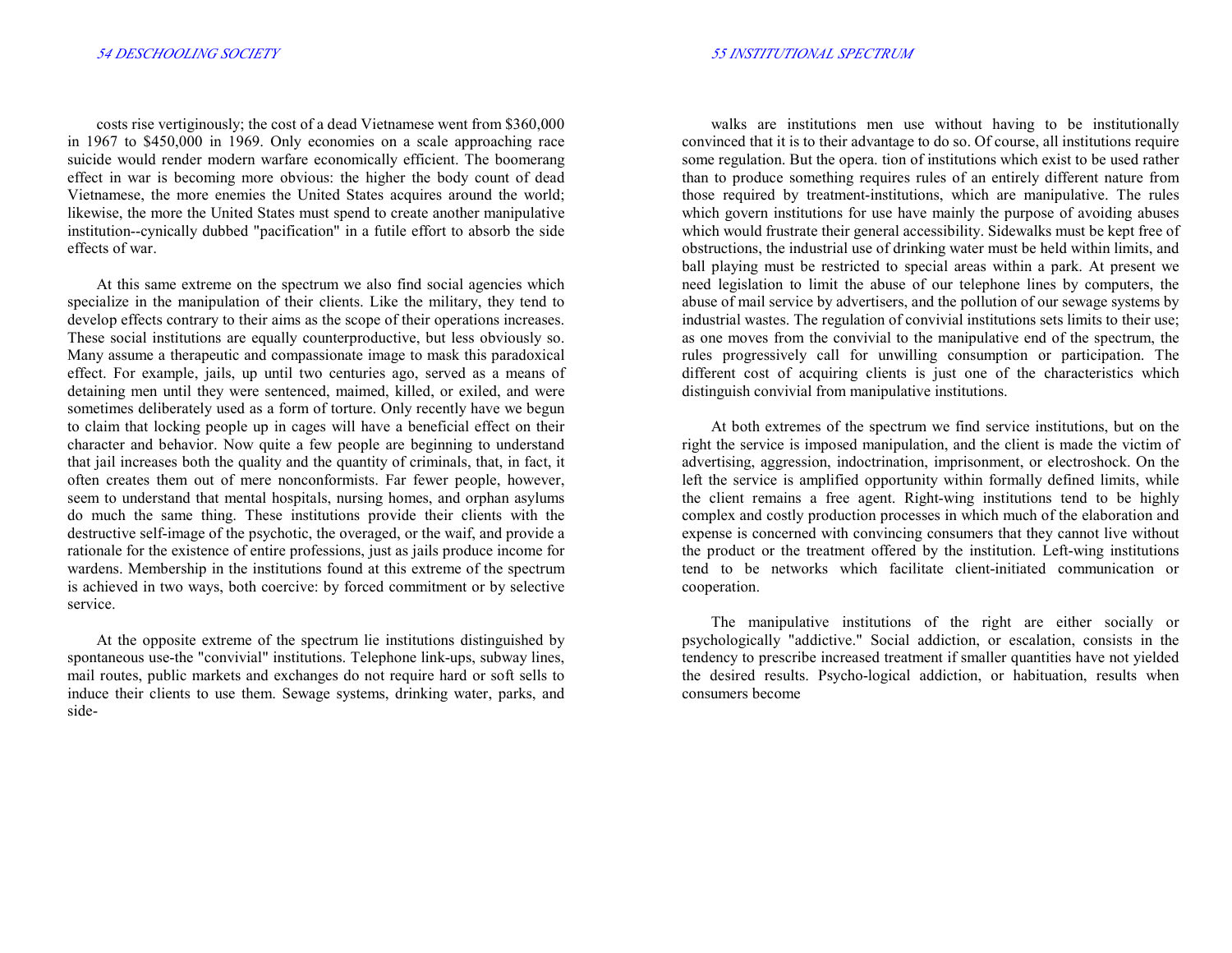costs rise vertiginously; the cost of a dead Vietnamese went from $360,000 in 1967 to $450,000 in 1969. Only economies on a scale approaching race suicide would render modern warfare economically efficient. The boomerang effect in war is becoming more obvious: the higher the body count of dead Vietnamese, the more enemies the United States acquires around the world; likewise, the more the United States must spend to create another manipulative institution--cynically dubbed "pacification" in a futile effort to absorb the side effects of war.

At this same extreme on the spectrum we also find social agencies which specialize in the manipulation of their clients. Like the military, they tend to develop effects contrary to their aims as the scope of their operations increases. These social institutions are equally counterproductive, but less obviously so. Many assume a therapeutic and compassionate image to mask this paradoxical effect. For example, jails, up until two centuries ago, served as a means of detaining men until they were sentenced, maimed, killed, or exiled, and were sometimes deliberately used as a form of torture. Only recently have we begun to claim that locking people up in cages will have a beneficial effect on their character and behavior. Now quite a few people are beginning to understand that jail increases both the quality and the quantity of criminals, that, in fact, it often creates them out of mere nonconformists. Far fewer people, however, seem to understand that mental hospitals, nursing homes, and orphan asylums do much the same thing. These institutions provide their clients with the destructive self-image of the psychotic, the overaged, or the waif, and provide a rationale for the existence of entire professions, just as jails produce income for wardens. Membership in the institutions found at this extreme of the spectrum is achieved in two ways, both coercive: by forced commitment or by selective service.

At the opposite extreme of the spectrum lie institutions distinguished by spontaneous use-the "convivial" institutions. Telephone link-ups, subway lines, mail routes, public markets and exchanges do not require hard or soft sells to induce their clients to use them. Sewage systems, drinking water, parks, and sidewalks are institutions men use without having to be institutionally convinced that it is to their advantage to do so. Of course, all institutions require some regulation. But the opera. tion of institutions which exist to be used rather than to produce something requires rules of an entirely different nature from those required by treatment-institutions, which are manipulative. The rules which govern institutions for use have mainly the purpose of avoiding abuses which would frustrate their general accessibility. Sidewalks must be kept free of obstructions, the industrial use of drinking water must be held within limits, and ball playing must be restricted to special areas within a park. At present we need legislation to limit the abuse of our telephone lines by computers, the abuse of mail service by advertisers, and the pollution of our sewage systems by industrial wastes. The regulation of convivial institutions sets limits to their use; as one moves from the convivial to the manipulative end of the spectrum, the rules progressively call for unwilling consumption or participation. The different cost of acquiring clients is just one of the characteristics which distinguish convivial from manipulative institutions.

At both extremes of the spectrum we find service institutions, but on the right the service is imposed manipulation, and the client is made the victim of advertising, aggression, indoctrination, imprisonment, or electroshock. On the left the service is amplified opportunity within formally defined limits, while the client remains a free agent. Right-wing institutions tend to be highly complex and costly production processes in which much of the elaboration and expense is concerned with convincing consumers that they cannot live without the product or the treatment offered by the institution. Left-wing institutions tend to be networks which facilitate client-initiated communication or cooperation.

The manipulative institutions of the right are either socially or psychologically "addictive." Social addiction, or escalation, consists in the tendency to prescribe increased treatment if smaller quantities have not yielded the desired results. Psycho-logical addiction, or habituation, results when consumers become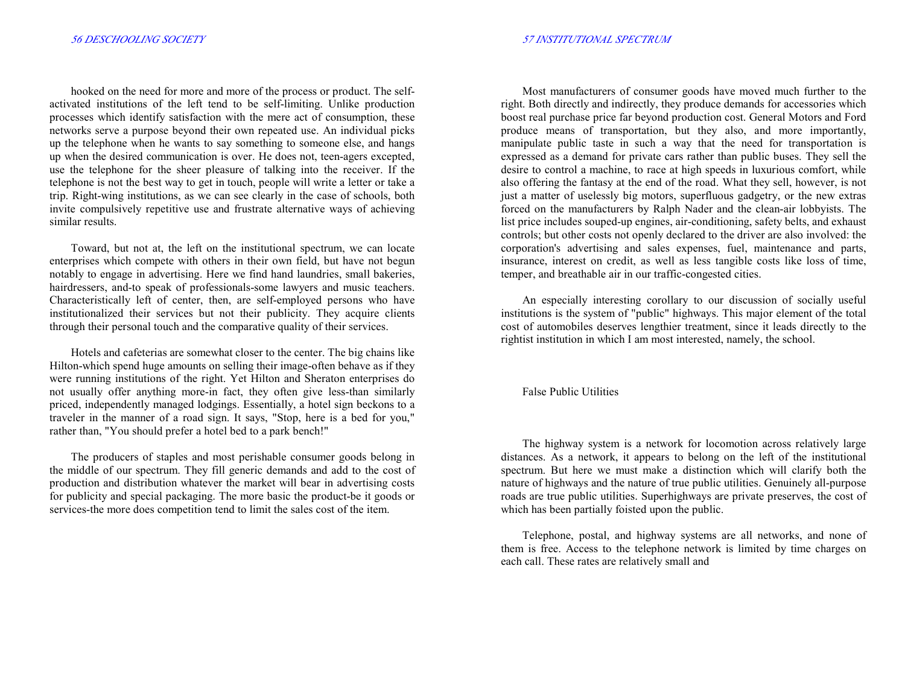hooked on the need for more and more of the process or product. The self-activated institutions of the left tend to be self-limiting. Unlike production processes which identify satisfaction with the mere act of consumption, these networks serve a purpose beyond their own repeated use. An individual picks up the telephone when he wants to say something to someone else, and hangs up when the desired communication is over. He does not, teen-agers excepted, use the telephone for the sheer pleasure of talking into the receiver. If the telephone is not the best way to get in touch, people will write a letter or take a trip. Right-wing institutions, as we can see clearly in the case of schools, both invite compulsively repetitive use and frustrate alternative ways of achieving similar results.

Toward, but not at, the left on the institutional spectrum, we can locate enterprises which compete with others in their own field, but have not begun notably to engage in advertising. Here we find hand laundries, small bakeries, hairdressers, and-to speak of professionals-some lawyers and music teachers. Characteristically left of center, then, are self-employed persons who have institutionalized their services but not their publicity. They acquire clients through their personal touch and the comparative quality of their services.

Hotels and cafeterias are somewhat closer to the center. The big chains like Hilton-which spend huge amounts on selling their image-often behave as if they were running institutions of the right. Yet Hilton and Sheraton enterprises do not usually offer anything more-in fact, they often give less-than similarly priced, independently managed lodgings. Essentially, a hotel sign beckons to a traveler in the manner of a road sign. It says, "Stop, here is a bed for you," rather than, "You should prefer a hotel bed to a park bench!"

The producers of staples and most perishable consumer goods belong in the middle of our spectrum. They fill generic demands and add to the cost of production and distribution whatever the market will bear in advertising costs for publicity and special packaging. The more basic the product-be it goods or services-the more does competition tend to limit the sales cost of the item.

Most manufacturers of consumer goods have moved much further to the right. Both directly and indirectly, they produce demands for accessories which boost real purchase price far beyond production cost. General Motors and Ford produce means of transportation, but they also, and more importantly, manipulate public taste in such a way that the need for transportation is expressed as a demand for private cars rather than public buses. They sell the desire to control a machine, to race at high speeds in luxurious comfort, while also offering the fantasy at the end of the road. What they sell, however, is not just a matter of uselessly big motors, superfluous gadgetry, or the new extras forced on the manufacturers by Ralph Nader and the clean-air lobbyists. The list price includes souped-up engines, air-conditioning, safety belts, and exhaust controls; but other costs not openly declared to the driver are also involved: the corporation's advertising and sales expenses, fuel, maintenance and parts, insurance, interest on credit, as well as less tangible costs like loss of time, temper, and breathable air in our traffic-congested cities.

An especially interesting corollary to our discussion of socially useful institutions is the system of "public" highways. This major element of the total cost of automobiles deserves lengthier treatment, since it leads directly to the rightist institution in which I am most interested, namely, the school.

## False Public Utilities

The highway system is a network for locomotion across relatively large distances. As a network, it appears to belong on the left of the institutional spectrum. But here we must make a distinction which will clarify both the nature of highways and the nature of true public utilities. Genuinely all-purpose roads are true public utilities. Superhighways are private preserves, the cost of which has been partially foisted upon the public.

Telephone, postal, and highway systems are all networks, and none of them is free. Access to the telephone network is limited by time charges on each call. These rates are relatively small and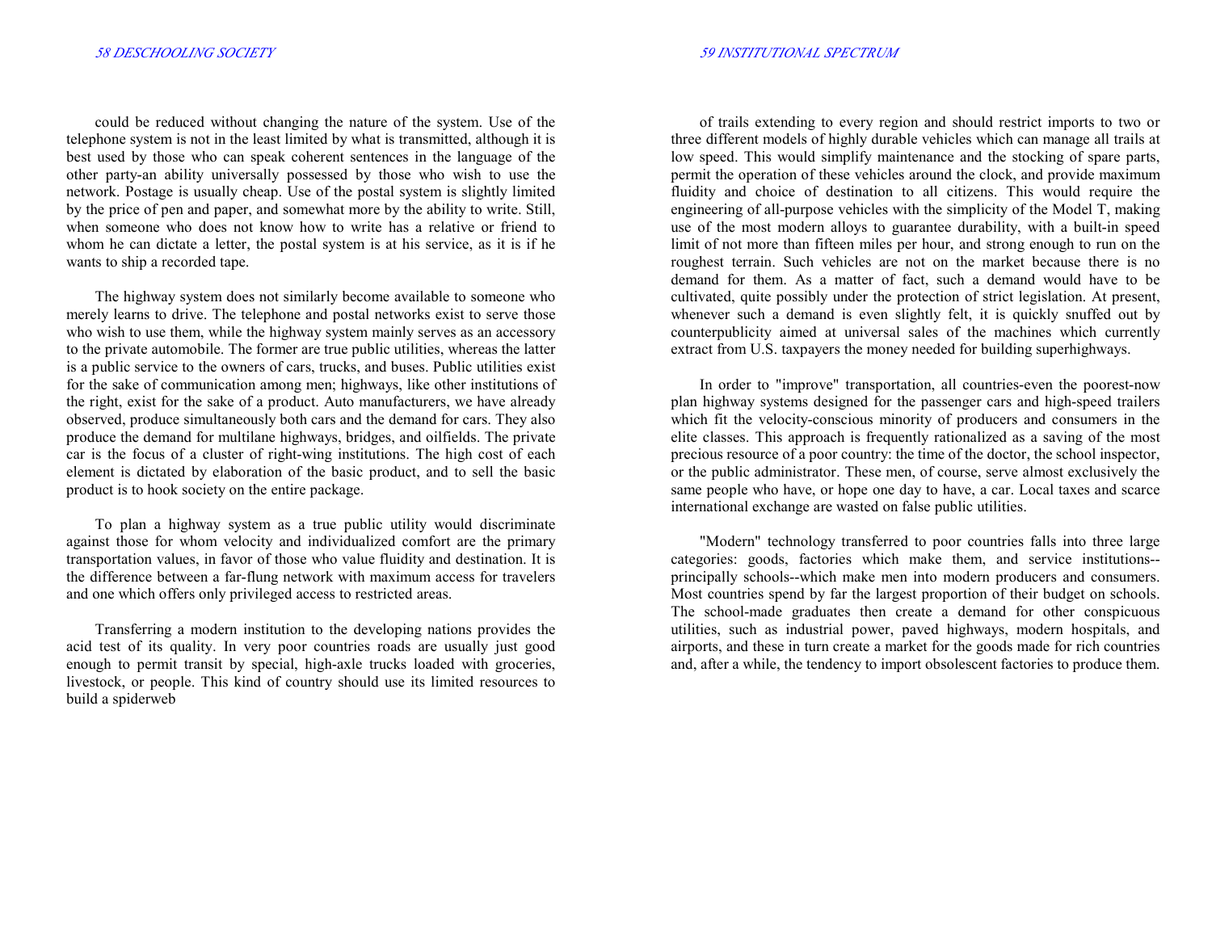could be reduced without changing the nature of the system. Use of the telephone system is not in the least limited by what is transmitted, although it is best used by those who can speak coherent sentences in the language of the other party-an ability universally possessed by those who wish to use the network. Postage is usually cheap. Use of the postal system is slightly limited by the price of pen and paper, and somewhat more by the ability to write. Still, when someone who does not know how to write has a relative or friend to whom he can dictate a letter, the postal system is at his service, as it is if he wants to ship a recorded tape.

The highway system does not similarly become available to someone who merely learns to drive. The telephone and postal networks exist to serve those who wish to use them, while the highway system mainly serves as an accessory to the private automobile. The former are true public utilities, whereas the latter is a public service to the owners of cars, trucks, and buses. Public utilities exist for the sake of communication among men; highways, like other institutions of the right, exist for the sake of a product. Auto manufacturers, we have already observed, produce simultaneously both cars and the demand for cars. They also produce the demand for multilane highways, bridges, and oilfields. The private car is the focus of a cluster of right-wing institutions. The high cost of each element is dictated by elaboration of the basic product, and to sell the basic product is to hook society on the entire package.

To plan a highway system as a true public utility would discriminate against those for whom velocity and individualized comfort are the primary transportation values, in favor of those who value fluidity and destination. It is the difference between a far-flung network with maximum access for travelers and one which offers only privileged access to restricted areas.

Transferring a modern institution to the developing nations provides the acid test of its quality. In very poor countries roads are usually just good enough to permit transit by special, high-axle trucks loaded with groceries, livestock, or people. This kind of country should use its limited resources to build a spiderweb of trails extending to every region and should restrict imports to two or three different models of highly durable vehicles which can manage all trails at low speed. This would simplify maintenance and the stocking of spare parts, permit the operation of these vehicles around the clock, and provide maximum fluidity and choice of destination to all citizens. This would require the engineering of all-purpose vehicles with the simplicity of the Model T, making use of the most modern alloys to guarantee durability, with a built-in speed limit of not more than fifteen miles per hour, and strong enough to run on the roughest terrain. Such vehicles are not on the market because there is no demand for them. As a matter of fact, such a demand would have to be cultivated, quite possibly under the protection of strict legislation. At present, whenever such a demand is even slightly felt, it is quickly snuffed out by counterpublicity aimed at universal sales of the machines which currently extract from U.S. taxpayers the money needed for building superhighways.

In order to "improve" transportation, all countries-even the poorest-now plan highway systems designed for the passenger cars and high-speed trailers which fit the velocity-conscious minority of producers and consumers in the elite classes. This approach is frequently rationalized as a saving of the most precious resource of a poor country: the time of the doctor, the school inspector, or the public administrator. These men, of course, serve almost exclusively the same people who have, or hope one day to have, a car. Local taxes and scarce international exchange are wasted on false public utilities.

"Modern" technology transferred to poor countries falls into three large categories: goods, factories which make them, and service institutions--principally schools--which make men into modern producers and consumers. Most countries spend by far the largest proportion of their budget on schools. The school-made graduates then create a demand for other conspicuous utilities, such as industrial power, paved highways, modern hospitals, and airports, and these in turn create a market for the goods made for rich countries and, after a while, the tendency to import obsolescent factories to produce them.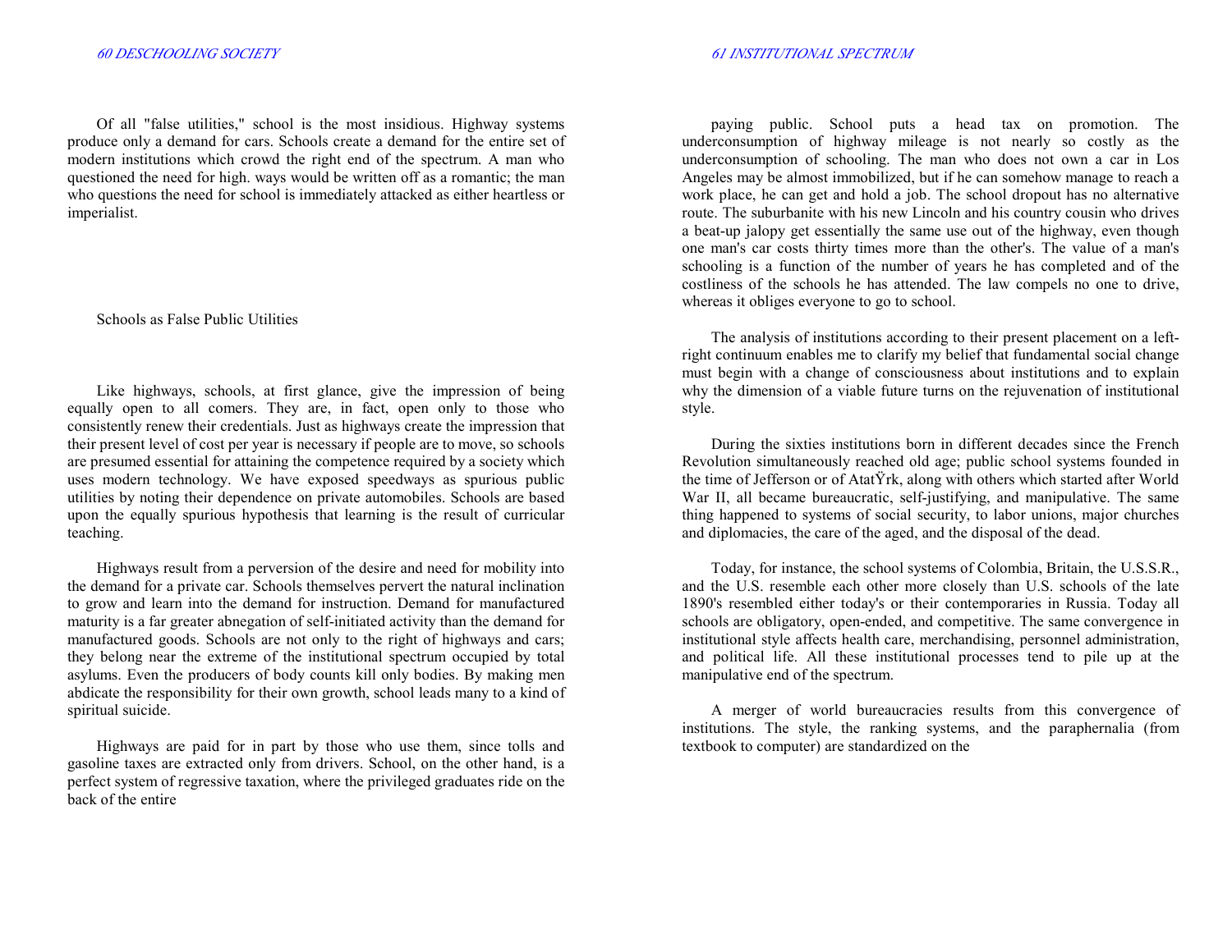Of all "false utilities," school is the most insidious. Highway systems produce only a demand for cars. Schools create a demand for the entire set of modern institutions which crowd the right end of the spectrum. A man who questioned the need for high. ways would be written off as a romantic; the man who questions the need for school is immediately attacked as either heartless or imperialist.

## Schools as False Public Utilities

Like highways, schools, at first glance, give the impression of being equally open to all comers. They are, in fact, open only to those who consistently renew their credentials. Just as highways create the impression that their present level of cost per year is necessary if people are to move, so schools are presumed essential for attaining the competence required by a society which uses modern technology. We have exposed speedways as spurious public utilities by noting their dependence on private automobiles. Schools are based upon the equally spurious hypothesis that learning is the result of curricular teaching.

Highways result from a perversion of the desire and need for mobility into the demand for a private car. Schools themselves pervert the natural inclination to grow and learn into the demand for instruction. Demand for manufactured maturity is a far greater abnegation of self-initiated activity than the demand for manufactured goods. Schools are not only to the right of highways and cars; they belong near the extreme of the institutional spectrum occupied by total asylums. Even the producers of body counts kill only bodies. By making men abdicate the responsibility for their own growth, school leads many to a kind of spiritual suicide.

Highways are paid for in part by those who use them, since tolls and gasoline taxes are extracted only from drivers. School, on the other hand, is a perfect system of regressive taxation, where the privileged graduates ride on the back of the entire paying public. School puts a head tax on promotion. The underconsumption of highway mileage is not nearly so costly as the underconsumption of schooling. The man who does not own a car in Los Angeles may be almost immobilized, but if he can somehow manage to reach a work place, he can get and hold a job. The school dropout has no alternative route. The suburbanite with his new Lincoln and his country cousin who drives a beat-up jalopy get essentially the same use out of the highway, even though one man's car costs thirty times more than the other's. The value of a man's schooling is a function of the number of years he has completed and of the costliness of the schools he has attended. The law compels no one to drive, whereas it obliges everyone to go to school.

The analysis of institutions according to their present placement on a left-right continuum enables me to clarify my belief that fundamental social change must begin with a change of consciousness about institutions and to explain why the dimension of a viable future turns on the rejuvenation of institutional style.

During the sixties institutions born in different decades since the French Revolution simultaneously reached old age; public school systems founded in the time of Jefferson or of AtatŸrk, along with others which started after World War II, all became bureaucratic, self-justifying, and manipulative. The same thing happened to systems of social security, to labor unions, major churches and diplomacies, the care of the aged, and the disposal of the dead.

Today, for instance, the school systems of Colombia, Britain, the U.S.S.R., and the U.S. resemble each other more closely than U.S. schools of the late 1890's resembled either today's or their contemporaries in Russia. Today all schools are obligatory, open-ended, and competitive. The same convergence in institutional style affects health care, merchandising, personnel administration, and political life. All these institutional processes tend to pile up at the manipulative end of the spectrum.

A merger of world bureaucracies results from this convergence of institutions. The style, the ranking systems, and the paraphernalia (from textbook to computer) are standardized on the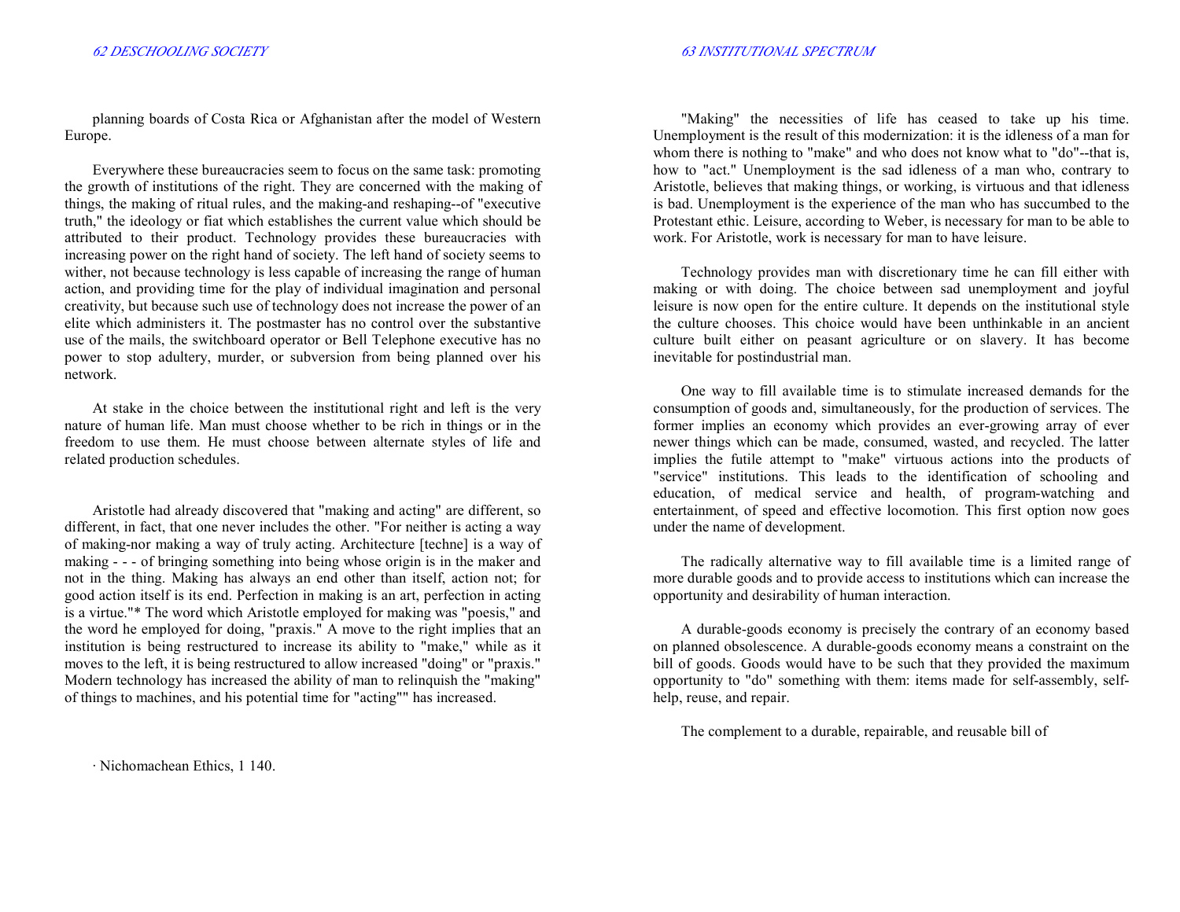planning boards of Costa Rica or Afghanistan after the model of Western Europe.

Everywhere these bureaucracies seem to focus on the same task: promoting the growth of institutions of the right. They are concerned with the making of things, the making of ritual rules, and the making-and reshaping--of "executive truth," the ideology or fiat which establishes the current value which should be attributed to their product. Technology provides these bureaucracies with increasing power on the right hand of society. The left hand of society seems to wither, not because technology is less capable of increasing the range of human action, and providing time for the play of individual imagination and personal creativity, but because such use of technology does not increase the power of an elite which administers it. The postmaster has no control over the substantive use of the mails, the switchboard operator or Bell Telephone executive has no power to stop adultery, murder, or subversion from being planned over his network.

At stake in the choice between the institutional right and left is the very nature of human life. Man must choose whether to be rich in things or in the freedom to use them. He must choose between alternate styles of life and related production schedules.

Aristotle had already discovered that "making and acting" are different, so different, in fact, that one never includes the other. "For neither is acting a way of making-nor making a way of truly acting. Architecture [techne] is a way of making - - - of bringing something into being whose origin is in the maker and not in the thing. Making has always an end other than itself, action not; for good action itself is its end. Perfection in making is an art, perfection in acting is a virtue."* The word which Aristotle employed for making was "poesis," and the word he employed for doing, "praxis." A move to the right implies that an institution is being restructured to increase its ability to "make," while as it moves to the left, it is being restructured to allow increased "doing" or "praxis." Modern technology has increased the ability of man to relinquish the "making" of things to machines, and his potential time for "acting"" has increased.

· Nichomachean Ethics, 1 140.

"Making" the necessities of life has ceased to take up his time. Unemployment is the result of this modernization: it is the idleness of a man for whom there is nothing to "make" and who does not know what to "do"--that is, how to "act." Unemployment is the sad idleness of a man who, contrary to Aristotle, believes that making things, or working, is virtuous and that idleness is bad. Unemployment is the experience of the man who has succumbed to the Protestant ethic. Leisure, according to Weber, is necessary for man to be able to work. For Aristotle, work is necessary for man to have leisure.

Technology provides man with discretionary time he can fill either with making or with doing. The choice between sad unemployment and joyful leisure is now open for the entire culture. It depends on the institutional style the culture chooses. This choice would have been unthinkable in an ancient culture built either on peasant agriculture or on slavery. It has become inevitable for postindustrial man.

One way to fill available time is to stimulate increased demands for the consumption of goods and, simultaneously, for the production of services. The former implies an economy which provides an ever-growing array of ever newer things which can be made, consumed, wasted, and recycled. The latter implies the futile attempt to "make" virtuous actions into the products of "service" institutions. This leads to the identification of schooling and education, of medical service and health, of program-watching and entertainment, of speed and effective locomotion. This first option now goes under the name of development.

The radically alternative way to fill available time is a limited range of more durable goods and to provide access to institutions which can increase the opportunity and desirability of human interaction.

A durable-goods economy is precisely the contrary of an economy based on planned obsolescence. A durable-goods economy means a constraint on the bill of goods. Goods would have to be such that they provided the maximum opportunity to "do" something with them: items made for self-assembly, self-help, reuse, and repair.

The complement to a durable, repairable, and reusable bill of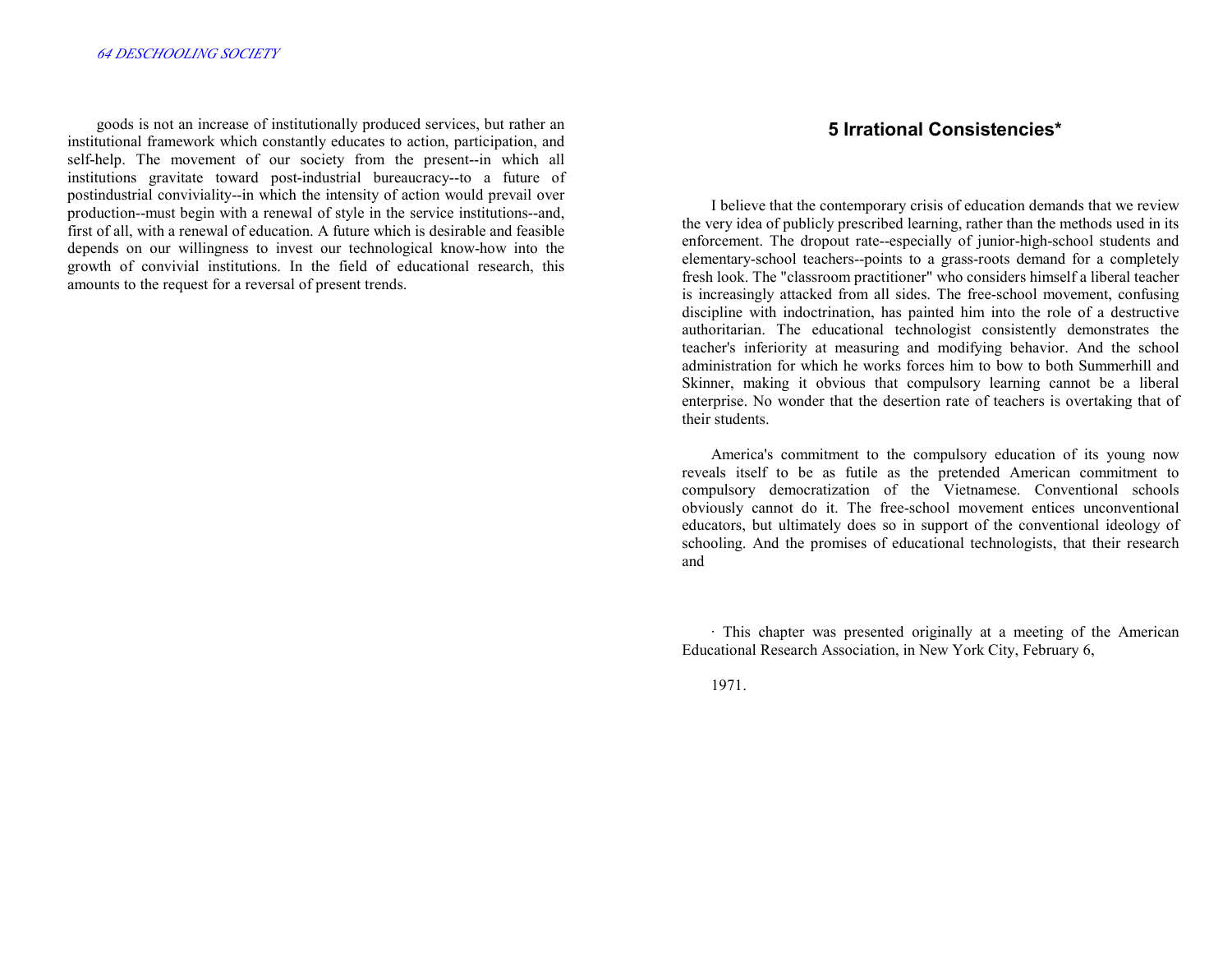goods is not an increase of institutionally produced services, but rather an institutional framework which constantly educates to action, participation, and self-help. The movement of our society from the present--in which all institutions gravitate toward post-industrial bureaucracy--to a future of postindustrial conviviality--in which the intensity of action would prevail over production--must begin with a renewal of style in the service institutions--and, first of all, with a renewal of education. A future which is desirable and feasible depends on our willingness to invest our technological know-how into the growth of convivial institutions. In the field of educational research, this amounts to the request for a reversal of present trends.

## 5 Irrational Consistencies*

I believe that the contemporary crisis of education demands that we review the very idea of publicly prescribed learning, rather than the methods used in its enforcement. The dropout rate--especially of junior-high-school students and elementary-school teachers--points to a grass-roots demand for a completely fresh look. The "classroom practitioner" who considers himself a liberal teacher is increasingly attacked from all sides. The free-school movement, confusing discipline with indoctrination, has painted him into the role of a destructive authoritarian. The educational technologist consistently demonstrates the teacher's inferiority at measuring and modifying behavior. And the school administration for which he works forces him to bow to both Summerhill and Skinner, making it obvious that compulsory learning cannot be a liberal enterprise. No wonder that the desertion rate of teachers is overtaking that of their students.

America's commitment to the compulsory education of its young now reveals itself to be as futile as the pretended American commitment to compulsory democratization of the Vietnamese. Conventional schools obviously cannot do it. The free-school movement entices unconventional educators, but ultimately does so in support of the conventional ideology of schooling. And the promises of educational technologists, that their research and

· This chapter was presented originally at a meeting of the American Educational Research Association, in New York City, February 6, 1971.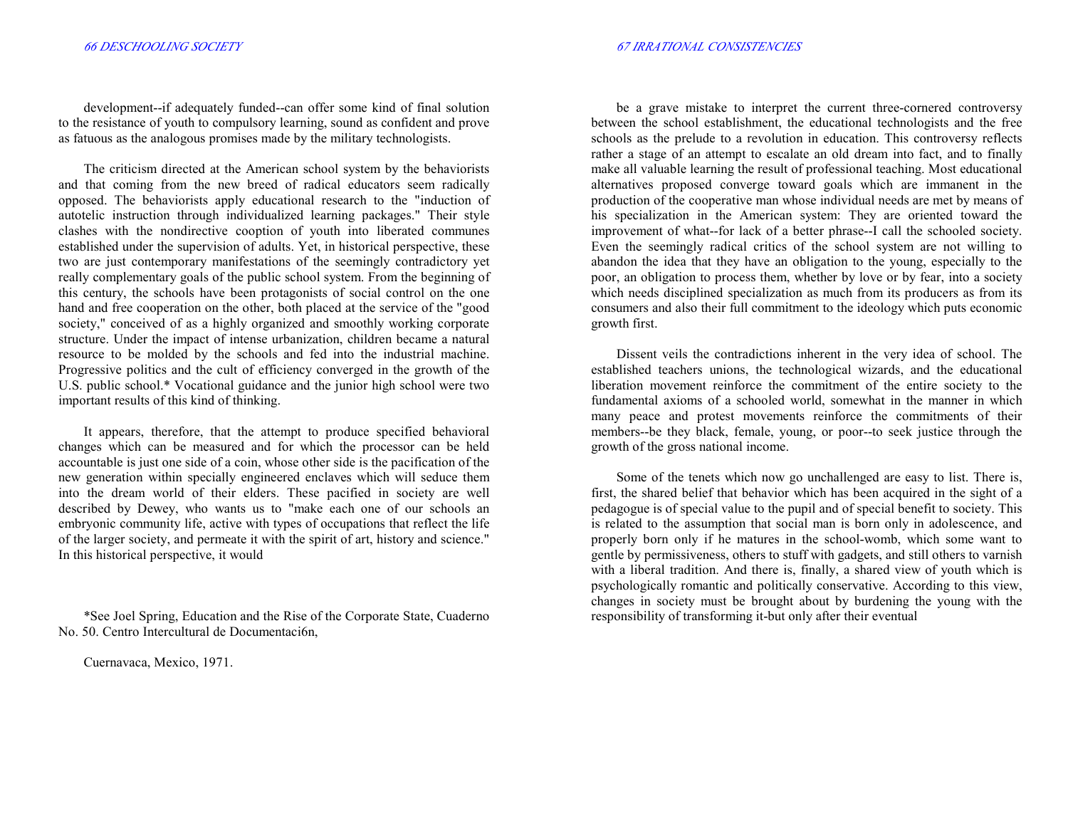development--if adequately funded--can offer some kind of final solution to the resistance of youth to compulsory learning, sound as confident and prove as fatuous as the analogous promises made by the military technologists.

The criticism directed at the American school system by the behaviorists and that coming from the new breed of radical educators seem radically opposed. The behaviorists apply educational research to the "induction of autotelic instruction through individualized learning packages." Their style clashes with the nondirective cooption of youth into liberated communes established under the supervision of adults. Yet, in historical perspective, these two are just contemporary manifestations of the seemingly contradictory yet really complementary goals of the public school system. From the beginning of this century, the schools have been protagonists of social control on the one hand and free cooperation on the other, both placed at the service of the "good society," conceived of as a highly organized and smoothly working corporate structure. Under the impact of intense urbanization, children became a natural resource to be molded by the schools and fed into the industrial machine. Progressive politics and the cult of efficiency converged in the growth of the U.S. public school.* Vocational guidance and the junior high school were two important results of this kind of thinking.

It appears, therefore, that the attempt to produce specified behavioral changes which can be measured and for which the processor can be held accountable is just one side of a coin, whose other side is the pacification of the new generation within specially engineered enclaves which will seduce them into the dream world of their elders. These pacified in society are well described by Dewey, who wants us to "make each one of our schools an embryonic community life, active with types of occupations that reflect the life of the larger society, and permeate it with the spirit of art, history and science." In this historical perspective, it would be a grave mistake to interpret the current three-cornered controversy between the school establishment, the educational technologists and the free schools as the prelude to a revolution in education. This controversy reflects rather a stage of an attempt to escalate an old dream into fact, and to finally make all valuable learning the result of professional teaching. Most educational alternatives proposed converge toward goals which are immanent in the production of the cooperative man whose individual needs are met by means of his specialization in the American system: They are oriented toward the improvement of what--for lack of a better phrase--I call the schooled society. Even the seemingly radical critics of the school system are not willing to abandon the idea that they have an obligation to the young, especially to the poor, an obligation to process them, whether by love or by fear, into a society which needs disciplined specialization as much from its producers as from its consumers and also their full commitment to the ideology which puts economic growth first.

Dissent veils the contradictions inherent in the very idea of school. The established teachers unions, the technological wizards, and the educational liberation movement reinforce the commitment of the entire society to the fundamental axioms of a schooled world, somewhat in the manner in which many peace and protest movements reinforce the commitments of their members--be they black, female, young, or poor--to seek justice through the growth of the gross national income.

Some of the tenets which now go unchallenged are easy to list. There is, first, the shared belief that behavior which has been acquired in the sight of a pedagogue is of special value to the pupil and of special benefit to society. This is related to the assumption that social man is born only in adolescence, and properly born only if he matures in the school-womb, which some want to gentle by permissiveness, others to stuff with gadgets, and still others to varnish with a liberal tradition. And there is, finally, a shared view of youth which is psychologically romantic and politically conservative. According to this view, changes in society must be brought about by burdening the young with the responsibility of transforming it-but only after their eventual

*See Joel Spring, Education and the Rise of the Corporate State, Cuaderno No. 50. Centro Intercultural de Documentaci6n,

Cuernavaca, Mexico, 1971.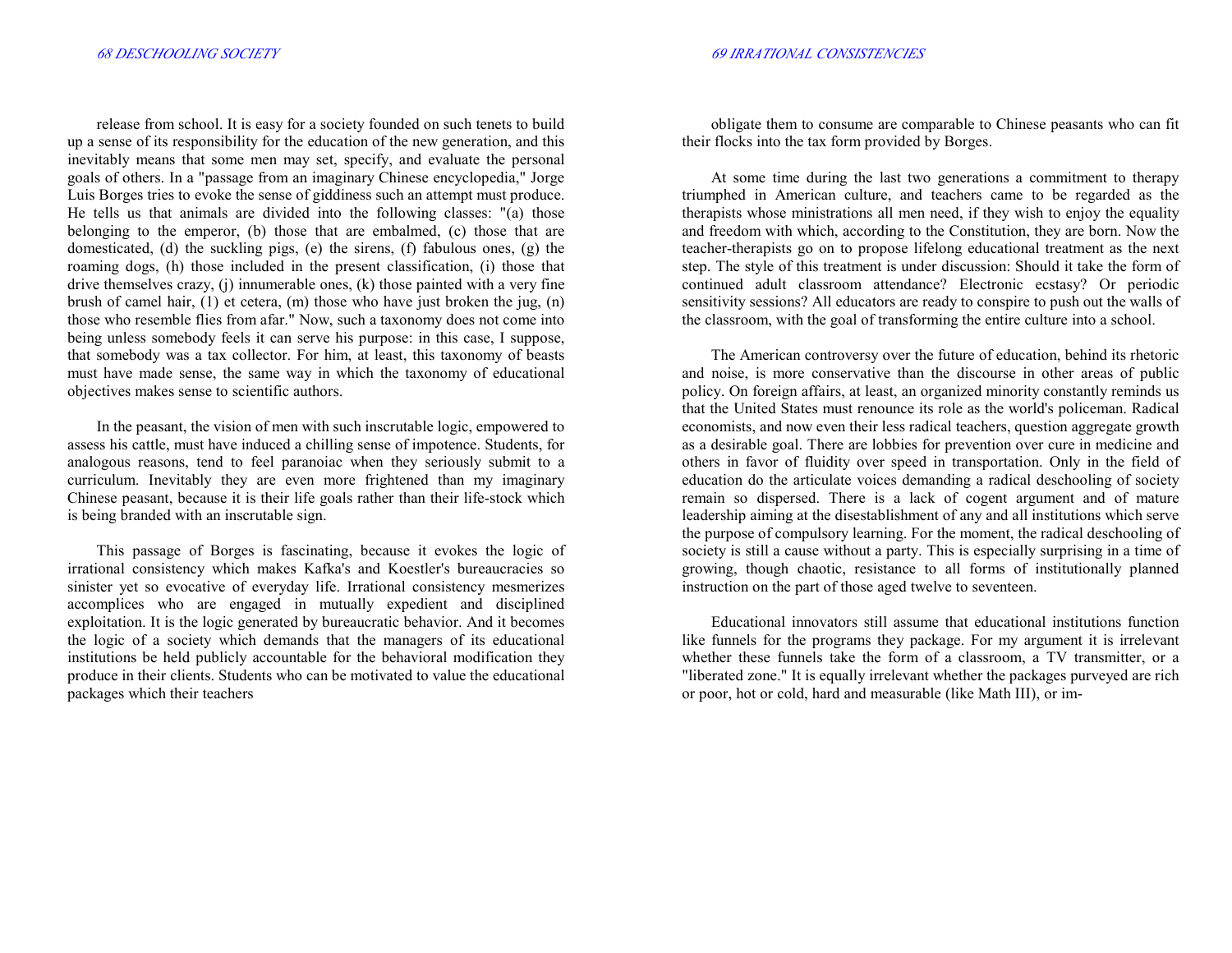release from school. It is easy for a society founded on such tenets to build up a sense of its responsibility for the education of the new generation, and this inevitably means that some men may set, specify, and evaluate the personal goals of others. In a "passage from an imaginary Chinese encyclopedia," Jorge Luis Borges tries to evoke the sense of giddiness such an attempt must produce. He tells us that animals are divided into the following classes: "(a) those belonging to the emperor, (b) those that are embalmed, (c) those that are domesticated, (d) the suckling pigs, (e) the sirens, (f) fabulous ones, (g) the roaming dogs, (h) those included in the present classification, (i) those that drive themselves crazy, (j) innumerable ones, (k) those painted with a very fine brush of camel hair, (1) et cetera, (m) those who have just broken the jug, (n) those who resemble flies from afar." Now, such a taxonomy does not come into being unless somebody feels it can serve his purpose: in this case, I suppose, that somebody was a tax collector. For him, at least, this taxonomy of beasts must have made sense, the same way in which the taxonomy of educational objectives makes sense to scientific authors.

In the peasant, the vision of men with such inscrutable logic, empowered to assess his cattle, must have induced a chilling sense of impotence. Students, for analogous reasons, tend to feel paranoiac when they seriously submit to a curriculum. Inevitably they are even more frightened than my imaginary Chinese peasant, because it is their life goals rather than their life-stock which is being branded with an inscrutable sign.

This passage of Borges is fascinating, because it evokes the logic of irrational consistency which makes Kafka's and Koestler's bureaucracies so sinister yet so evocative of everyday life. Irrational consistency mesmerizes accomplices who are engaged in mutually expedient and disciplined exploitation. It is the logic generated by bureaucratic behavior. And it becomes the logic of a society which demands that the managers of its educational institutions be held publicly accountable for the behavioral modification they produce in their clients. Students who can be motivated to value the educational packages which their teachers obligate them to consume are comparable to Chinese peasants who can fit their flocks into the tax form provided by Borges.

At some time during the last two generations a commitment to therapy triumphed in American culture, and teachers came to be regarded as the therapists whose ministrations all men need, if they wish to enjoy the equality and freedom with which, according to the Constitution, they are born. Now the teacher-therapists go on to propose lifelong educational treatment as the next step. The style of this treatment is under discussion: Should it take the form of continued adult classroom attendance? Electronic ecstasy? Or periodic sensitivity sessions? All educators are ready to conspire to push out the walls of the classroom, with the goal of transforming the entire culture into a school.

The American controversy over the future of education, behind its rhetoric and noise, is more conservative than the discourse in other areas of public policy. On foreign affairs, at least, an organized minority constantly reminds us that the United States must renounce its role as the world's policeman. Radical economists, and now even their less radical teachers, question aggregate growth as a desirable goal. There are lobbies for prevention over cure in medicine and others in favor of fluidity over speed in transportation. Only in the field of education do the articulate voices demanding a radical deschooling of society remain so dispersed. There is a lack of cogent argument and of mature leadership aiming at the disestablishment of any and all institutions which serve the purpose of compulsory learning. For the moment, the radical deschooling of society is still a cause without a party. This is especially surprising in a time of growing, though chaotic, resistance to all forms of institutionally planned instruction on the part of those aged twelve to seventeen.

Educational innovators still assume that educational institutions function like funnels for the programs they package. For my argument it is irrelevant whether these funnels take the form of a classroom, a TV transmitter, or a "liberated zone." It is equally irrelevant whether the packages purveyed are rich or poor, hot or cold, hard and measurable (like Math III), or im-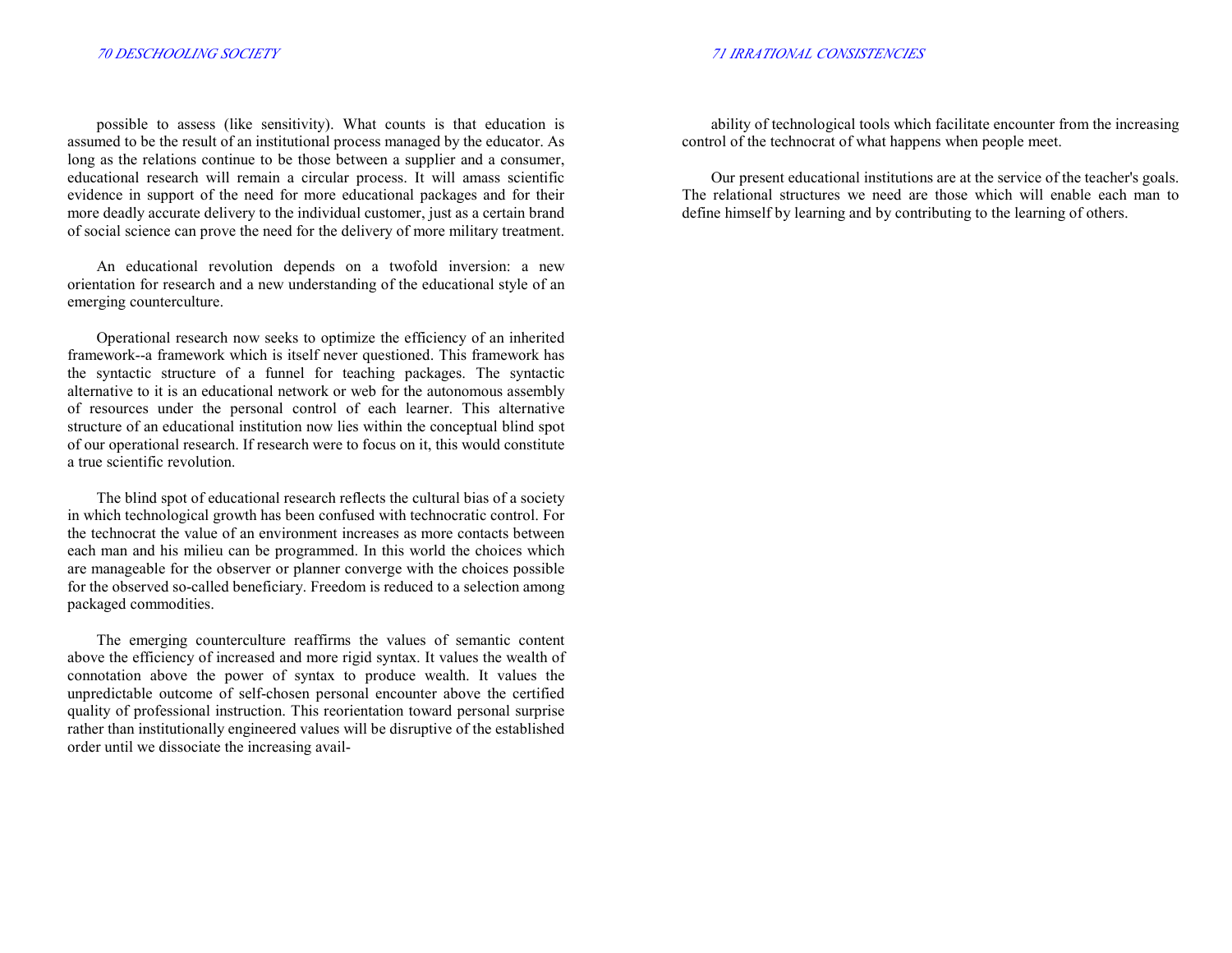possible to assess (like sensitivity). What counts is that education is assumed to be the result of an institutional process managed by the educator. As long as the relations continue to be those between a supplier and a consumer, educational research will remain a circular process. It will amass scientific evidence in support of the need for more educational packages and for their more deadly accurate delivery to the individual customer, just as a certain brand of social science can prove the need for the delivery of more military treatment.

An educational revolution depends on a twofold inversion: a new orientation for research and a new understanding of the educational style of an emerging counterculture.

Operational research now seeks to optimize the efficiency of an inherited framework--a framework which is itself never questioned. This framework has the syntactic structure of a funnel for teaching packages. The syntactic alternative to it is an educational network or web for the autonomous assembly of resources under the personal control of each learner. This alternative structure of an educational institution now lies within the conceptual blind spot of our operational research. If research were to focus on it, this would constitute a true scientific revolution.

The blind spot of educational research reflects the cultural bias of a society in which technological growth has been confused with technocratic control. For the technocrat the value of an environment increases as more contacts between each man and his milieu can be programmed. In this world the choices which are manageable for the observer or planner converge with the choices possible for the observed so-called beneficiary. Freedom is reduced to a selection among packaged commodities.

The emerging counterculture reaffirms the values of semantic content above the efficiency of increased and more rigid syntax. It values the wealth of connotation above the power of syntax to produce wealth. It values the unpredictable outcome of self-chosen personal encounter above the certified quality of professional instruction. This reorientation toward personal surprise rather than institutionally engineered values will be disruptive of the established order until we dissociate the increasing availability of technological tools which facilitate encounter from the increasing control of the technocrat of what happens when people meet.

Our present educational institutions are at the service of the teacher's goals. The relational structures we need are those which will enable each man to define himself by learning and by contributing to the learning of others.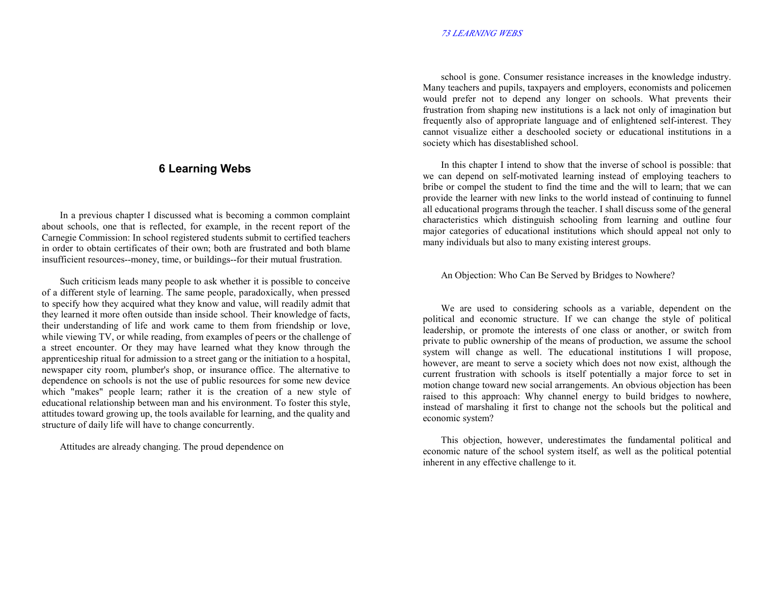# 6 Learning Webs

In a previous chapter I discussed what is becoming a common complaint about schools, one that is reflected, for example, in the recent report of the Carnegie Commission: In school registered students submit to certified teachers in order to obtain certificates of their own; both are frustrated and both blame insufficient resources--money, time, or buildings--for their mutual frustration.

Such criticism leads many people to ask whether it is possible to conceive of a different style of learning. The same people, paradoxically, when pressed to specify how they acquired what they know and value, will readily admit that they learned it more often outside than inside school. Their knowledge of facts, their understanding of life and work came to them from friendship or love, while viewing TV, or while reading, from examples of peers or the challenge of a street encounter. Or they may have learned what they know through the apprenticeship ritual for admission to a street gang or the initiation to a hospital, newspaper city room, plumber's shop, or insurance office. The alternative to dependence on schools is not the use of public resources for some new device which "makes" people learn; rather it is the creation of a new style of educational relationship between man and his environment. To foster this style, attitudes toward growing up, the tools available for learning, and the quality and structure of daily life will have to change concurrently.

Attitudes are already changing. The proud dependence on school is gone. Consumer resistance increases in the knowledge industry. Many teachers and pupils, taxpayers and employers, economists and policemen would prefer not to depend any longer on schools. What prevents their frustration from shaping new institutions is a lack not only of imagination but frequently also of appropriate language and of enlightened self-interest. They cannot visualize either a deschooled society or educational institutions in a society which has disestablished school.

In this chapter I intend to show that the inverse of school is possible: that we can depend on self-motivated learning instead of employing teachers to bribe or compel the student to find the time and the will to learn; that we can provide the learner with new links to the world instead of continuing to funnel all educational programs through the teacher. I shall discuss some of the general characteristics which distinguish schooling from learning and outline four major categories of educational institutions which should appeal not only to many individuals but also to many existing interest groups.

An Objection: Who Can Be Served by Bridges to Nowhere?

We are used to considering schools as a variable, dependent on the political and economic structure. If we can change the style of political leadership, or promote the interests of one class or another, or switch from private to public ownership of the means of production, we assume the school system will change as well. The educational institutions I will propose, however, are meant to serve a society which does not now exist, although the current frustration with schools is itself potentially a major force to set in motion change toward new social arrangements. An obvious objection has been raised to this approach: Why channel energy to build bridges to nowhere, instead of marshaling it first to change not the schools but the political and economic system?

This objection, however, underestimates the fundamental political and economic nature of the school system itself, as well as the political potential inherent in any effective challenge to it.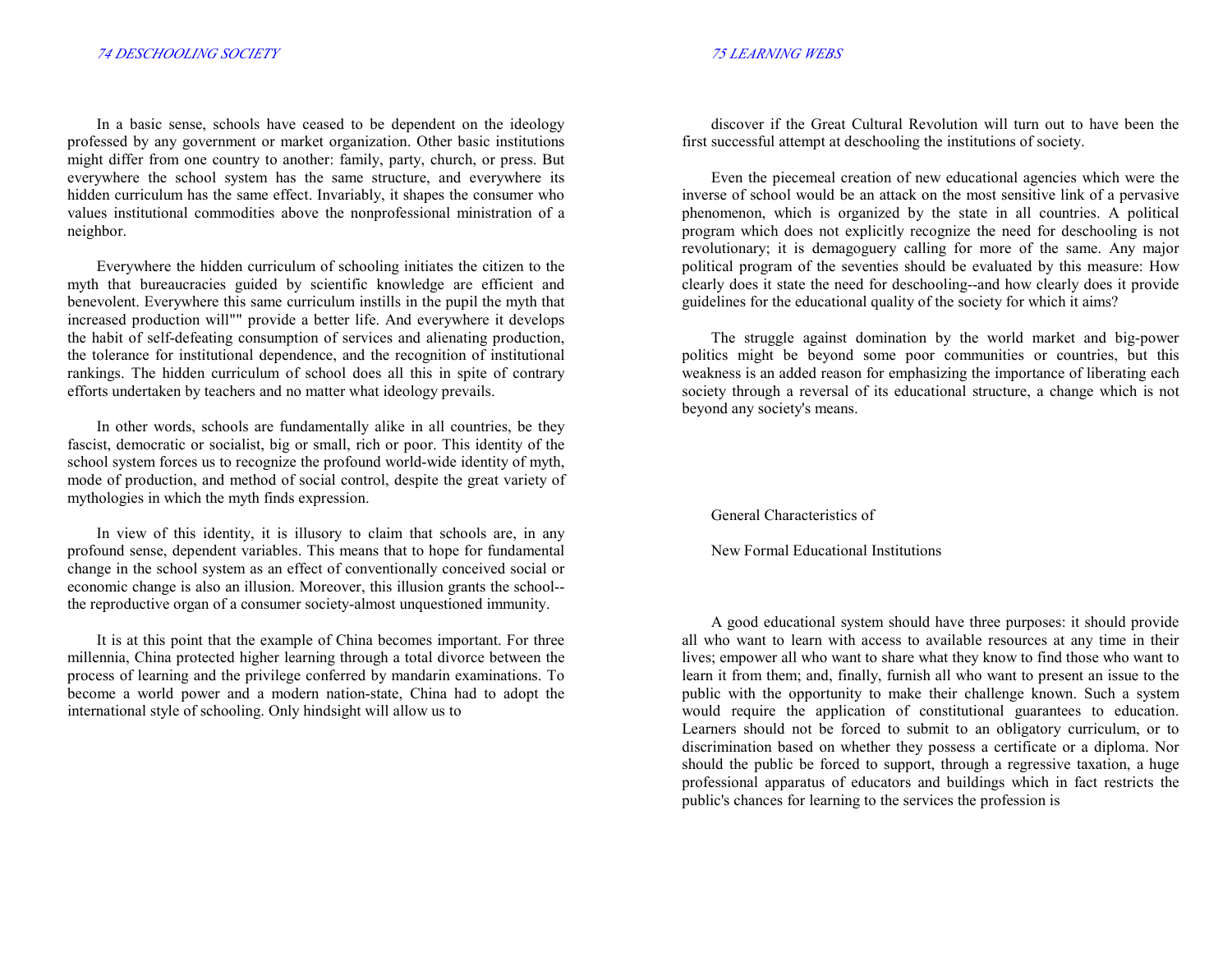In a basic sense, schools have ceased to be dependent on the ideology professed by any government or market organization. Other basic institutions might differ from one country to another: family, party, church, or press. But everywhere the school system has the same structure, and everywhere its hidden curriculum has the same effect. Invariably, it shapes the consumer who values institutional commodities above the nonprofessional ministration of a neighbor.

Everywhere the hidden curriculum of schooling initiates the citizen to the myth that bureaucracies guided by scientific knowledge are efficient and benevolent. Everywhere this same curriculum instills in the pupil the myth that increased production will"" provide a better life. And everywhere it develops the habit of self-defeating consumption of services and alienating production, the tolerance for institutional dependence, and the recognition of institutional rankings. The hidden curriculum of school does all this in spite of contrary efforts undertaken by teachers and no matter what ideology prevails.

In other words, schools are fundamentally alike in all countries, be they fascist, democratic or socialist, big or small, rich or poor. This identity of the school system forces us to recognize the profound world-wide identity of myth, mode of production, and method of social control, despite the great variety of mythologies in which the myth finds expression.

In view of this identity, it is illusory to claim that schools are, in any profound sense, dependent variables. This means that to hope for fundamental change in the school system as an effect of conventionally conceived social or economic change is also an illusion. Moreover, this illusion grants the school--the reproductive organ of a consumer society-almost unquestioned immunity.

It is at this point that the example of China becomes important. For three millennia, China protected higher learning through a total divorce between the process of learning and the privilege conferred by mandarin examinations. To become a world power and a modern nation-state, China had to adopt the international style of schooling. Only hindsight will allow us to discover if the Great Cultural Revolution will turn out to have been the first successful attempt at deschooling the institutions of society.

Even the piecemeal creation of new educational agencies which were the inverse of school would be an attack on the most sensitive link of a pervasive phenomenon, which is organized by the state in all countries. A political program which does not explicitly recognize the need for deschooling is not revolutionary; it is demagoguery calling for more of the same. Any major political program of the seventies should be evaluated by this measure: How clearly does it state the need for deschooling--and how clearly does it provide guidelines for the educational quality of the society for which it aims?

The struggle against domination by the world market and big-power politics might be beyond some poor communities or countries, but this weakness is an added reason for emphasizing the importance of liberating each society through a reversal of its educational structure, a change which is not beyond any society's means.

## General Characteristics of New Formal Educational Institutions

A good educational system should have three purposes: it should provide all who want to learn with access to available resources at any time in their lives; empower all who want to share what they know to find those who want to learn it from them; and, finally, furnish all who want to present an issue to the public with the opportunity to make their challenge known. Such a system would require the application of constitutional guarantees to education. Learners should not be forced to submit to an obligatory curriculum, or to discrimination based on whether they possess a certificate or a diploma. Nor should the public be forced to support, through a regressive taxation, a huge professional apparatus of educators and buildings which in fact restricts the public's chances for learning to the services the profession is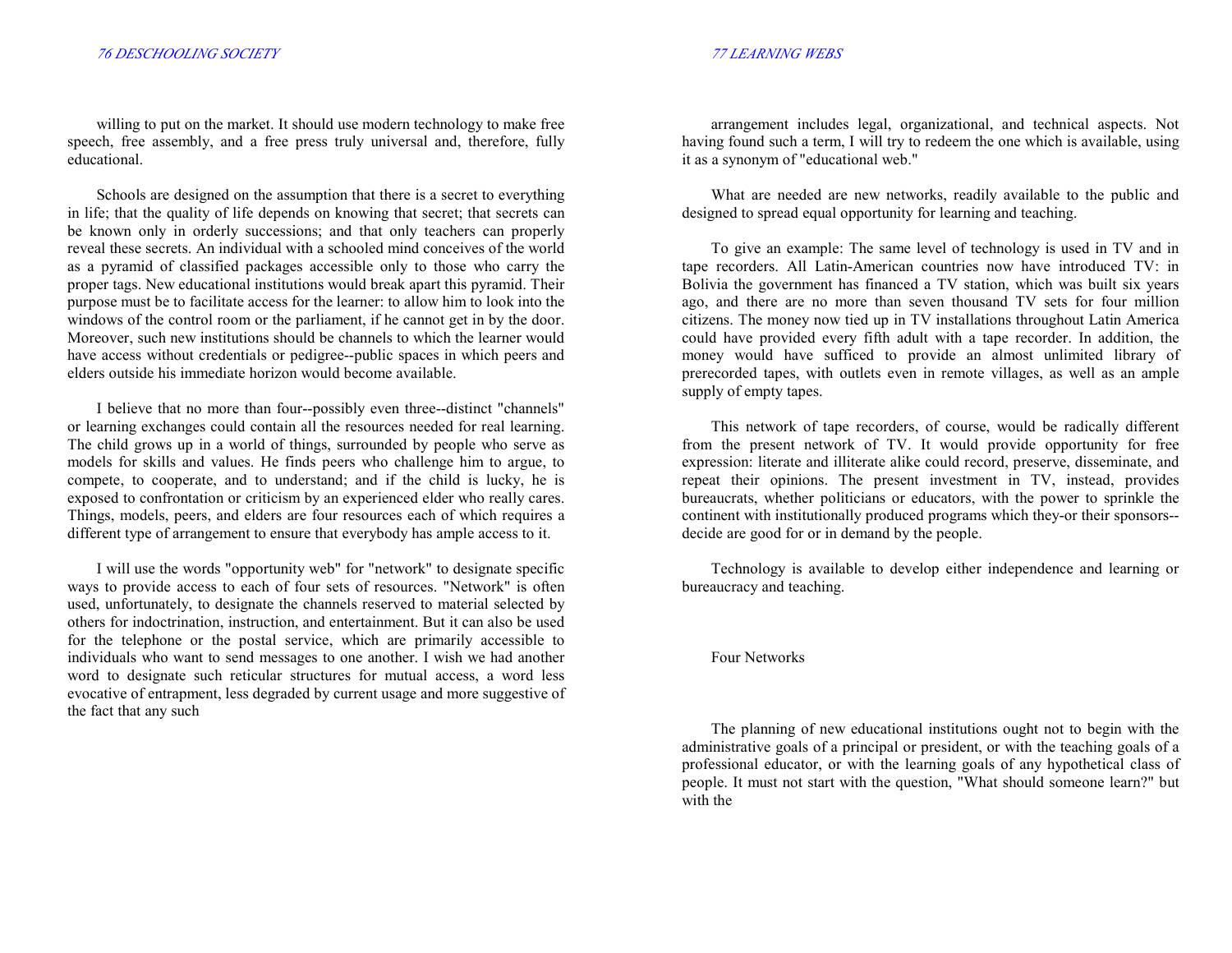willing to put on the market. It should use modern technology to make free speech, free assembly, and a free press truly universal and, therefore, fully educational.

Schools are designed on the assumption that there is a secret to everything in life; that the quality of life depends on knowing that secret; that secrets can be known only in orderly successions; and that only teachers can properly reveal these secrets. An individual with a schooled mind conceives of the world as a pyramid of classified packages accessible only to those who carry the proper tags. New educational institutions would break apart this pyramid. Their purpose must be to facilitate access for the learner: to allow him to look into the windows of the control room or the parliament, if he cannot get in by the door. Moreover, such new institutions should be channels to which the learner would have access without credentials or pedigree--public spaces in which peers and elders outside his immediate horizon would become available.

I believe that no more than four--possibly even three--distinct "channels" or learning exchanges could contain all the resources needed for real learning. The child grows up in a world of things, surrounded by people who serve as models for skills and values. He finds peers who challenge him to argue, to compete, to cooperate, and to understand; and if the child is lucky, he is exposed to confrontation or criticism by an experienced elder who really cares. Things, models, peers, and elders are four resources each of which requires a different type of arrangement to ensure that everybody has ample access to it.

I will use the words "opportunity web" for "network" to designate specific ways to provide access to each of four sets of resources. "Network" is often used, unfortunately, to designate the channels reserved to material selected by others for indoctrination, instruction, and entertainment. But it can also be used for the telephone or the postal service, which are primarily accessible to individuals who want to send messages to one another. I wish we had another word to designate such reticular structures for mutual access, a word less evocative of entrapment, less degraded by current usage and more suggestive of the fact that any such arrangement includes legal, organizational, and technical aspects. Not having found such a term, I will try to redeem the one which is available, using it as a synonym of "educational web."

What are needed are new networks, readily available to the public and designed to spread equal opportunity for learning and teaching.

To give an example: The same level of technology is used in TV and in tape recorders. All Latin-American countries now have introduced TV: in Bolivia the government has financed a TV station, which was built six years ago, and there are no more than seven thousand TV sets for four million citizens. The money now tied up in TV installations throughout Latin America could have provided every fifth adult with a tape recorder. In addition, the money would have sufficed to provide an almost unlimited library of prerecorded tapes, with outlets even in remote villages, as well as an ample supply of empty tapes.

This network of tape recorders, of course, would be radically different from the present network of TV. It would provide opportunity for free expression: literate and illiterate alike could record, preserve, disseminate, and repeat their opinions. The present investment in TV, instead, provides bureaucrats, whether politicians or educators, with the power to sprinkle the continent with institutionally produced programs which they-or their sponsors--decide are good for or in demand by the people.

Technology is available to develop either independence and learning or bureaucracy and teaching.

## Four Networks

The planning of new educational institutions ought not to begin with the administrative goals of a principal or president, or with the teaching goals of a professional educator, or with the learning goals of any hypothetical class of people. It must not start with the question, "What should someone learn?" but with the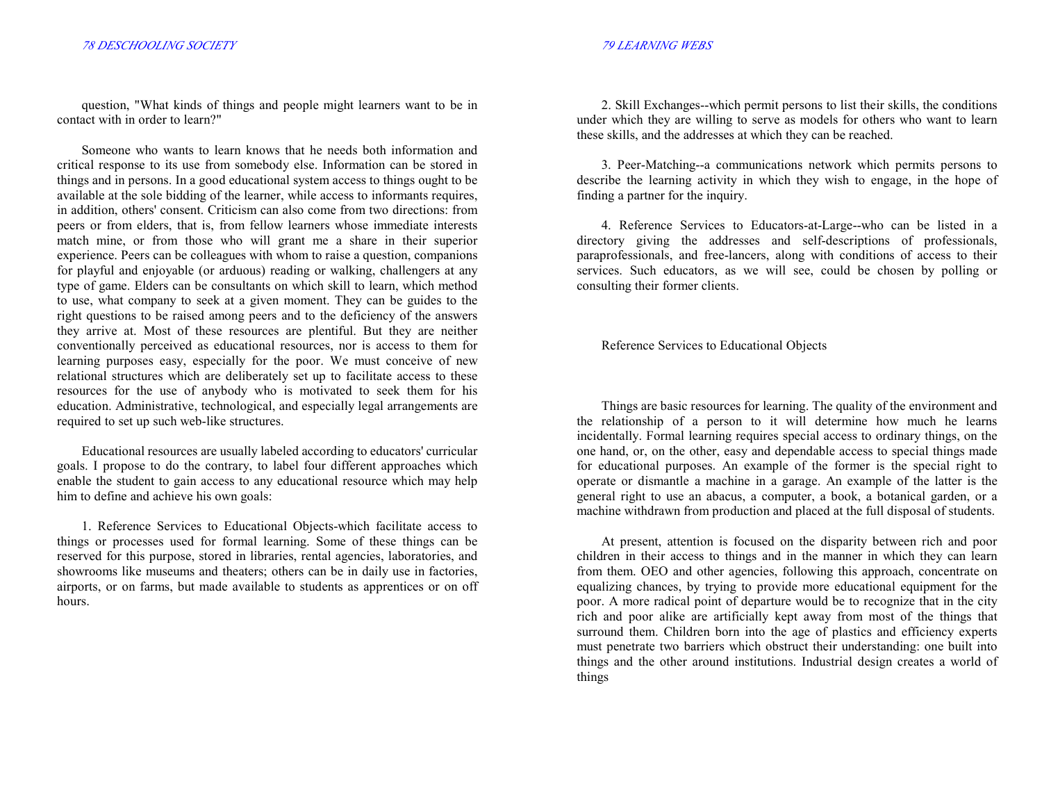question, "What kinds of things and people might learners want to be in contact with in order to learn?"

Someone who wants to learn knows that he needs both information and critical response to its use from somebody else. Information can be stored in things and in persons. In a good educational system access to things ought to be available at the sole bidding of the learner, while access to informants requires, in addition, others' consent. Criticism can also come from two directions: from peers or from elders, that is, from fellow learners whose immediate interests match mine, or from those who will grant me a share in their superior experience. Peers can be colleagues with whom to raise a question, companions for playful and enjoyable (or arduous) reading or walking, challengers at any type of game. Elders can be consultants on which skill to learn, which method to use, what company to seek at a given moment. They can be guides to the right questions to be raised among peers and to the deficiency of the answers they arrive at. Most of these resources are plentiful. But they are neither conventionally perceived as educational resources, nor is access to them for learning purposes easy, especially for the poor. We must conceive of new relational structures which are deliberately set up to facilitate access to these resources for the use of anybody who is motivated to seek them for his education. Administrative, technological, and especially legal arrangements are required to set up such web-like structures.

Educational resources are usually labeled according to educators' curricular goals. I propose to do the contrary, to label four different approaches which enable the student to gain access to any educational resource which may help him to define and achieve his own goals:

1. Reference Services to Educational Objects-which facilitate access to things or processes used for formal learning. Some of these things can be reserved for this purpose, stored in libraries, rental agencies, laboratories, and showrooms like museums and theaters; others can be in daily use in factories, airports, or on farms, but made available to students as apprentices or on off hours.

2. Skill Exchanges--which permit persons to list their skills, the conditions under which they are willing to serve as models for others who want to learn these skills, and the addresses at which they can be reached.

3. Peer-Matching--a communications network which permits persons to describe the learning activity in which they wish to engage, in the hope of finding a partner for the inquiry.

4. Reference Services to Educators-at-Large--who can be listed in a directory giving the addresses and self-descriptions of professionals, paraprofessionals, and free-lancers, along with conditions of access to their services. Such educators, as we will see, could be chosen by polling or consulting their former clients.

## Reference Services to Educational Objects

Things are basic resources for learning. The quality of the environment and the relationship of a person to it will determine how much he learns incidentally. Formal learning requires special access to ordinary things, on the one hand, or, on the other, easy and dependable access to special things made for educational purposes. An example of the former is the special right to operate or dismantle a machine in a garage. An example of the latter is the general right to use an abacus, a computer, a book, a botanical garden, or a machine withdrawn from production and placed at the full disposal of students.

At present, attention is focused on the disparity between rich and poor children in their access to things and in the manner in which they can learn from them. OEO and other agencies, following this approach, concentrate on equalizing chances, by trying to provide more educational equipment for the poor. A more radical point of departure would be to recognize that in the city rich and poor alike are artificially kept away from most of the things that surround them. Children born into the age of plastics and efficiency experts must penetrate two barriers which obstruct their understanding: one built into things and the other around institutions. Industrial design creates a world of things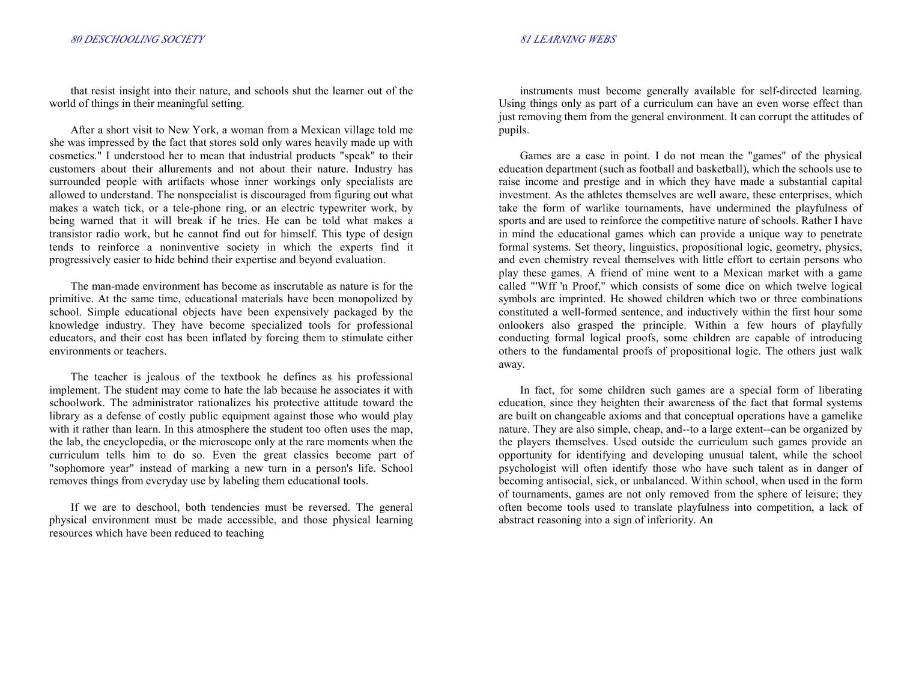that resist insight into their nature, and schools shut the learner out of the world of things in their meaningful setting.

After a short visit to New York, a woman from a Mexican village told me she was impressed by the fact that stores sold only wares heavily made up with cosmetics." I understood her to mean that industrial products "speak" to their customers about their allurements and not about their nature. Industry has surrounded people with artifacts whose inner workings only specialists are allowed to understand. The nonspecialist is discouraged from figuring out what makes a watch tick, or a tele-phone ring, or an electric typewriter work, by being warned that it will break if he tries. He can be told what makes a transistor radio work, but he cannot find out for himself. This type of design tends to reinforce a noninventive society in which the experts find it progressively easier to hide behind their expertise and beyond evaluation.

The man-made environment has become as inscrutable as nature is for the primitive. At the same time, educational materials have been monopolized by school. Simple educational objects have been expensively packaged by the knowledge industry. They have become specialized tools for professional educators, and their cost has been inflated by forcing them to stimulate either environments or teachers.

The teacher is jealous of the textbook he defines as his professional implement. The student may come to hate the lab because he associates it with schoolwork. The administrator rationalizes his protective attitude toward the library as a defense of costly public equipment against those who would play with it rather than learn. In this atmosphere the student too often uses the map, the lab, the encyclopedia, or the microscope only at the rare moments when the curriculum tells him to do so. Even the great classics become part of "sophomore year" instead of marking a new turn in a person's life. School removes things from everyday use by labeling them educational tools.

If we are to deschool, both tendencies must be reversed. The general physical environment must be made accessible, and those physical learning resources which have been reduced to teaching instruments must become generally available for self-directed learning. Using things only as part of a curriculum can have an even worse effect than just removing them from the general environment. It can corrupt the attitudes of pupils.

Games are a case in point. I do not mean the "games" of the physical education department (such as football and basketball), which the schools use to raise income and prestige and in which they have made a substantial capital investment. As the athletes themselves are well aware, these enterprises, which take the form of warlike tournaments, have undermined the playfulness of sports and are used to reinforce the competitive nature of schools. Rather I have in mind the educational games which can provide a unique way to penetrate formal systems. Set theory, linguistics, propositional logic, geometry, physics, and even chemistry reveal themselves with little effort to certain persons who play these games. A friend of mine went to a Mexican market with a game called "'Wff 'n Proof," which consists of some dice on which twelve logical symbols are imprinted. He showed children which two or three combinations constituted a well-formed sentence, and inductively within the first hour some onlookers also grasped the principle. Within a few hours of playfully conducting formal logical proofs, some children are capable of introducing others to the fundamental proofs of propositional logic. The others just walk away.

In fact, for some children such games are a special form of liberating education, since they heighten their awareness of the fact that formal systems are built on changeable axioms and that conceptual operations have a gamelike nature. They are also simple, cheap, and--to a large extent--can be organized by the players themselves. Used outside the curriculum such games provide an opportunity for identifying and developing unusual talent, while the school psychologist will often identify those who have such talent as in danger of becoming antisocial, sick, or unbalanced. Within school, when used in the form of tournaments, games are not only removed from the sphere of leisure; they often become tools used to translate playfulness into competition, a lack of abstract reasoning into a sign of inferiority. An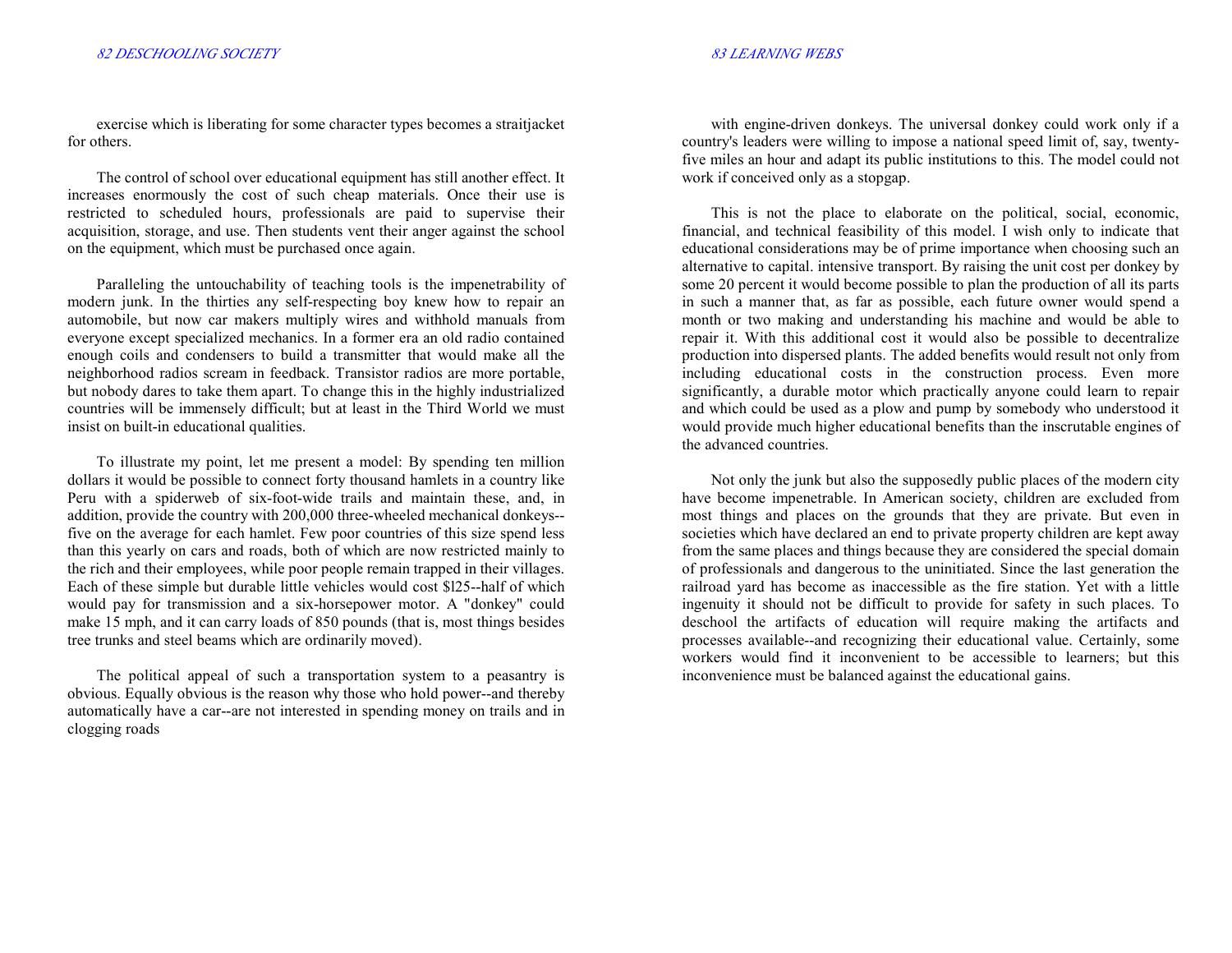exercise which is liberating for some character types becomes a straitjacket for others.

The control of school over educational equipment has still another effect. It increases enormously the cost of such cheap materials. Once their use is restricted to scheduled hours, professionals are paid to supervise their acquisition, storage, and use. Then students vent their anger against the school on the equipment, which must be purchased once again.

Paralleling the untouchability of teaching tools is the impenetrability of modern junk. In the thirties any self-respecting boy knew how to repair an automobile, but now car makers multiply wires and withhold manuals from everyone except specialized mechanics. In a former era an old radio contained enough coils and condensers to build a transmitter that would make all the neighborhood radios scream in feedback. Transistor radios are more portable, but nobody dares to take them apart. To change this in the highly industrialized countries will be immensely difficult; but at least in the Third World we must insist on built-in educational qualities.

To illustrate my point, let me present a model: By spending ten million dollars it would be possible to connect forty thousand hamlets in a country like Peru with a spiderweb of six-foot-wide trails and maintain these, and, in addition, provide the country with 200,000 three-wheeled mechanical donkeys--five on the average for each hamlet. Few poor countries of this size spend less than this yearly on cars and roads, both of which are now restricted mainly to the rich and their employees, while poor people remain trapped in their villages. Each of these simple but durable little vehicles would cost $l25--half of which would pay for transmission and a six-horsepower motor. A "donkey" could make 15 mph, and it can carry loads of 850 pounds (that is, most things besides tree trunks and steel beams which are ordinarily moved).

The political appeal of such a transportation system to a peasantry is obvious. Equally obvious is the reason why those who hold power--and thereby automatically have a car--are not interested in spending money on trails and in clogging roads with engine-driven donkeys. The universal donkey could work only if a country's leaders were willing to impose a national speed limit of, say, twenty-five miles an hour and adapt its public institutions to this. The model could not work if conceived only as a stopgap.

This is not the place to elaborate on the political, social, economic, financial, and technical feasibility of this model. I wish only to indicate that educational considerations may be of prime importance when choosing such an alternative to capital. intensive transport. By raising the unit cost per donkey by some 20 percent it would become possible to plan the production of all its parts in such a manner that, as far as possible, each future owner would spend a month or two making and understanding his machine and would be able to repair it. With this additional cost it would also be possible to decentralize production into dispersed plants. The added benefits would result not only from including educational costs in the construction process. Even more significantly, a durable motor which practically anyone could learn to repair and which could be used as a plow and pump by somebody who understood it would provide much higher educational benefits than the inscrutable engines of the advanced countries.

Not only the junk but also the supposedly public places of the modern city have become impenetrable. In American society, children are excluded from most things and places on the grounds that they are private. But even in societies which have declared an end to private property children are kept away from the same places and things because they are considered the special domain of professionals and dangerous to the uninitiated. Since the last generation the railroad yard has become as inaccessible as the fire station. Yet with a little ingenuity it should not be difficult to provide for safety in such places. To deschool the artifacts of education will require making the artifacts and processes available--and recognizing their educational value. Certainly, some workers would find it inconvenient to be accessible to learners; but this inconvenience must be balanced against the educational gains.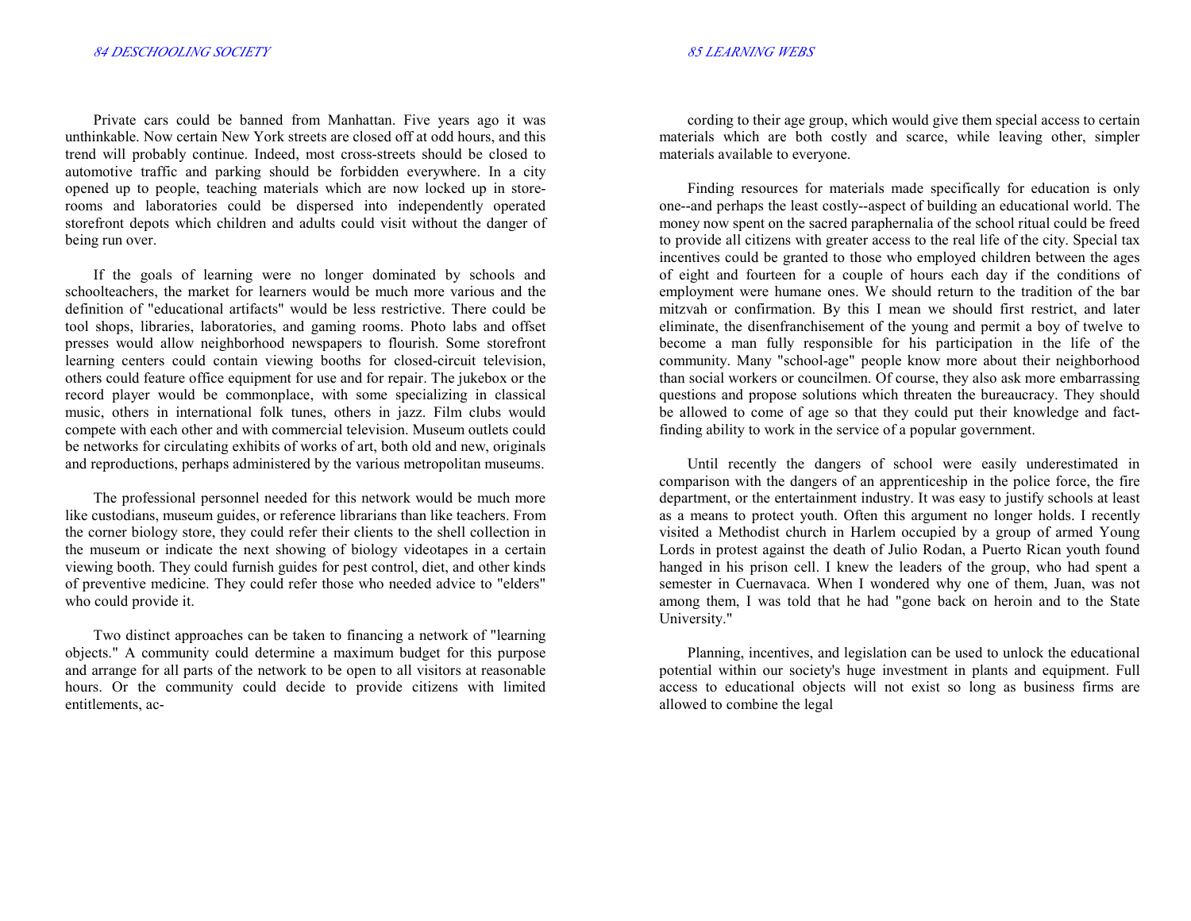Private cars could be banned from Manhattan. Five years ago it was unthinkable. Now certain New York streets are closed off at odd hours, and this trend will probably continue. Indeed, most cross-streets should be closed to automotive traffic and parking should be forbidden everywhere. In a city opened up to people, teaching materials which are now locked up in store-rooms and laboratories could be dispersed into independently operated storefront depots which children and adults could visit without the danger of being run over.

If the goals of learning were no longer dominated by schools and schoolteachers, the market for learners would be much more various and the definition of "educational artifacts" would be less restrictive. There could be tool shops, libraries, laboratories, and gaming rooms. Photo labs and offset presses would allow neighborhood newspapers to flourish. Some storefront learning centers could contain viewing booths for closed-circuit television, others could feature office equipment for use and for repair. The jukebox or the record player would be commonplace, with some specializing in classical music, others in international folk tunes, others in jazz. Film clubs would compete with each other and with commercial television. Museum outlets could be networks for circulating exhibits of works of art, both old and new, originals and reproductions, perhaps administered by the various metropolitan museums.

The professional personnel needed for this network would be much more like custodians, museum guides, or reference librarians than like teachers. From the corner biology store, they could refer their clients to the shell collection in the museum or indicate the next showing of biology videotapes in a certain viewing booth. They could furnish guides for pest control, diet, and other kinds of preventive medicine. They could refer those who needed advice to "elders" who could provide it.

Two distinct approaches can be taken to financing a network of "learning objects." A community could determine a maximum budget for this purpose and arrange for all parts of the network to be open to all visitors at reasonable hours. Or the community could decide to provide citizens with limited entitlements, according to their age group, which would give them special access to certain materials which are both costly and scarce, while leaving other, simpler materials available to everyone.

Finding resources for materials made specifically for education is only one--and perhaps the least costly--aspect of building an educational world. The money now spent on the sacred paraphernalia of the school ritual could be freed to provide all citizens with greater access to the real life of the city. Special tax incentives could be granted to those who employed children between the ages of eight and fourteen for a couple of hours each day if the conditions of employment were humane ones. We should return to the tradition of the bar mitzvah or confirmation. By this I mean we should first restrict, and later eliminate, the disenfranchisement of the young and permit a boy of twelve to become a man fully responsible for his participation in the life of the community. Many "school-age" people know more about their neighborhood than social workers or councilmen. Of course, they also ask more embarrassing questions and propose solutions which threaten the bureaucracy. They should be allowed to come of age so that they could put their knowledge and fact-finding ability to work in the service of a popular government.

Until recently the dangers of school were easily underestimated in comparison with the dangers of an apprenticeship in the police force, the fire department, or the entertainment industry. It was easy to justify schools at least as a means to protect youth. Often this argument no longer holds. I recently visited a Methodist church in Harlem occupied by a group of armed Young Lords in protest against the death of Julio Rodan, a Puerto Rican youth found hanged in his prison cell. I knew the leaders of the group, who had spent a semester in Cuernavaca. When I wondered why one of them, Juan, was not among them, I was told that he had "gone back on heroin and to the State University."

Planning, incentives, and legislation can be used to unlock the educational potential within our society's huge investment in plants and equipment. Full access to educational objects will not exist so long as business firms are allowed to combine the legal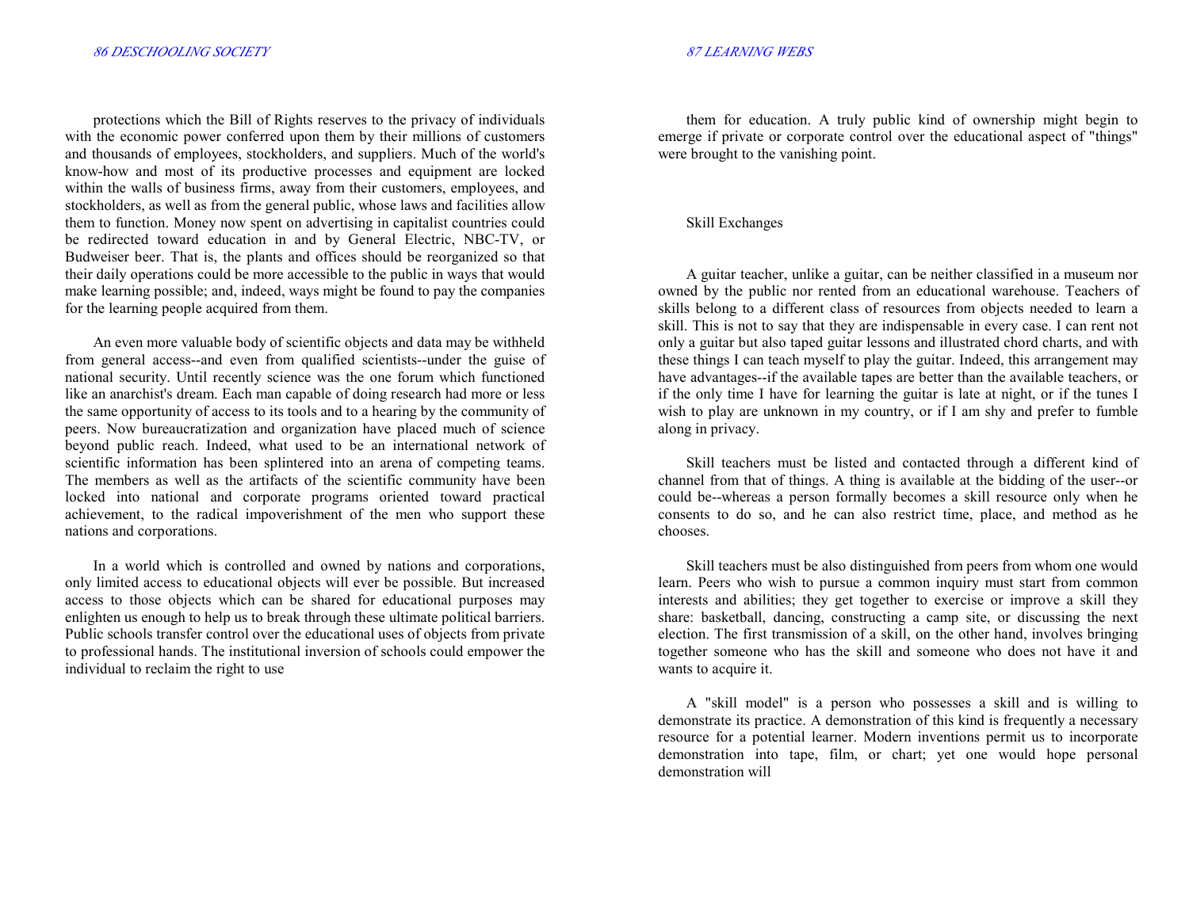protections which the Bill of Rights reserves to the privacy of individuals with the economic power conferred upon them by their millions of customers and thousands of employees, stockholders, and suppliers. Much of the world's know-how and most of its productive processes and equipment are locked within the walls of business firms, away from their customers, employees, and stockholders, as well as from the general public, whose laws and facilities allow them to function. Money now spent on advertising in capitalist countries could be redirected toward education in and by General Electric, NBC-TV, or Budweiser beer. That is, the plants and offices should be reorganized so that their daily operations could be more accessible to the public in ways that would make learning possible; and, indeed, ways might be found to pay the companies for the learning people acquired from them.

An even more valuable body of scientific objects and data may be withheld from general access--and even from qualified scientists--under the guise of national security. Until recently science was the one forum which functioned like an anarchist's dream. Each man capable of doing research had more or less the same opportunity of access to its tools and to a hearing by the community of peers. Now bureaucratization and organization have placed much of science beyond public reach. Indeed, what used to be an international network of scientific information has been splintered into an arena of competing teams. The members as well as the artifacts of the scientific community have been locked into national and corporate programs oriented toward practical achievement, to the radical impoverishment of the men who support these nations and corporations.

In a world which is controlled and owned by nations and corporations, only limited access to educational objects will ever be possible. But increased access to those objects which can be shared for educational purposes may enlighten us enough to help us to break through these ultimate political barriers. Public schools transfer control over the educational uses of objects from private to professional hands. The institutional inversion of schools could empower the individual to reclaim the right to use them for education. A truly public kind of ownership might begin to emerge if private or corporate control over the educational aspect of "things" were brought to the vanishing point.

## Skill Exchanges

A guitar teacher, unlike a guitar, can be neither classified in a museum nor owned by the public nor rented from an educational warehouse. Teachers of skills belong to a different class of resources from objects needed to learn a skill. This is not to say that they are indispensable in every case. I can rent not only a guitar but also taped guitar lessons and illustrated chord charts, and with these things I can teach myself to play the guitar. Indeed, this arrangement may have advantages--if the available tapes are better than the available teachers, or if the only time I have for learning the guitar is late at night, or if the tunes I wish to play are unknown in my country, or if I am shy and prefer to fumble along in privacy.

Skill teachers must be listed and contacted through a different kind of channel from that of things. A thing is available at the bidding of the user--or could be--whereas a person formally becomes a skill resource only when he consents to do so, and he can also restrict time, place, and method as he chooses.

Skill teachers must be also distinguished from peers from whom one would learn. Peers who wish to pursue a common inquiry must start from common interests and abilities; they get together to exercise or improve a skill they share: basketball, dancing, constructing a camp site, or discussing the next election. The first transmission of a skill, on the other hand, involves bringing together someone who has the skill and someone who does not have it and wants to acquire it.

A "skill model" is a person who possesses a skill and is willing to demonstrate its practice. A demonstration of this kind is frequently a necessary resource for a potential learner. Modern inventions permit us to incorporate demonstration into tape, film, or chart; yet one would hope personal demonstration will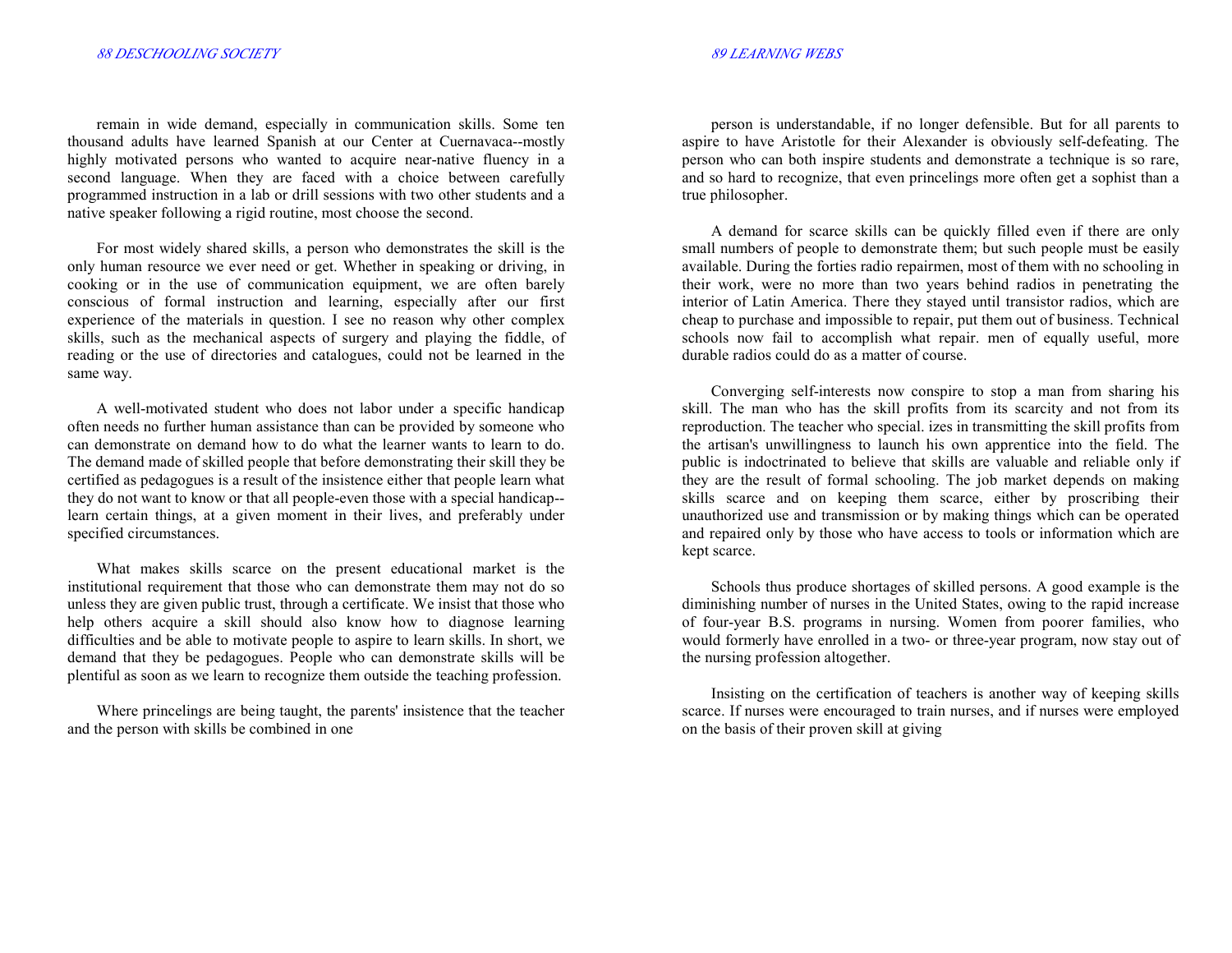remain in wide demand, especially in communication skills. Some ten thousand adults have learned Spanish at our Center at Cuernavaca--mostly highly motivated persons who wanted to acquire near-native fluency in a second language. When they are faced with a choice between carefully programmed instruction in a lab or drill sessions with two other students and a native speaker following a rigid routine, most choose the second.

For most widely shared skills, a person who demonstrates the skill is the only human resource we ever need or get. Whether in speaking or driving, in cooking or in the use of communication equipment, we are often barely conscious of formal instruction and learning, especially after our first experience of the materials in question. I see no reason why other complex skills, such as the mechanical aspects of surgery and playing the fiddle, of reading or the use of directories and catalogues, could not be learned in the same way.

A well-motivated student who does not labor under a specific handicap often needs no further human assistance than can be provided by someone who can demonstrate on demand how to do what the learner wants to learn to do. The demand made of skilled people that before demonstrating their skill they be certified as pedagogues is a result of the insistence either that people learn what they do not want to know or that all people-even those with a special handicap--learn certain things, at a given moment in their lives, and preferably under specified circumstances.

What makes skills scarce on the present educational market is the institutional requirement that those who can demonstrate them may not do so unless they are given public trust, through a certificate. We insist that those who help others acquire a skill should also know how to diagnose learning difficulties and be able to motivate people to aspire to learn skills. In short, we demand that they be pedagogues. People who can demonstrate skills will be plentiful as soon as we learn to recognize them outside the teaching profession.

Where princelings are being taught, the parents' insistence that the teacher and the person with skills be combined in one person is understandable, if no longer defensible. But for all parents to aspire to have Aristotle for their Alexander is obviously self-defeating. The person who can both inspire students and demonstrate a technique is so rare, and so hard to recognize, that even princelings more often get a sophist than a true philosopher.

A demand for scarce skills can be quickly filled even if there are only small numbers of people to demonstrate them; but such people must be easily available. During the forties radio repairmen, most of them with no schooling in their work, were no more than two years behind radios in penetrating the interior of Latin America. There they stayed until transistor radios, which are cheap to purchase and impossible to repair, put them out of business. Technical schools now fail to accomplish what repair. men of equally useful, more durable radios could do as a matter of course.

Converging self-interests now conspire to stop a man from sharing his skill. The man who has the skill profits from its scarcity and not from its reproduction. The teacher who special. izes in transmitting the skill profits from the artisan's unwillingness to launch his own apprentice into the field. The public is indoctrinated to believe that skills are valuable and reliable only if they are the result of formal schooling. The job market depends on making skills scarce and on keeping them scarce, either by proscribing their unauthorized use and transmission or by making things which can be operated and repaired only by those who have access to tools or information which are kept scarce.

Schools thus produce shortages of skilled persons. A good example is the diminishing number of nurses in the United States, owing to the rapid increase of four-year B.S. programs in nursing. Women from poorer families, who would formerly have enrolled in a two- or three-year program, now stay out of the nursing profession altogether.

Insisting on the certification of teachers is another way of keeping skills scarce. If nurses were encouraged to train nurses, and if nurses were employed on the basis of their proven skill at giving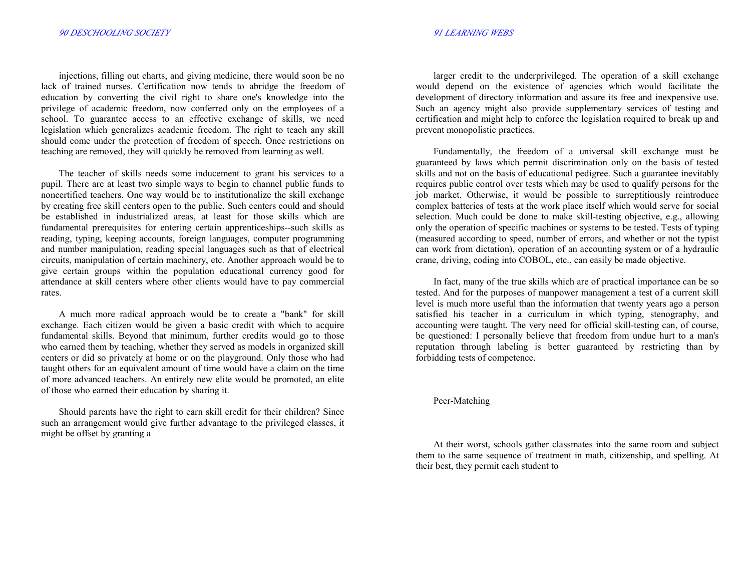injections, filling out charts, and giving medicine, there would soon be no lack of trained nurses. Certification now tends to abridge the freedom of education by converting the civil right to share one's knowledge into the privilege of academic freedom, now conferred only on the employees of a school. To guarantee access to an effective exchange of skills, we need legislation which generalizes academic freedom. The right to teach any skill should come under the protection of freedom of speech. Once restrictions on teaching are removed, they will quickly be removed from learning as well.

The teacher of skills needs some inducement to grant his services to a pupil. There are at least two simple ways to begin to channel public funds to noncertified teachers. One way would be to institutionalize the skill exchange by creating free skill centers open to the public. Such centers could and should be established in industrialized areas, at least for those skills which are fundamental prerequisites for entering certain apprenticeships--such skills as reading, typing, keeping accounts, foreign languages, computer programming and number manipulation, reading special languages such as that of electrical circuits, manipulation of certain machinery, etc. Another approach would be to give certain groups within the population educational currency good for attendance at skill centers where other clients would have to pay commercial rates.

A much more radical approach would be to create a "bank" for skill exchange. Each citizen would be given a basic credit with which to acquire fundamental skills. Beyond that minimum, further credits would go to those who earned them by teaching, whether they served as models in organized skill centers or did so privately at home or on the playground. Only those who had taught others for an equivalent amount of time would have a claim on the time of more advanced teachers. An entirely new elite would be promoted, an elite of those who earned their education by sharing it.

Should parents have the right to earn skill credit for their children? Since such an arrangement would give further advantage to the privileged classes, it might be offset by granting a larger credit to the underprivileged. The operation of a skill exchange would depend on the existence of agencies which would facilitate the development of directory information and assure its free and inexpensive use. Such an agency might also provide supplementary services of testing and certification and might help to enforce the legislation required to break up and prevent monopolistic practices.

Fundamentally, the freedom of a universal skill exchange must be guaranteed by laws which permit discrimination only on the basis of tested skills and not on the basis of educational pedigree. Such a guarantee inevitably requires public control over tests which may be used to qualify persons for the job market. Otherwise, it would be possible to surreptitiously reintroduce complex batteries of tests at the work place itself which would serve for social selection. Much could be done to make skill-testing objective, e.g., allowing only the operation of specific machines or systems to be tested. Tests of typing (measured according to speed, number of errors, and whether or not the typist can work from dictation), operation of an accounting system or of a hydraulic crane, driving, coding into COBOL, etc., can easily be made objective.

In fact, many of the true skills which are of practical importance can be so tested. And for the purposes of manpower management a test of a current skill level is much more useful than the information that twenty years ago a person satisfied his teacher in a curriculum in which typing, stenography, and accounting were taught. The very need for official skill-testing can, of course, be questioned: I personally believe that freedom from undue hurt to a man's reputation through labeling is better guaranteed by restricting than by forbidding tests of competence.

## Peer-Matching

At their worst, schools gather classmates into the same room and subject them to the same sequence of treatment in math, citizenship, and spelling. At their best, they permit each student to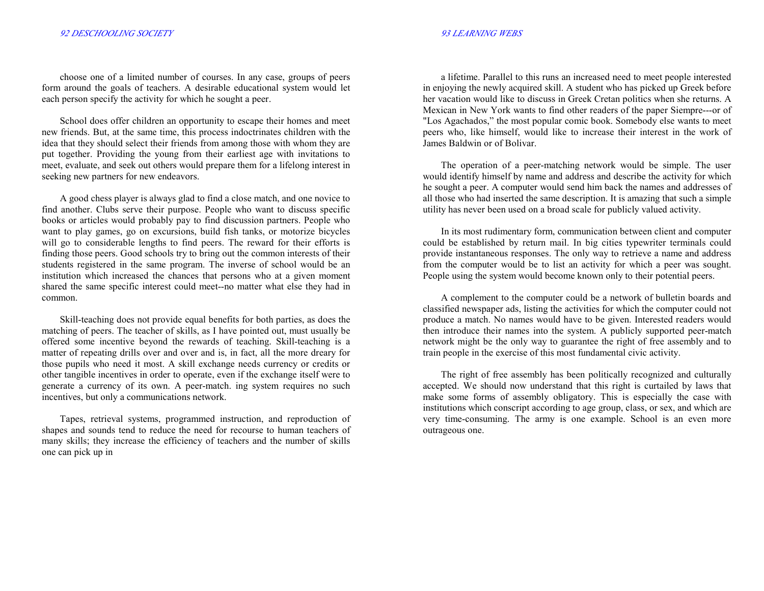choose one of a limited number of courses. In any case, groups of peers form around the goals of teachers. A desirable educational system would let each person specify the activity for which he sought a peer.

School does offer children an opportunity to escape their homes and meet new friends. But, at the same time, this process indoctrinates children with the idea that they should select their friends from among those with whom they are put together. Providing the young from their earliest age with invitations to meet, evaluate, and seek out others would prepare them for a lifelong interest in seeking new partners for new endeavors.

A good chess player is always glad to find a close match, and one novice to find another. Clubs serve their purpose. People who want to discuss specific books or articles would probably pay to find discussion partners. People who want to play games, go on excursions, build fish tanks, or motorize bicycles will go to considerable lengths to find peers. The reward for their efforts is finding those peers. Good schools try to bring out the common interests of their students registered in the same program. The inverse of school would be an institution which increased the chances that persons who at a given moment shared the same specific interest could meet--no matter what else they had in common.

Skill-teaching does not provide equal benefits for both parties, as does the matching of peers. The teacher of skills, as I have pointed out, must usually be offered some incentive beyond the rewards of teaching. Skill-teaching is a matter of repeating drills over and over and is, in fact, all the more dreary for those pupils who need it most. A skill exchange needs currency or credits or other tangible incentives in order to operate, even if the exchange itself were to generate a currency of its own. A peer-match. ing system requires no such incentives, but only a communications network.

Tapes, retrieval systems, programmed instruction, and reproduction of shapes and sounds tend to reduce the need for recourse to human teachers of many skills; they increase the efficiency of teachers and the number of skills one can pick up in a lifetime. Parallel to this runs an increased need to meet people interested in enjoying the newly acquired skill. A student who has picked up Greek before her vacation would like to discuss in Greek Cretan politics when she returns. A Mexican in New York wants to find other readers of the paper Siempre---or of "Los Agachados," the most popular comic book. Somebody else wants to meet peers who, like himself, would like to increase their interest in the work of James Baldwin or of Bolivar.

The operation of a peer-matching network would be simple. The user would identify himself by name and address and describe the activity for which he sought a peer. A computer would send him back the names and addresses of all those who had inserted the same description. It is amazing that such a simple utility has never been used on a broad scale for publicly valued activity.

In its most rudimentary form, communication between client and computer could be established by return mail. In big cities typewriter terminals could provide instantaneous responses. The only way to retrieve a name and address from the computer would be to list an activity for which a peer was sought. People using the system would become known only to their potential peers.

A complement to the computer could be a network of bulletin boards and classified newspaper ads, listing the activities for which the computer could not produce a match. No names would have to be given. Interested readers would then introduce their names into the system. A publicly supported peer-match network might be the only way to guarantee the right of free assembly and to train people in the exercise of this most fundamental civic activity.

The right of free assembly has been politically recognized and culturally accepted. We should now understand that this right is curtailed by laws that make some forms of assembly obligatory. This is especially the case with institutions which conscript according to age group, class, or sex, and which are very time-consuming. The army is one example. School is an even more outrageous one.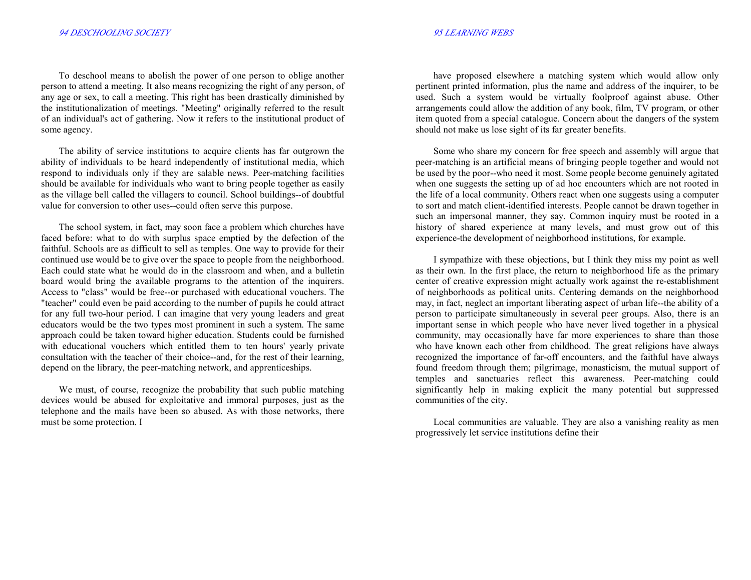To deschool means to abolish the power of one person to oblige another person to attend a meeting. It also means recognizing the right of any person, of any age or sex, to call a meeting. This right has been drastically diminished by the institutionalization of meetings. "Meeting" originally referred to the result of an individual's act of gathering. Now it refers to the institutional product of some agency.

The ability of service institutions to acquire clients has far outgrown the ability of individuals to be heard independently of institutional media, which respond to individuals only if they are salable news. Peer-matching facilities should be available for individuals who want to bring people together as easily as the village bell called the villagers to council. School buildings--of doubtful value for conversion to other uses--could often serve this purpose.

The school system, in fact, may soon face a problem which churches have faced before: what to do with surplus space emptied by the defection of the faithful. Schools are as difficult to sell as temples. One way to provide for their continued use would be to give over the space to people from the neighborhood. Each could state what he would do in the classroom and when, and a bulletin board would bring the available programs to the attention of the inquirers. Access to "class" would be free--or purchased with educational vouchers. The "teacher" could even be paid according to the number of pupils he could attract for any full two-hour period. I can imagine that very young leaders and great educators would be the two types most prominent in such a system. The same approach could be taken toward higher education. Students could be furnished with educational vouchers which entitled them to ten hours' yearly private consultation with the teacher of their choice--and, for the rest of their learning, depend on the library, the peer-matching network, and apprenticeships.

We must, of course, recognize the probability that such public matching devices would be abused for exploitative and immoral purposes, just as the telephone and the mails have been so abused. As with those networks, there must be some protection. I have proposed elsewhere a matching system which would allow only pertinent printed information, plus the name and address of the inquirer, to be used. Such a system would be virtually foolproof against abuse. Other arrangements could allow the addition of any book, film, TV program, or other item quoted from a special catalogue. Concern about the dangers of the system should not make us lose sight of its far greater benefits.

Some who share my concern for free speech and assembly will argue that peer-matching is an artificial means of bringing people together and would not be used by the poor--who need it most. Some people become genuinely agitated when one suggests the setting up of ad hoc encounters which are not rooted in the life of a local community. Others react when one suggests using a computer to sort and match client-identified interests. People cannot be drawn together in such an impersonal manner, they say. Common inquiry must be rooted in a history of shared experience at many levels, and must grow out of this experience-the development of neighborhood institutions, for example.

I sympathize with these objections, but I think they miss my point as well as their own. In the first place, the return to neighborhood life as the primary center of creative expression might actually work against the re-establishment of neighborhoods as political units. Centering demands on the neighborhood may, in fact, neglect an important liberating aspect of urban life--the ability of a person to participate simultaneously in several peer groups. Also, there is an important sense in which people who have never lived together in a physical community, may occasionally have far more experiences to share than those who have known each other from childhood. The great religions have always recognized the importance of far-off encounters, and the faithful have always found freedom through them; pilgrimage, monasticism, the mutual support of temples and sanctuaries reflect this awareness. Peer-matching could significantly help in making explicit the many potential but suppressed communities of the city.

Local communities are valuable. They are also a vanishing reality as men progressively let service institutions define their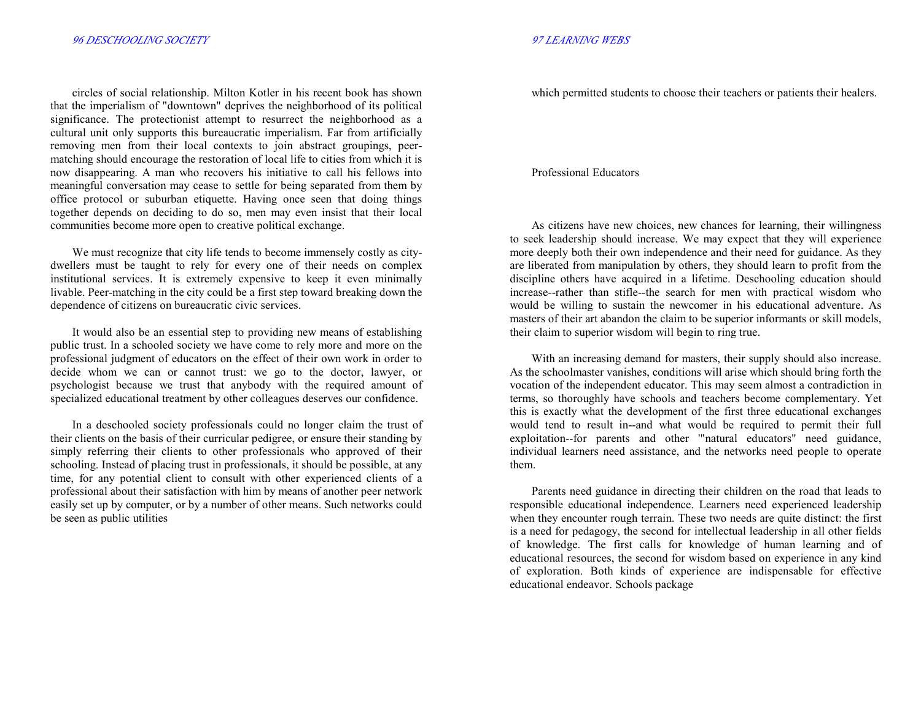circles of social relationship. Milton Kotler in his recent book has shown that the imperialism of "downtown" deprives the neighborhood of its political significance. The protectionist attempt to resurrect the neighborhood as a cultural unit only supports this bureaucratic imperialism. Far from artificially removing men from their local contexts to join abstract groupings, peer-matching should encourage the restoration of local life to cities from which it is now disappearing. A man who recovers his initiative to call his fellows into meaningful conversation may cease to settle for being separated from them by office protocol or suburban etiquette. Having once seen that doing things together depends on deciding to do so, men may even insist that their local communities become more open to creative political exchange.

We must recognize that city life tends to become immensely costly as city-dwellers must be taught to rely for every one of their needs on complex institutional services. It is extremely expensive to keep it even minimally livable. Peer-matching in the city could be a first step toward breaking down the dependence of citizens on bureaucratic civic services.

It would also be an essential step to providing new means of establishing public trust. In a schooled society we have come to rely more and more on the professional judgment of educators on the effect of their own work in order to decide whom we can or cannot trust: we go to the doctor, lawyer, or psychologist because we trust that anybody with the required amount of specialized educational treatment by other colleagues deserves our confidence.

In a deschooled society professionals could no longer claim the trust of their clients on the basis of their curricular pedigree, or ensure their standing by simply referring their clients to other professionals who approved of their schooling. Instead of placing trust in professionals, it should be possible, at any time, for any potential client to consult with other experienced clients of a professional about their satisfaction with him by means of another peer network easily set up by computer, or by a number of other means. Such networks could be seen as public utilities which permitted students to choose their teachers or patients their healers.

## Professional Educators

As citizens have new choices, new chances for learning, their willingness to seek leadership should increase. We may expect that they will experience more deeply both their own independence and their need for guidance. As they are liberated from manipulation by others, they should learn to profit from the discipline others have acquired in a lifetime. Deschooling education should increase--rather than stifle--the search for men with practical wisdom who would be willing to sustain the newcomer in his educational adventure. As masters of their art abandon the claim to be superior informants or skill models, their claim to superior wisdom will begin to ring true.

With an increasing demand for masters, their supply should also increase. As the schoolmaster vanishes, conditions will arise which should bring forth the vocation of the independent educator. This may seem almost a contradiction in terms, so thoroughly have schools and teachers become complementary. Yet this is exactly what the development of the first three educational exchanges would tend to result in--and what would be required to permit their full exploitation--for parents and other '"natural educators" need guidance, individual learners need assistance, and the networks need people to operate them.

Parents need guidance in directing their children on the road that leads to responsible educational independence. Learners need experienced leadership when they encounter rough terrain. These two needs are quite distinct: the first is a need for pedagogy, the second for intellectual leadership in all other fields of knowledge. The first calls for knowledge of human learning and of educational resources, the second for wisdom based on experience in any kind of exploration. Both kinds of experience are indispensable for effective educational endeavor. Schools package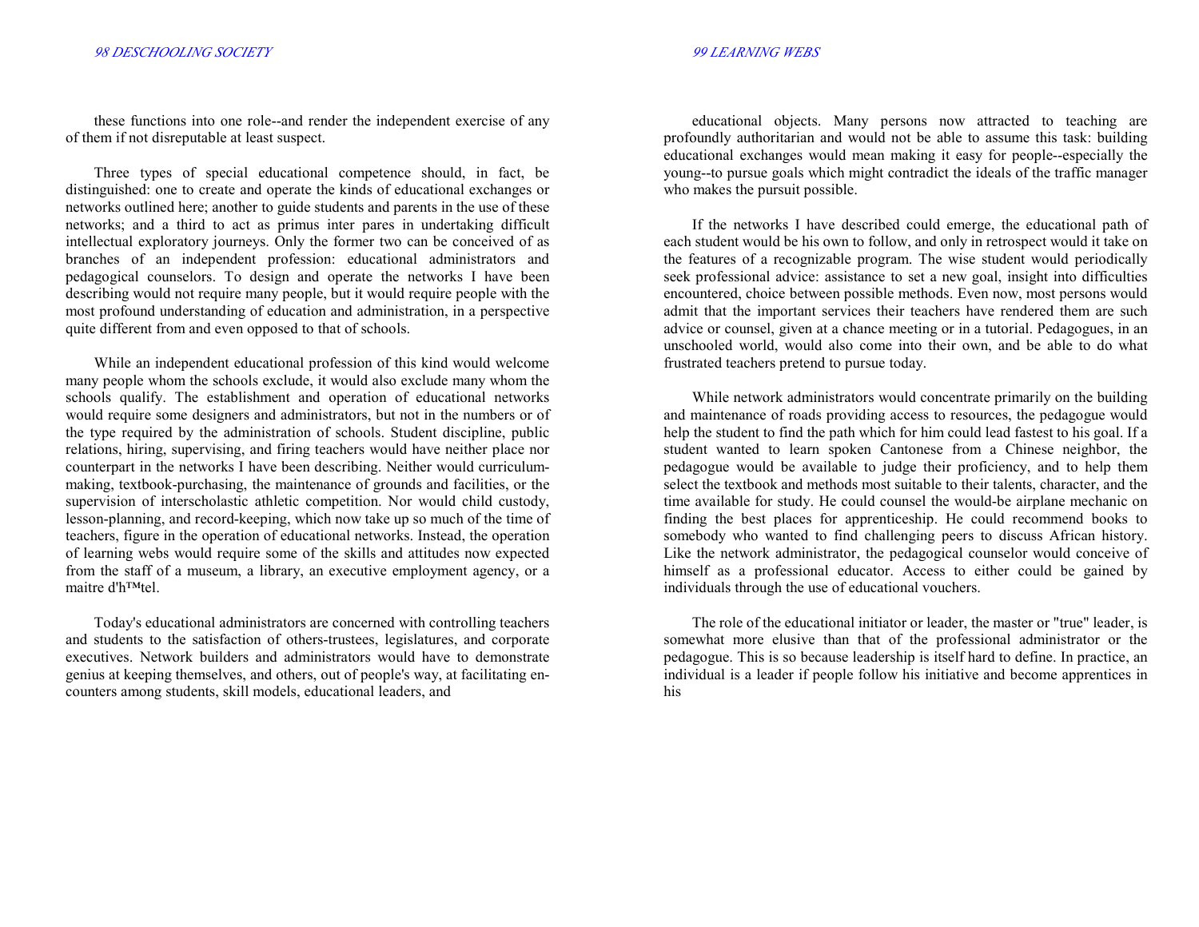these functions into one role--and render the independent exercise of any of them if not disreputable at least suspect.

Three types of special educational competence should, in fact, be distinguished: one to create and operate the kinds of educational exchanges or networks outlined here; another to guide students and parents in the use of these networks; and a third to act as primus inter pares in undertaking difficult intellectual exploratory journeys. Only the former two can be conceived of as branches of an independent profession: educational administrators and pedagogical counselors. To design and operate the networks I have been describing would not require many people, but it would require people with the most profound understanding of education and administration, in a perspective quite different from and even opposed to that of schools.

While an independent educational profession of this kind would welcome many people whom the schools exclude, it would also exclude many whom the schools qualify. The establishment and operation of educational networks would require some designers and administrators, but not in the numbers or of the type required by the administration of schools. Student discipline, public relations, hiring, supervising, and firing teachers would have neither place nor counterpart in the networks I have been describing. Neither would curriculum-making, textbook-purchasing, the maintenance of grounds and facilities, or the supervision of interscholastic athletic competition. Nor would child custody, lesson-planning, and record-keeping, which now take up so much of the time of teachers, figure in the operation of educational networks. Instead, the operation of learning webs would require some of the skills and attitudes now expected from the staff of a museum, a library, an executive employment agency, or a maitre d'h™tel.

Today's educational administrators are concerned with controlling teachers and students to the satisfaction of others-trustees, legislatures, and corporate executives. Network builders and administrators would have to demonstrate genius at keeping themselves, and others, out of people's way, at facilitating encounters among students, skill models, educational leaders, and educational objects. Many persons now attracted to teaching are profoundly authoritarian and would not be able to assume this task: building educational exchanges would mean making it easy for people--especially the young--to pursue goals which might contradict the ideals of the traffic manager who makes the pursuit possible.

If the networks I have described could emerge, the educational path of each student would be his own to follow, and only in retrospect would it take on the features of a recognizable program. The wise student would periodically seek professional advice: assistance to set a new goal, insight into difficulties encountered, choice between possible methods. Even now, most persons would admit that the important services their teachers have rendered them are such advice or counsel, given at a chance meeting or in a tutorial. Pedagogues, in an unschooled world, would also come into their own, and be able to do what frustrated teachers pretend to pursue today.

While network administrators would concentrate primarily on the building and maintenance of roads providing access to resources, the pedagogue would help the student to find the path which for him could lead fastest to his goal. If a student wanted to learn spoken Cantonese from a Chinese neighbor, the pedagogue would be available to judge their proficiency, and to help them select the textbook and methods most suitable to their talents, character, and the time available for study. He could counsel the would-be airplane mechanic on finding the best places for apprenticeship. He could recommend books to somebody who wanted to find challenging peers to discuss African history. Like the network administrator, the pedagogical counselor would conceive of himself as a professional educator. Access to either could be gained by individuals through the use of educational vouchers.

The role of the educational initiator or leader, the master or "true" leader, is somewhat more elusive than that of the professional administrator or the pedagogue. This is so because leadership is itself hard to define. In practice, an individual is a leader if people follow his initiative and become apprentices in his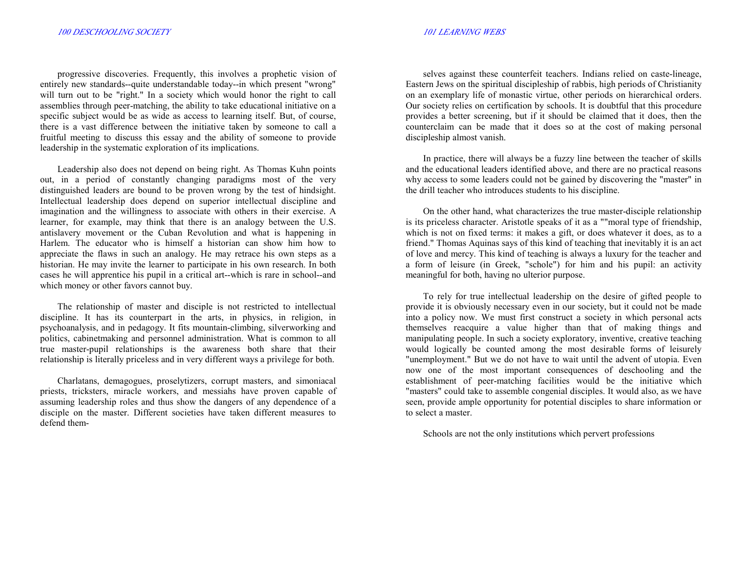progressive discoveries. Frequently, this involves a prophetic vision of entirely new standards--quite understandable today--in which present "wrong" will turn out to be "right." In a society which would honor the right to call assemblies through peer-matching, the ability to take educational initiative on a specific subject would be as wide as access to learning itself. But, of course, there is a vast difference between the initiative taken by someone to call a fruitful meeting to discuss this essay and the ability of someone to provide leadership in the systematic exploration of its implications.

Leadership also does not depend on being right. As Thomas Kuhn points out, in a period of constantly changing paradigms most of the very distinguished leaders are bound to be proven wrong by the test of hindsight. Intellectual leadership does depend on superior intellectual discipline and imagination and the willingness to associate with others in their exercise. A learner, for example, may think that there is an analogy between the U.S. antislavery movement or the Cuban Revolution and what is happening in Harlem. The educator who is himself a historian can show him how to appreciate the flaws in such an analogy. He may retrace his own steps as a historian. He may invite the learner to participate in his own research. In both cases he will apprentice his pupil in a critical art--which is rare in school--and which money or other favors cannot buy.

The relationship of master and disciple is not restricted to intellectual discipline. It has its counterpart in the arts, in physics, in religion, in psychoanalysis, and in pedagogy. It fits mountain-climbing, silverworking and politics, cabinetmaking and personnel administration. What is common to all true master-pupil relationships is the awareness both share that their relationship is literally priceless and in very different ways a privilege for both.

Charlatans, demagogues, proselytizers, corrupt masters, and simoniacal priests, tricksters, miracle workers, and messiahs have proven capable of assuming leadership roles and thus show the dangers of any dependence of a disciple on the master. Different societies have taken different measures to defend themselves against these counterfeit teachers. Indians relied on caste-lineage, Eastern Jews on the spiritual discipleship of rabbis, high periods of Christianity on an exemplary life of monastic virtue, other periods on hierarchical orders. Our society relies on certification by schools. It is doubtful that this procedure provides a better screening, but if it should be claimed that it does, then the counterclaim can be made that it does so at the cost of making personal discipleship almost vanish.

In practice, there will always be a fuzzy line between the teacher of skills and the educational leaders identified above, and there are no practical reasons why access to some leaders could not be gained by discovering the "master" in the drill teacher who introduces students to his discipline.

On the other hand, what characterizes the true master-disciple relationship is its priceless character. Aristotle speaks of it as a ""moral type of friendship, which is not on fixed terms: it makes a gift, or does whatever it does, as to a friend." Thomas Aquinas says of this kind of teaching that inevitably it is an act of love and mercy. This kind of teaching is always a luxury for the teacher and a form of leisure (in Greek, "schole") for him and his pupil: an activity meaningful for both, having no ulterior purpose.

To rely for true intellectual leadership on the desire of gifted people to provide it is obviously necessary even in our society, but it could not be made into a policy now. We must first construct a society in which personal acts themselves reacquire a value higher than that of making things and manipulating people. In such a society exploratory, inventive, creative teaching would logically be counted among the most desirable forms of leisurely "unemployment." But we do not have to wait until the advent of utopia. Even now one of the most important consequences of deschooling and the establishment of peer-matching facilities would be the initiative which "masters" could take to assemble congenial disciples. It would also, as we have seen, provide ample opportunity for potential disciples to share information or to select a master.

Schools are not the only institutions which pervert professions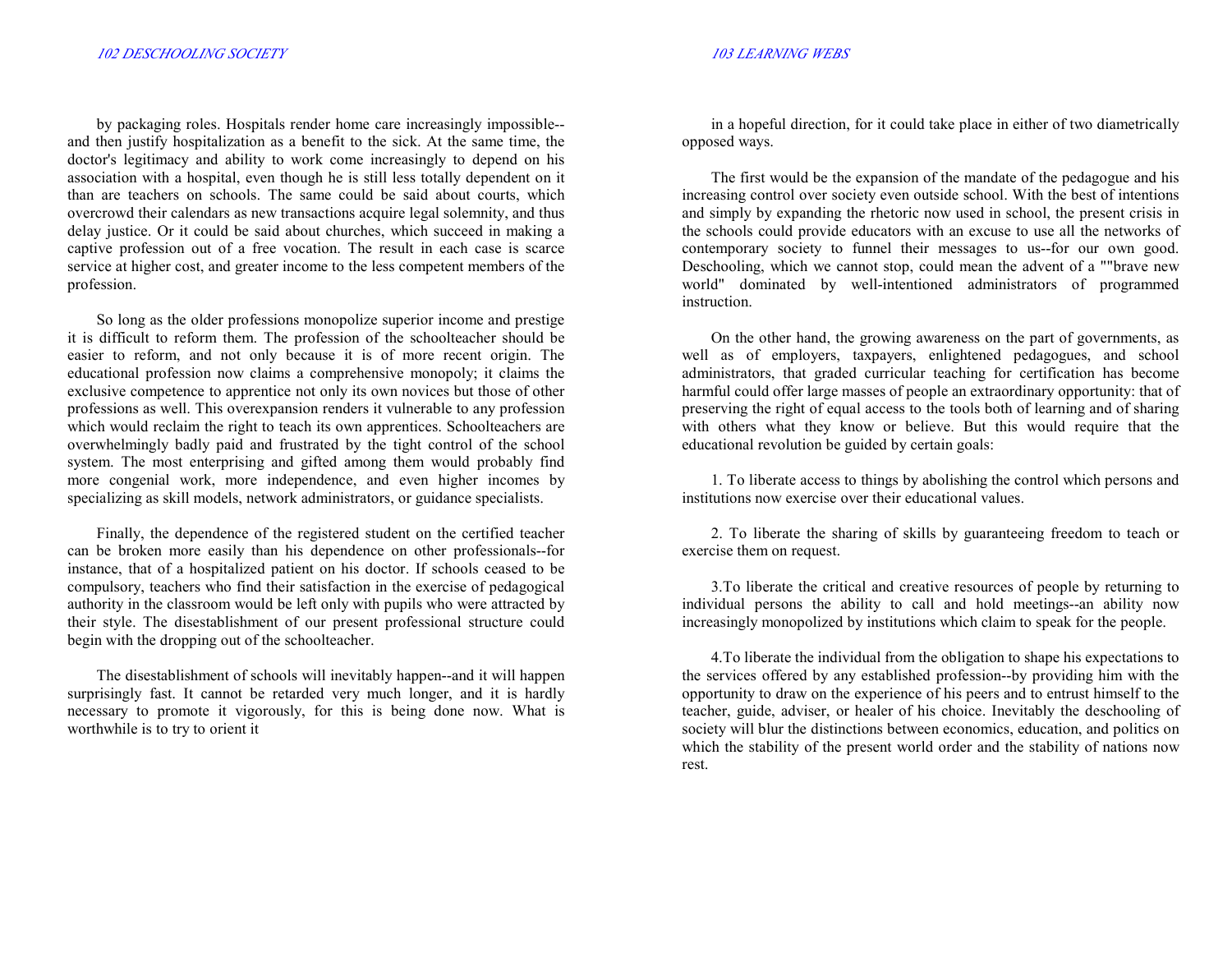by packaging roles. Hospitals render home care increasingly impossible--and then justify hospitalization as a benefit to the sick. At the same time, the doctor's legitimacy and ability to work come increasingly to depend on his association with a hospital, even though he is still less totally dependent on it than are teachers on schools. The same could be said about courts, which overcrowd their calendars as new transactions acquire legal solemnity, and thus delay justice. Or it could be said about churches, which succeed in making a captive profession out of a free vocation. The result in each case is scarce service at higher cost, and greater income to the less competent members of the profession.

So long as the older professions monopolize superior income and prestige it is difficult to reform them. The profession of the schoolteacher should be easier to reform, and not only because it is of more recent origin. The educational profession now claims a comprehensive monopoly; it claims the exclusive competence to apprentice not only its own novices but those of other professions as well. This overexpansion renders it vulnerable to any profession which would reclaim the right to teach its own apprentices. Schoolteachers are overwhelmingly badly paid and frustrated by the tight control of the school system. The most enterprising and gifted among them would probably find more congenial work, more independence, and even higher incomes by specializing as skill models, network administrators, or guidance specialists.

Finally, the dependence of the registered student on the certified teacher can be broken more easily than his dependence on other professionals--for instance, that of a hospitalized patient on his doctor. If schools ceased to be compulsory, teachers who find their satisfaction in the exercise of pedagogical authority in the classroom would be left only with pupils who were attracted by their style. The disestablishment of our present professional structure could begin with the dropping out of the schoolteacher.

The disestablishment of schools will inevitably happen--and it will happen surprisingly fast. It cannot be retarded very much longer, and it is hardly necessary to promote it vigorously, for this is being done now. What is worthwhile is to try to orient it in a hopeful direction, for it could take place in either of two diametrically opposed ways.

The first would be the expansion of the mandate of the pedagogue and his increasing control over society even outside school. With the best of intentions and simply by expanding the rhetoric now used in school, the present crisis in the schools could provide educators with an excuse to use all the networks of contemporary society to funnel their messages to us--for our own good. Deschooling, which we cannot stop, could mean the advent of a ""brave new world" dominated by well-intentioned administrators of programmed instruction.

On the other hand, the growing awareness on the part of governments, as well as of employers, taxpayers, enlightened pedagogues, and school administrators, that graded curricular teaching for certification has become harmful could offer large masses of people an extraordinary opportunity: that of preserving the right of equal access to the tools both of learning and of sharing with others what they know or believe. But this would require that the educational revolution be guided by certain goals:

1. To liberate access to things by abolishing the control which persons and institutions now exercise over their educational values.

2. To liberate the sharing of skills by guaranteeing freedom to teach or exercise them on request.

3. To liberate the critical and creative resources of people by returning to individual persons the ability to call and hold meetings--an ability now increasingly monopolized by institutions which claim to speak for the people.

4. To liberate the individual from the obligation to shape his expectations to the services offered by any established profession--by providing him with the opportunity to draw on the experience of his peers and to entrust himself to the teacher, guide, adviser, or healer of his choice. Inevitably the deschooling of society will blur the distinctions between economics, education, and politics on which the stability of the present world order and the stability of nations now rest.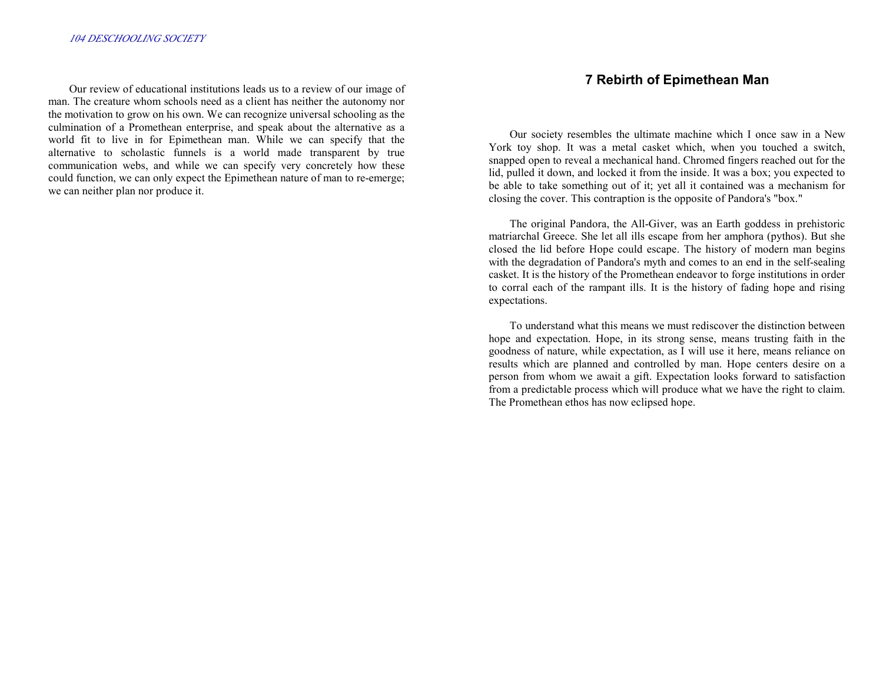Our review of educational institutions leads us to a review of our image of man. The creature whom schools need as a client has neither the autonomy nor the motivation to grow on his own. We can recognize universal schooling as the culmination of a Promethean enterprise, and speak about the alternative as a world fit to live in for Epimethean man. While we can specify that the alternative to scholastic funnels is a world made transparent by true communication webs, and while we can specify very concretely how these could function, we can only expect the Epimethean nature of man to re-emerge; we can neither plan nor produce it.

# 7 Rebirth of Epimethean Man

Our society resembles the ultimate machine which I once saw in a New York toy shop. It was a metal casket which, when you touched a switch, snapped open to reveal a mechanical hand. Chromed fingers reached out for the lid, pulled it down, and locked it from the inside. It was a box; you expected to be able to take something out of it; yet all it contained was a mechanism for closing the cover. This contraption is the opposite of Pandora's "box."

The original Pandora, the All-Giver, was an Earth goddess in prehistoric matriarchal Greece. She let all ills escape from her amphora (pythos). But she closed the lid before Hope could escape. The history of modern man begins with the degradation of Pandora's myth and comes to an end in the self-sealing casket. It is the history of the Promethean endeavor to forge institutions in order to corral each of the rampant ills. It is the history of fading hope and rising expectations.

To understand what this means we must rediscover the distinction between hope and expectation. Hope, in its strong sense, means trusting faith in the goodness of nature, while expectation, as I will use it here, means reliance on results which are planned and controlled by man. Hope centers desire on a person from whom we await a gift. Expectation looks forward to satisfaction from a predictable process which will produce what we have the right to claim. The Promethean ethos has now eclipsed hope.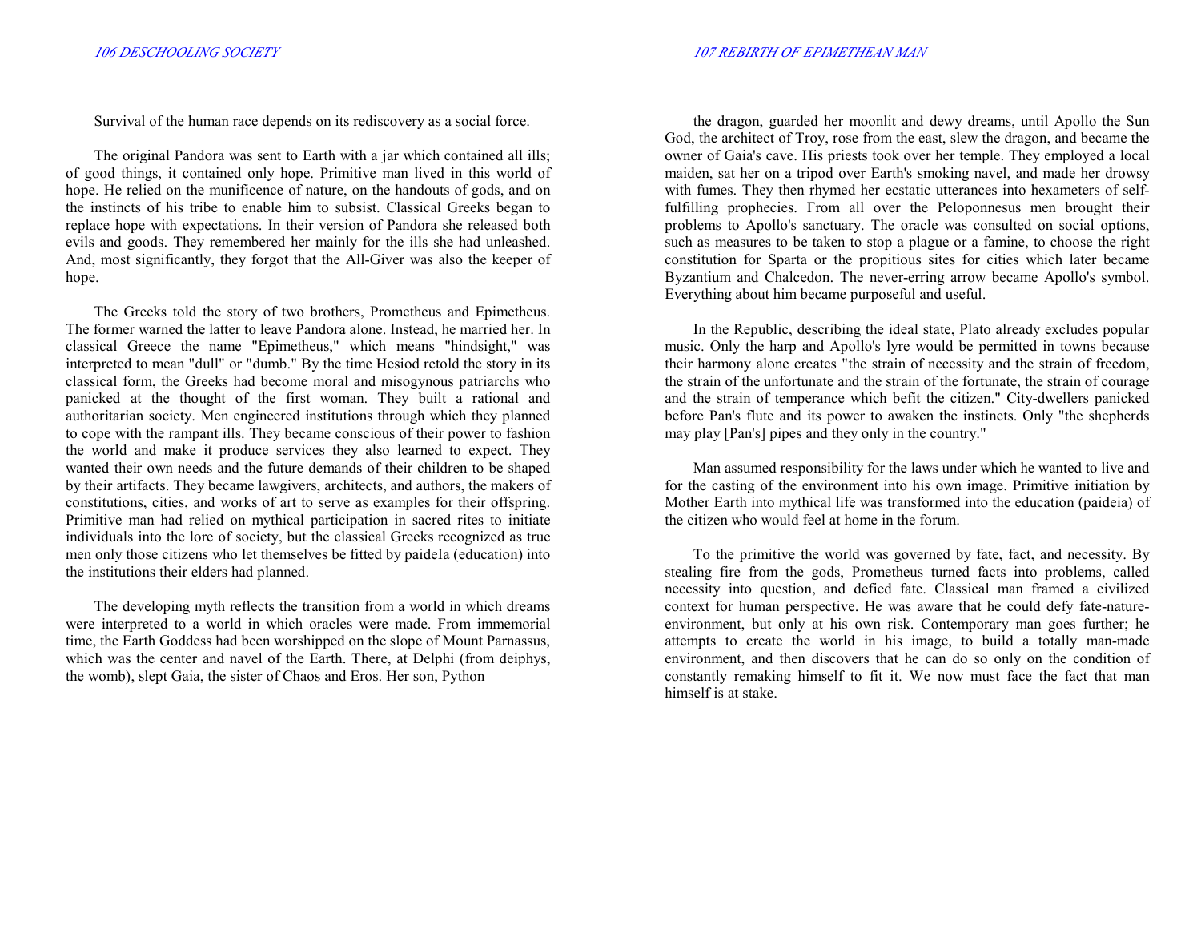Survival of the human race depends on its rediscovery as a social force.

The original Pandora was sent to Earth with a jar which contained all ills; of good things, it contained only hope. Primitive man lived in this world of hope. He relied on the munificence of nature, on the handouts of gods, and on the instincts of his tribe to enable him to subsist. Classical Greeks began to replace hope with expectations. In their version of Pandora she released both evils and goods. They remembered her mainly for the ills she had unleashed. And, most significantly, they forgot that the All-Giver was also the keeper of hope.

The Greeks told the story of two brothers, Prometheus and Epimetheus. The former warned the latter to leave Pandora alone. Instead, he married her. In classical Greece the name "Epimetheus," which means "hindsight," was interpreted to mean "dull" or "dumb." By the time Hesiod retold the story in its classical form, the Greeks had become moral and misogynous patriarchs who panicked at the thought of the first woman. They built a rational and authoritarian society. Men engineered institutions through which they planned to cope with the rampant ills. They became conscious of their power to fashion the world and make it produce services they also learned to expect. They wanted their own needs and the future demands of their children to be shaped by their artifacts. They became lawgivers, architects, and authors, the makers of constitutions, cities, and works of art to serve as examples for their offspring. Primitive man had relied on mythical participation in sacred rites to initiate individuals into the lore of society, but the classical Greeks recognized as true men only those citizens who let themselves be fitted by paideIa (education) into the institutions their elders had planned.

The developing myth reflects the transition from a world in which dreams were interpreted to a world in which oracles were made. From immemorial time, the Earth Goddess had been worshipped on the slope of Mount Parnassus, which was the center and navel of the Earth. There, at Delphi (from deiphys, the womb), slept Gaia, the sister of Chaos and Eros. Her son, Python the dragon, guarded her moonlit and dewy dreams, until Apollo the Sun God, the architect of Troy, rose from the east, slew the dragon, and became the owner of Gaia's cave. His priests took over her temple. They employed a local maiden, sat her on a tripod over Earth's smoking navel, and made her drowsy with fumes. They then rhymed her ecstatic utterances into hexameters of self-fulfilling prophecies. From all over the Peloponnesus men brought their problems to Apollo's sanctuary. The oracle was consulted on social options, such as measures to be taken to stop a plague or a famine, to choose the right constitution for Sparta or the propitious sites for cities which later became Byzantium and Chalcedon. The never-erring arrow became Apollo's symbol. Everything about him became purposeful and useful.

In the Republic, describing the ideal state, Plato already excludes popular music. Only the harp and Apollo's lyre would be permitted in towns because their harmony alone creates "the strain of necessity and the strain of freedom, the strain of the unfortunate and the strain of the fortunate, the strain of courage and the strain of temperance which befit the citizen." City-dwellers panicked before Pan's flute and its power to awaken the instincts. Only "the shepherds may play [Pan's] pipes and they only in the country."

Man assumed responsibility for the laws under which he wanted to live and for the casting of the environment into his own image. Primitive initiation by Mother Earth into mythical life was transformed into the education (paideia) of the citizen who would feel at home in the forum.

To the primitive the world was governed by fate, fact, and necessity. By stealing fire from the gods, Prometheus turned facts into problems, called necessity into question, and defied fate. Classical man framed a civilized context for human perspective. He was aware that he could defy fate-nature-environment, but only at his own risk. Contemporary man goes further; he attempts to create the world in his image, to build a totally man-made environment, and then discovers that he can do so only on the condition of constantly remaking himself to fit it. We now must face the fact that man himself is at stake.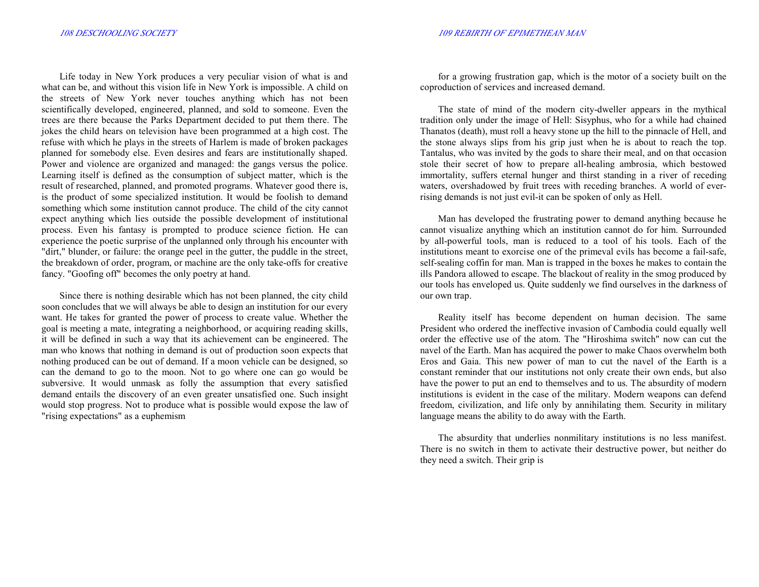Life today in New York produces a very peculiar vision of what is and what can be, and without this vision life in New York is impossible. A child on the streets of New York never touches anything which has not been scientifically developed, engineered, planned, and sold to someone. Even the trees are there because the Parks Department decided to put them there. The jokes the child hears on television have been programmed at a high cost. The refuse with which he plays in the streets of Harlem is made of broken packages planned for somebody else. Even desires and fears are institutionally shaped. Power and violence are organized and managed: the gangs versus the police. Learning itself is defined as the consumption of subject matter, which is the result of researched, planned, and promoted programs. Whatever good there is, is the product of some specialized institution. It would be foolish to demand something which some institution cannot produce. The child of the city cannot expect anything which lies outside the possible development of institutional process. Even his fantasy is prompted to produce science fiction. He can experience the poetic surprise of the unplanned only through his encounter with "dirt," blunder, or failure: the orange peel in the gutter, the puddle in the street, the breakdown of order, program, or machine are the only take-offs for creative fancy. "Goofing off" becomes the only poetry at hand.

Since there is nothing desirable which has not been planned, the city child soon concludes that we will always be able to design an institution for our every want. He takes for granted the power of process to create value. Whether the goal is meeting a mate, integrating a neighborhood, or acquiring reading skills, it will be defined in such a way that its achievement can be engineered. The man who knows that nothing in demand is out of production soon expects that nothing produced can be out of demand. If a moon vehicle can be designed, so can the demand to go to the moon. Not to go where one can go would be subversive. It would unmask as folly the assumption that every satisfied demand entails the discovery of an even greater unsatisfied one. Such insight would stop progress. Not to produce what is possible would expose the law of "rising expectations" as a euphemism for a growing frustration gap, which is the motor of a society built on the coproduction of services and increased demand.

The state of mind of the modern city-dweller appears in the mythical tradition only under the image of Hell: Sisyphus, who for a while had chained Thanatos (death), must roll a heavy stone up the hill to the pinnacle of Hell, and the stone always slips from his grip just when he is about to reach the top. Tantalus, who was invited by the gods to share their meal, and on that occasion stole their secret of how to prepare all-healing ambrosia, which bestowed immortality, suffers eternal hunger and thirst standing in a river of receding waters, overshadowed by fruit trees with receding branches. A world of ever-rising demands is not just evil-it can be spoken of only as Hell.

Man has developed the frustrating power to demand anything because he cannot visualize anything which an institution cannot do for him. Surrounded by all-powerful tools, man is reduced to a tool of his tools. Each of the institutions meant to exorcise one of the primeval evils has become a fail-safe, self-sealing coffin for man. Man is trapped in the boxes he makes to contain the ills Pandora allowed to escape. The blackout of reality in the smog produced by our tools has enveloped us. Quite suddenly we find ourselves in the darkness of our own trap.

Reality itself has become dependent on human decision. The same President who ordered the ineffective invasion of Cambodia could equally well order the effective use of the atom. The "Hiroshima switch" now can cut the navel of the Earth. Man has acquired the power to make Chaos overwhelm both Eros and Gaia. This new power of man to cut the navel of the Earth is a constant reminder that our institutions not only create their own ends, but also have the power to put an end to themselves and to us. The absurdity of modern institutions is evident in the case of the military. Modern weapons can defend freedom, civilization, and life only by annihilating them. Security in military language means the ability to do away with the Earth.

The absurdity that underlies nonmilitary institutions is no less manifest. There is no switch in them to activate their destructive power, but neither do they need a switch. Their grip is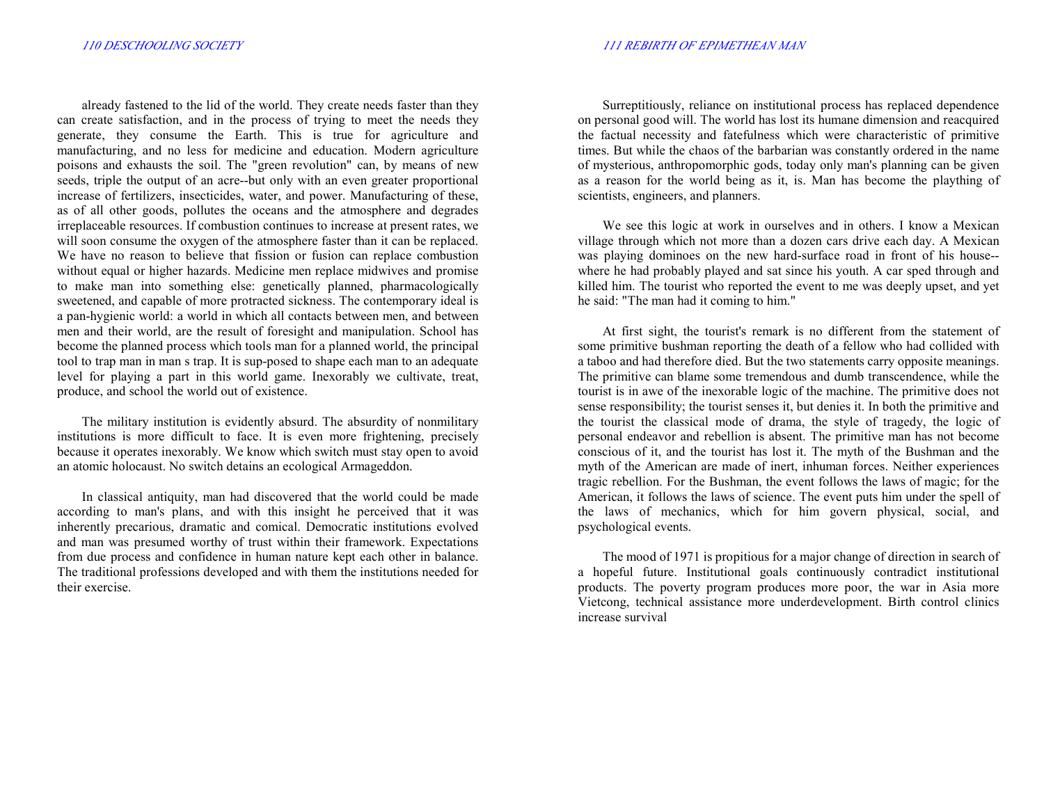already fastened to the lid of the world. They create needs faster than they can create satisfaction, and in the process of trying to meet the needs they generate, they consume the Earth. This is true for agriculture and manufacturing, and no less for medicine and education. Modern agriculture poisons and exhausts the soil. The "green revolution" can, by means of new seeds, triple the output of an acre--but only with an even greater proportional increase of fertilizers, insecticides, water, and power. Manufacturing of these, as of all other goods, pollutes the oceans and the atmosphere and degrades irreplaceable resources. If combustion continues to increase at present rates, we will soon consume the oxygen of the atmosphere faster than it can be replaced. We have no reason to believe that fission or fusion can replace combustion without equal or higher hazards. Medicine men replace midwives and promise to make man into something else: genetically planned, pharmacologically sweetened, and capable of more protracted sickness. The contemporary ideal is a pan-hygienic world: a world in which all contacts between men, and between men and their world, are the result of foresight and manipulation. School has become the planned process which tools man for a planned world, the principal tool to trap man in man s trap. It is sup-posed to shape each man to an adequate level for playing a part in this world game. Inexorably we cultivate, treat, produce, and school the world out of existence.

The military institution is evidently absurd. The absurdity of nonmilitary institutions is more difficult to face. It is even more frightening, precisely because it operates inexorably. We know which switch must stay open to avoid an atomic holocaust. No switch detains an ecological Armageddon.

In classical antiquity, man had discovered that the world could be made according to man's plans, and with this insight he perceived that it was inherently precarious, dramatic and comical. Democratic institutions evolved and man was presumed worthy of trust within their framework. Expectations from due process and confidence in human nature kept each other in balance. The traditional professions developed and with them the institutions needed for their exercise.

Surreptitiously, reliance on institutional process has replaced dependence on personal good will. The world has lost its humane dimension and reacquired the factual necessity and fatefulness which were characteristic of primitive times. But while the chaos of the barbarian was constantly ordered in the name of mysterious, anthropomorphic gods, today only man's planning can be given as a reason for the world being as it, is. Man has become the plaything of scientists, engineers, and planners.

We see this logic at work in ourselves and in others. I know a Mexican village through which not more than a dozen cars drive each day. A Mexican was playing dominoes on the new hard-surface road in front of his house--where he had probably played and sat since his youth. A car sped through and killed him. The tourist who reported the event to me was deeply upset, and yet he said: "The man had it coming to him."

At first sight, the tourist's remark is no different from the statement of some primitive bushman reporting the death of a fellow who had collided with a taboo and had therefore died. But the two statements carry opposite meanings. The primitive can blame some tremendous and dumb transcendence, while the tourist is in awe of the inexorable logic of the machine. The primitive does not sense responsibility; the tourist senses it, but denies it. In both the primitive and the tourist the classical mode of drama, the style of tragedy, the logic of personal endeavor and rebellion is absent. The primitive man has not become conscious of it, and the tourist has lost it. The myth of the Bushman and the myth of the American are made of inert, inhuman forces. Neither experiences tragic rebellion. For the Bushman, the event follows the laws of magic; for the American, it follows the laws of science. The event puts him under the spell of the laws of mechanics, which for him govern physical, social, and psychological events.

The mood of 1971 is propitious for a major change of direction in search of a hopeful future. Institutional goals continuously contradict institutional products. The poverty program produces more poor, the war in Asia more Vietcong, technical assistance more underdevelopment. Birth control clinics increase survival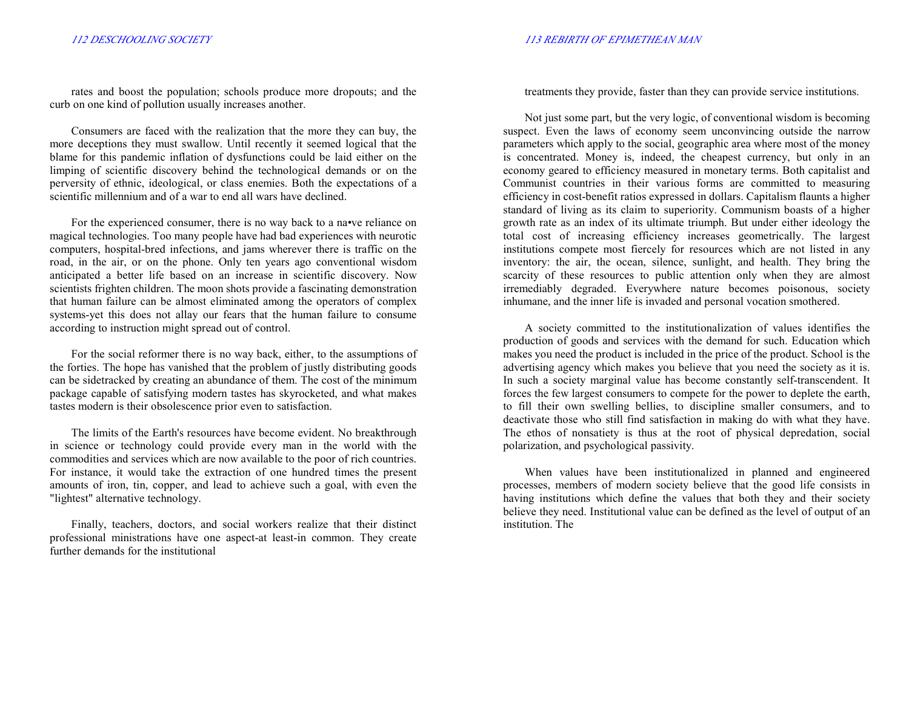rates and boost the population; schools produce more dropouts; and the curb on one kind of pollution usually increases another.

Consumers are faced with the realization that the more they can buy, the more deceptions they must swallow. Until recently it seemed logical that the blame for this pandemic inflation of dysfunctions could be laid either on the limping of scientific discovery behind the technological demands or on the perversity of ethnic, ideological, or class enemies. Both the expectations of a scientific millennium and of a war to end all wars have declined.

For the experienced consumer, there is no way back to a na•ve reliance on magical technologies. Too many people have had bad experiences with neurotic computers, hospital-bred infections, and jams wherever there is traffic on the road, in the air, or on the phone. Only ten years ago conventional wisdom anticipated a better life based on an increase in scientific discovery. Now scientists frighten children. The moon shots provide a fascinating demonstration that human failure can be almost eliminated among the operators of complex systems-yet this does not allay our fears that the human failure to consume according to instruction might spread out of control.

For the social reformer there is no way back, either, to the assumptions of the forties. The hope has vanished that the problem of justly distributing goods can be sidetracked by creating an abundance of them. The cost of the minimum package capable of satisfying modern tastes has skyrocketed, and what makes tastes modern is their obsolescence prior even to satisfaction.

The limits of the Earth's resources have become evident. No breakthrough in science or technology could provide every man in the world with the commodities and services which are now available to the poor of rich countries. For instance, it would take the extraction of one hundred times the present amounts of iron, tin, copper, and lead to achieve such a goal, with even the "lightest" alternative technology.

Finally, teachers, doctors, and social workers realize that their distinct professional ministrations have one aspect-at least-in common. They create further demands for the institutional treatments they provide, faster than they can provide service institutions.

Not just some part, but the very logic, of conventional wisdom is becoming suspect. Even the laws of economy seem unconvincing outside the narrow parameters which apply to the social, geographic area where most of the money is concentrated. Money is, indeed, the cheapest currency, but only in an economy geared to efficiency measured in monetary terms. Both capitalist and Communist countries in their various forms are committed to measuring efficiency in cost-benefit ratios expressed in dollars. Capitalism flaunts a higher standard of living as its claim to superiority. Communism boasts of a higher growth rate as an index of its ultimate triumph. But under either ideology the total cost of increasing efficiency increases geometrically. The largest institutions compete most fiercely for resources which are not listed in any inventory: the air, the ocean, silence, sunlight, and health. They bring the scarcity of these resources to public attention only when they are almost irremediably degraded. Everywhere nature becomes poisonous, society inhumane, and the inner life is invaded and personal vocation smothered.

A society committed to the institutionalization of values identifies the production of goods and services with the demand for such. Education which makes you need the product is included in the price of the product. School is the advertising agency which makes you believe that you need the society as it is. In such a society marginal value has become constantly self-transcendent. It forces the few largest consumers to compete for the power to deplete the earth, to fill their own swelling bellies, to discipline smaller consumers, and to deactivate those who still find satisfaction in making do with what they have. The ethos of nonsatiety is thus at the root of physical depredation, social polarization, and psychological passivity.

When values have been institutionalized in planned and engineered processes, members of modern society believe that the good life consists in having institutions which define the values that both they and their society believe they need. Institutional value can be defined as the level of output of an institution. The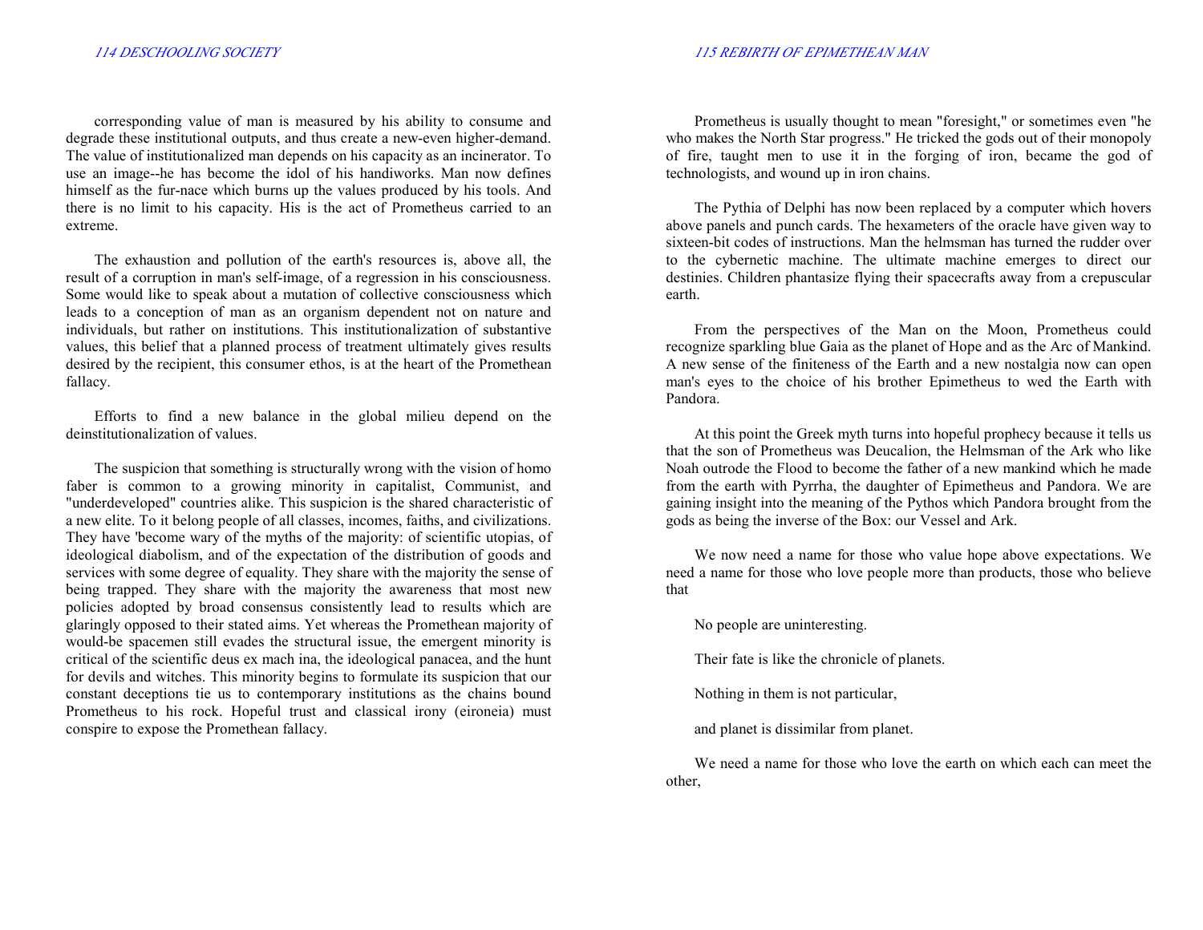corresponding value of man is measured by his ability to consume and degrade these institutional outputs, and thus create a new-even higher-demand. The value of institutionalized man depends on his capacity as an incinerator. To use an image--he has become the idol of his handiworks. Man now defines himself as the fur-nace which burns up the values produced by his tools. And there is no limit to his capacity. His is the act of Prometheus carried to an extreme.

The exhaustion and pollution of the earth's resources is, above all, the result of a corruption in man's self-image, of a regression in his consciousness. Some would like to speak about a mutation of collective consciousness which leads to a conception of man as an organism dependent not on nature and individuals, but rather on institutions. This institutionalization of substantive values, this belief that a planned process of treatment ultimately gives results desired by the recipient, this consumer ethos, is at the heart of the Promethean fallacy.

Efforts to find a new balance in the global milieu depend on the deinstitutionalization of values.

The suspicion that something is structurally wrong with the vision of homo faber is common to a growing minority in capitalist, Communist, and "underdeveloped" countries alike. This suspicion is the shared characteristic of a new elite. To it belong people of all classes, incomes, faiths, and civilizations. They have 'become wary of the myths of the majority: of scientific utopias, of ideological diabolism, and of the expectation of the distribution of goods and services with some degree of equality. They share with the majority the sense of being trapped. They share with the majority the awareness that most new policies adopted by broad consensus consistently lead to results which are glaringly opposed to their stated aims. Yet whereas the Promethean majority of would-be spacemen still evades the structural issue, the emergent minority is critical of the scientific deus ex mach ina, the ideological panacea, and the hunt for devils and witches. This minority begins to formulate its suspicion that our constant deceptions tie us to contemporary institutions as the chains bound Prometheus to his rock. Hopeful trust and classical irony (eironeia) must conspire to expose the Promethean fallacy.

Prometheus is usually thought to mean "foresight," or sometimes even "he who makes the North Star progress." He tricked the gods out of their monopoly of fire, taught men to use it in the forging of iron, became the god of technologists, and wound up in iron chains.

The Pythia of Delphi has now been replaced by a computer which hovers above panels and punch cards. The hexameters of the oracle have given way to sixteen-bit codes of instructions. Man the helmsman has turned the rudder over to the cybernetic machine. The ultimate machine emerges to direct our destinies. Children phantasize flying their spacecrafts away from a crepuscular earth.

From the perspectives of the Man on the Moon, Prometheus could recognize sparkling blue Gaia as the planet of Hope and as the Arc of Mankind. A new sense of the finiteness of the Earth and a new nostalgia now can open man's eyes to the choice of his brother Epimetheus to wed the Earth with Pandora.

At this point the Greek myth turns into hopeful prophecy because it tells us that the son of Prometheus was Deucalion, the Helmsman of the Ark who like Noah outrode the Flood to become the father of a new mankind which he made from the earth with Pyrrha, the daughter of Epimetheus and Pandora. We are gaining insight into the meaning of the Pythos which Pandora brought from the gods as being the inverse of the Box: our Vessel and Ark.

We now need a name for those who value hope above expectations. We need a name for those who love people more than products, those who believe that

No people are uninteresting.

Their fate is like the chronicle of planets.

Nothing in them is not particular,

and planet is dissimilar from planet.

We need a name for those who love the earth on which each can meet the other,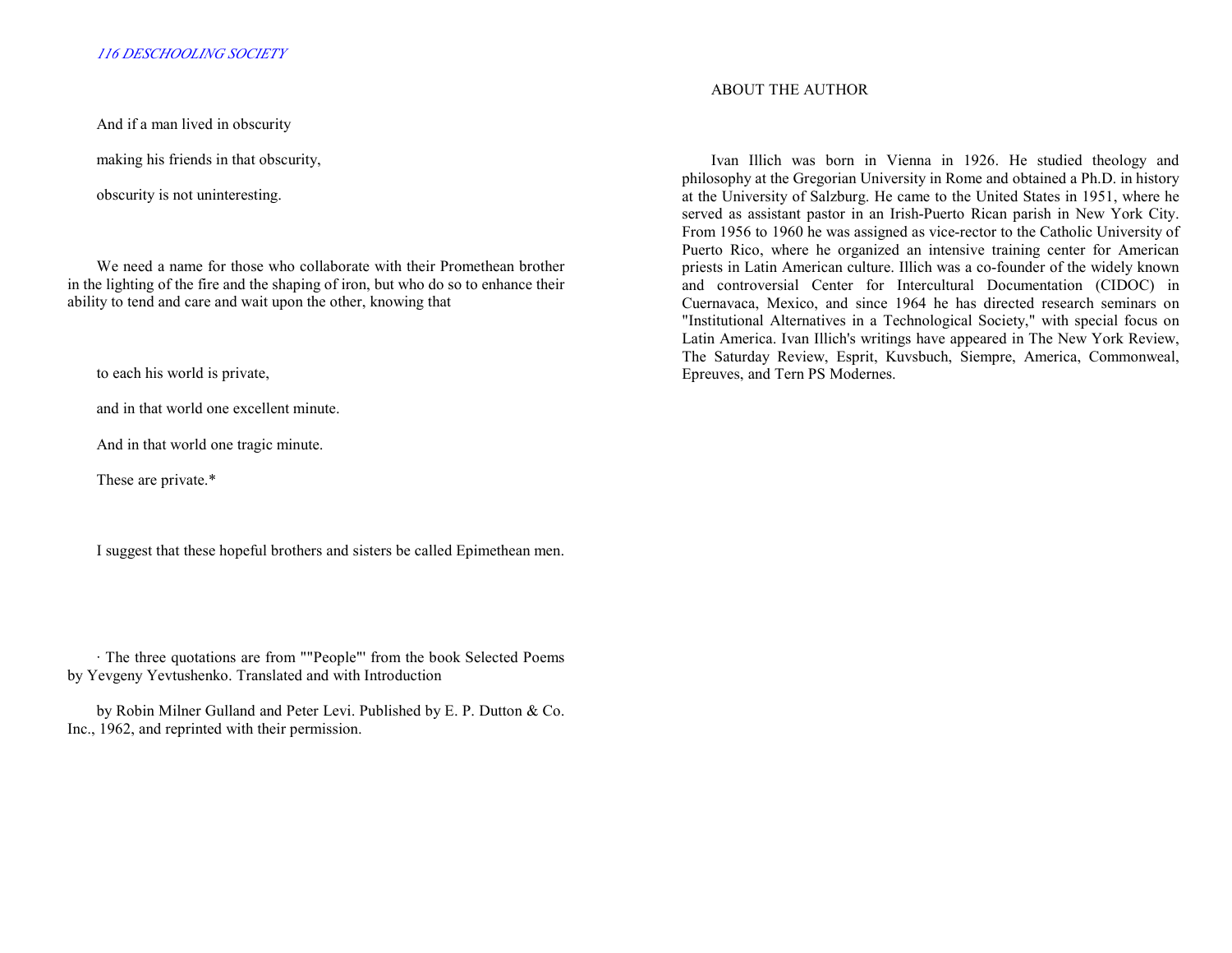And if a man lived in obscurity

making his friends in that obscurity,

obscurity is not uninteresting.

We need a name for those who collaborate with their Promethean brother in the lighting of the fire and the shaping of iron, but who do so to enhance their ability to tend and care and wait upon the other, knowing that

to each his world is private,

and in that world one excellent minute.

And in that world one tragic minute.

These are private.*

I suggest that these hopeful brothers and sisters be called Epimethean men.

· The three quotations are from ""People"' from the book Selected Poems by Yevgeny Yevtushenko. Translated and with Introduction

by Robin Milner Gulland and Peter Levi. Published by E. P. Dutton & Co. Inc., 1962, and reprinted with their permission.

## ABOUT THE AUTHOR

Ivan Illich was born in Vienna in 1926. He studied theology and philosophy at the Gregorian University in Rome and obtained a Ph.D. in history at the University of Salzburg. He came to the United States in 1951, where he served as assistant pastor in an Irish-Puerto Rican parish in New York City. From 1956 to 1960 he was assigned as vice-rector to the Catholic University of Puerto Rico, where he organized an intensive training center for American priests in Latin American culture. Illich was a co-founder of the widely known and controversial Center for Intercultural Documentation (CIDOC) in Cuernavaca, Mexico, and since 1964 he has directed research seminars on "Institutional Alternatives in a Technological Society," with special focus on Latin America. Ivan Illich's writings have appeared in The New York Review, The Saturday Review, Esprit, Kuvsbuch, Siempre, America, Commonweal, Epreuves, and Tern PS Modernes.